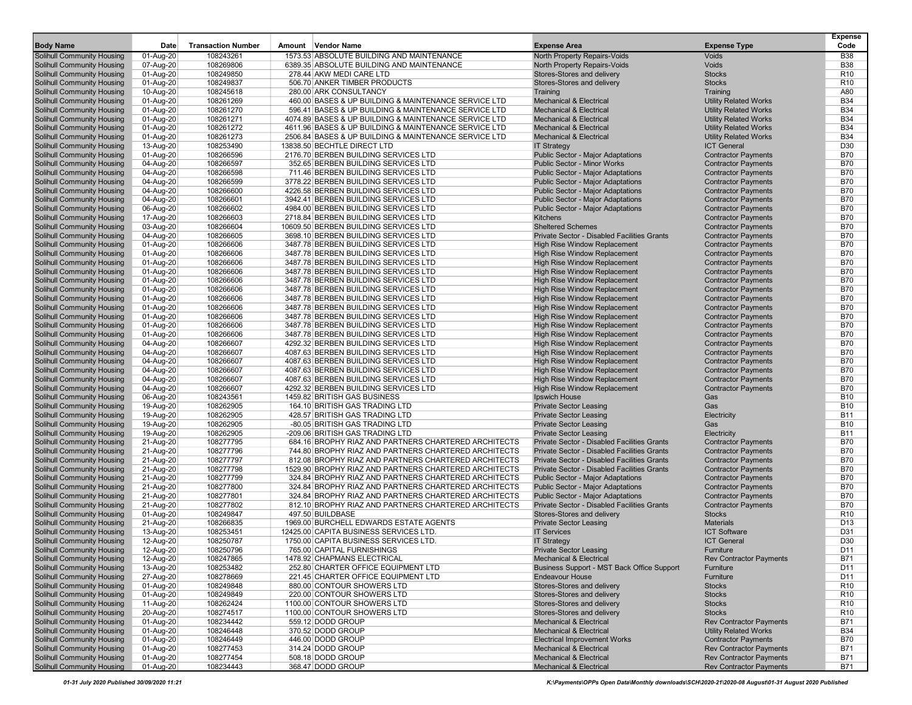| Body Name | Date | Transaction Number | Amount | Vendor Name | Expense Area | Expense Type | Expense Code |
|---|---|---|---|---|---|---|---|
| Solihull Community Housing | 01-Aug-20 | 108243261 | 1573.53 | ABSOLUTE BUILDING AND MAINTENANCE | North Property Repairs-Voids | Voids | B38 |
| Solihull Community Housing | 07-Aug-20 | 108269806 | 6389.35 | ABSOLUTE BUILDING AND MAINTENANCE | North Property Repairs-Voids | Voids | B38 |
| Solihull Community Housing | 01-Aug-20 | 108249850 | 278.44 | AKW MEDI CARE LTD | Stores-Stores and delivery | Stocks | R10 |
| Solihull Community Housing | 01-Aug-20 | 108249837 | 506.70 | ANKER TIMBER PRODUCTS | Stores-Stores and delivery | Stocks | R10 |
| Solihull Community Housing | 10-Aug-20 | 108245618 | 280.00 | ARK CONSULTANCY | Training | Training | A80 |
| Solihull Community Housing | 01-Aug-20 | 108261269 | 460.00 | BASES & UP BUILDING & MAINTENANCE SERVICE LTD | Mechanical & Electrical | Utility Related Works | B34 |
| Solihull Community Housing | 01-Aug-20 | 108261270 | 596.41 | BASES & UP BUILDING & MAINTENANCE SERVICE LTD | Mechanical & Electrical | Utility Related Works | B34 |
| Solihull Community Housing | 01-Aug-20 | 108261271 | 4074.89 | BASES & UP BUILDING & MAINTENANCE SERVICE LTD | Mechanical & Electrical | Utility Related Works | B34 |
| Solihull Community Housing | 01-Aug-20 | 108261272 | 4611.96 | BASES & UP BUILDING & MAINTENANCE SERVICE LTD | Mechanical & Electrical | Utility Related Works | B34 |
| Solihull Community Housing | 01-Aug-20 | 108261273 | 2506.84 | BASES & UP BUILDING & MAINTENANCE SERVICE LTD | Mechanical & Electrical | Utility Related Works | B34 |
| Solihull Community Housing | 13-Aug-20 | 108253490 | 13838.50 | BECHTLE DIRECT LTD | IT Strategy | ICT General | D30 |
| Solihull Community Housing | 01-Aug-20 | 108266596 | 2176.70 | BERBEN BUILDING SERVICES LTD | Public Sector - Major Adaptations | Contractor Payments | B70 |
| Solihull Community Housing | 04-Aug-20 | 108266597 | 352.65 | BERBEN BUILDING SERVICES LTD | Public Sector - Minor Works | Contractor Payments | B70 |
| Solihull Community Housing | 04-Aug-20 | 108266598 | 711.46 | BERBEN BUILDING SERVICES LTD | Public Sector - Major Adaptations | Contractor Payments | B70 |
| Solihull Community Housing | 04-Aug-20 | 108266599 | 3778.22 | BERBEN BUILDING SERVICES LTD | Public Sector - Major Adaptations | Contractor Payments | B70 |
| Solihull Community Housing | 04-Aug-20 | 108266600 | 4226.58 | BERBEN BUILDING SERVICES LTD | Public Sector - Major Adaptations | Contractor Payments | B70 |
| Solihull Community Housing | 04-Aug-20 | 108266601 | 3942.41 | BERBEN BUILDING SERVICES LTD | Public Sector - Major Adaptations | Contractor Payments | B70 |
| Solihull Community Housing | 06-Aug-20 | 108266602 | 4984.00 | BERBEN BUILDING SERVICES LTD | Public Sector - Major Adaptations | Contractor Payments | B70 |
| Solihull Community Housing | 17-Aug-20 | 108266603 | 2718.84 | BERBEN BUILDING SERVICES LTD | Kitchens | Contractor Payments | B70 |
| Solihull Community Housing | 03-Aug-20 | 108266604 | 10609.50 | BERBEN BUILDING SERVICES LTD | Sheltered Schemes | Contractor Payments | B70 |
| Solihull Community Housing | 04-Aug-20 | 108266605 | 3698.10 | BERBEN BUILDING SERVICES LTD | Private Sector - Disabled Facilities Grants | Contractor Payments | B70 |
| Solihull Community Housing | 01-Aug-20 | 108266606 | 3487.78 | BERBEN BUILDING SERVICES LTD | High Rise Window Replacement | Contractor Payments | B70 |
| Solihull Community Housing | 01-Aug-20 | 108266606 | 3487.78 | BERBEN BUILDING SERVICES LTD | High Rise Window Replacement | Contractor Payments | B70 |
| Solihull Community Housing | 01-Aug-20 | 108266606 | 3487.78 | BERBEN BUILDING SERVICES LTD | High Rise Window Replacement | Contractor Payments | B70 |
| Solihull Community Housing | 01-Aug-20 | 108266606 | 3487.78 | BERBEN BUILDING SERVICES LTD | High Rise Window Replacement | Contractor Payments | B70 |
| Solihull Community Housing | 01-Aug-20 | 108266606 | 3487.78 | BERBEN BUILDING SERVICES LTD | High Rise Window Replacement | Contractor Payments | B70 |
| Solihull Community Housing | 01-Aug-20 | 108266606 | 3487.78 | BERBEN BUILDING SERVICES LTD | High Rise Window Replacement | Contractor Payments | B70 |
| Solihull Community Housing | 01-Aug-20 | 108266606 | 3487.78 | BERBEN BUILDING SERVICES LTD | High Rise Window Replacement | Contractor Payments | B70 |
| Solihull Community Housing | 01-Aug-20 | 108266606 | 3487.78 | BERBEN BUILDING SERVICES LTD | High Rise Window Replacement | Contractor Payments | B70 |
| Solihull Community Housing | 01-Aug-20 | 108266606 | 3487.78 | BERBEN BUILDING SERVICES LTD | High Rise Window Replacement | Contractor Payments | B70 |
| Solihull Community Housing | 01-Aug-20 | 108266606 | 3487.78 | BERBEN BUILDING SERVICES LTD | High Rise Window Replacement | Contractor Payments | B70 |
| Solihull Community Housing | 01-Aug-20 | 108266606 | 3487.78 | BERBEN BUILDING SERVICES LTD | High Rise Window Replacement | Contractor Payments | B70 |
| Solihull Community Housing | 04-Aug-20 | 108266607 | 4292.32 | BERBEN BUILDING SERVICES LTD | High Rise Window Replacement | Contractor Payments | B70 |
| Solihull Community Housing | 04-Aug-20 | 108266607 | 4087.63 | BERBEN BUILDING SERVICES LTD | High Rise Window Replacement | Contractor Payments | B70 |
| Solihull Community Housing | 04-Aug-20 | 108266607 | 4087.63 | BERBEN BUILDING SERVICES LTD | High Rise Window Replacement | Contractor Payments | B70 |
| Solihull Community Housing | 04-Aug-20 | 108266607 | 4087.63 | BERBEN BUILDING SERVICES LTD | High Rise Window Replacement | Contractor Payments | B70 |
| Solihull Community Housing | 04-Aug-20 | 108266607 | 4087.63 | BERBEN BUILDING SERVICES LTD | High Rise Window Replacement | Contractor Payments | B70 |
| Solihull Community Housing | 04-Aug-20 | 108266607 | 4292.32 | BERBEN BUILDING SERVICES LTD | High Rise Window Replacement | Contractor Payments | B70 |
| Solihull Community Housing | 06-Aug-20 | 108243561 | 1459.82 | BRITISH GAS BUSINESS | Ipswich House | Gas | B10 |
| Solihull Community Housing | 19-Aug-20 | 108262905 | 164.10 | BRITISH GAS TRADING LTD | Private Sector Leasing | Gas | B10 |
| Solihull Community Housing | 19-Aug-20 | 108262905 | 428.57 | BRITISH GAS TRADING LTD | Private Sector Leasing | Electricity | B11 |
| Solihull Community Housing | 19-Aug-20 | 108262905 | -80.05 | BRITISH GAS TRADING LTD | Private Sector Leasing | Gas | B10 |
| Solihull Community Housing | 19-Aug-20 | 108262905 | -209.06 | BRITISH GAS TRADING LTD | Private Sector Leasing | Electricity | B11 |
| Solihull Community Housing | 21-Aug-20 | 108277795 | 684.16 | BROPHY RIAZ AND PARTNERS CHARTERED ARCHITECTS | Private Sector - Disabled Facilities Grants | Contractor Payments | B70 |
| Solihull Community Housing | 21-Aug-20 | 108277796 | 744.80 | BROPHY RIAZ AND PARTNERS CHARTERED ARCHITECTS | Private Sector - Disabled Facilities Grants | Contractor Payments | B70 |
| Solihull Community Housing | 21-Aug-20 | 108277797 | 812.08 | BROPHY RIAZ AND PARTNERS CHARTERED ARCHITECTS | Private Sector - Disabled Facilities Grants | Contractor Payments | B70 |
| Solihull Community Housing | 21-Aug-20 | 108277798 | 1529.90 | BROPHY RIAZ AND PARTNERS CHARTERED ARCHITECTS | Private Sector - Disabled Facilities Grants | Contractor Payments | B70 |
| Solihull Community Housing | 21-Aug-20 | 108277799 | 324.84 | BROPHY RIAZ AND PARTNERS CHARTERED ARCHITECTS | Public Sector - Major Adaptations | Contractor Payments | B70 |
| Solihull Community Housing | 21-Aug-20 | 108277800 | 324.84 | BROPHY RIAZ AND PARTNERS CHARTERED ARCHITECTS | Public Sector - Major Adaptations | Contractor Payments | B70 |
| Solihull Community Housing | 21-Aug-20 | 108277801 | 324.84 | BROPHY RIAZ AND PARTNERS CHARTERED ARCHITECTS | Public Sector - Major Adaptations | Contractor Payments | B70 |
| Solihull Community Housing | 21-Aug-20 | 108277802 | 812.10 | BROPHY RIAZ AND PARTNERS CHARTERED ARCHITECTS | Private Sector - Disabled Facilities Grants | Contractor Payments | B70 |
| Solihull Community Housing | 01-Aug-20 | 108249847 | 497.50 | BUILDBASE | Stores-Stores and delivery | Stocks | R10 |
| Solihull Community Housing | 21-Aug-20 | 108266835 | 1969.00 | BURCHELL EDWARDS ESTATE AGENTS | Private Sector Leasing | Materials | D13 |
| Solihull Community Housing | 13-Aug-20 | 108253451 | 12425.00 | CAPITA BUSINESS SERVICES LTD. | IT Services | ICT Software | D31 |
| Solihull Community Housing | 12-Aug-20 | 108250787 | 1750.00 | CAPITA BUSINESS SERVICES LTD. | IT Strategy | ICT General | D30 |
| Solihull Community Housing | 12-Aug-20 | 108250796 | 765.00 | CAPITAL FURNISHINGS | Private Sector Leasing | Furniture | D11 |
| Solihull Community Housing | 12-Aug-20 | 108247865 | 1478.92 | CHAPMANS ELECTRICAL | Mechanical & Electrical | Rev Contractor Payments | B71 |
| Solihull Community Housing | 13-Aug-20 | 108253482 | 252.80 | CHARTER OFFICE EQUIPMENT LTD | Business Support - MST Back Office Support | Furniture | D11 |
| Solihull Community Housing | 27-Aug-20 | 108278669 | 221.45 | CHARTER OFFICE EQUIPMENT LTD | Endeavour House | Furniture | D11 |
| Solihull Community Housing | 01-Aug-20 | 108249848 | 880.00 | CONTOUR SHOWERS LTD | Stores-Stores and delivery | Stocks | R10 |
| Solihull Community Housing | 01-Aug-20 | 108249849 | 220.00 | CONTOUR SHOWERS LTD | Stores-Stores and delivery | Stocks | R10 |
| Solihull Community Housing | 11-Aug-20 | 108262424 | 1100.00 | CONTOUR SHOWERS LTD | Stores-Stores and delivery | Stocks | R10 |
| Solihull Community Housing | 20-Aug-20 | 108274517 | 1100.00 | CONTOUR SHOWERS LTD | Stores-Stores and delivery | Stocks | R10 |
| Solihull Community Housing | 01-Aug-20 | 108234442 | 559.12 | DODD GROUP | Mechanical & Electrical | Rev Contractor Payments | B71 |
| Solihull Community Housing | 01-Aug-20 | 108246448 | 370.52 | DODD GROUP | Mechanical & Electrical | Utility Related Works | B34 |
| Solihull Community Housing | 01-Aug-20 | 108246449 | 446.00 | DODD GROUP | Electrical Improvement Works | Contractor Payments | B70 |
| Solihull Community Housing | 01-Aug-20 | 108277453 | 314.24 | DODD GROUP | Mechanical & Electrical | Rev Contractor Payments | B71 |
| Solihull Community Housing | 01-Aug-20 | 108277454 | 508.18 | DODD GROUP | Mechanical & Electrical | Rev Contractor Payments | B71 |
| Solihull Community Housing | 01-Aug-20 | 108234443 | 368.47 | DODD GROUP | Mechanical & Electrical | Rev Contractor Payments | B71 |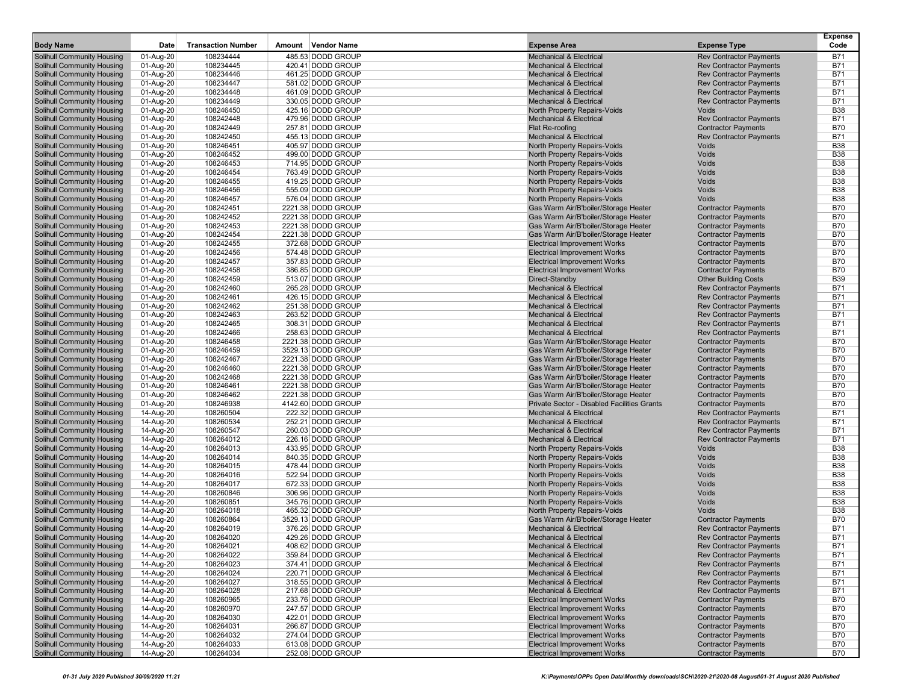| Body Name | Date | Transaction Number | Amount | Vendor Name | Expense Area | Expense Type | Expense Code |
|---|---|---|---|---|---|---|---|
| Solihull Community Housing | 01-Aug-20 | 108234444 | 485.53 | DODD GROUP | Mechanical & Electrical | Rev Contractor Payments | B71 |
| Solihull Community Housing | 01-Aug-20 | 108234445 | 420.41 | DODD GROUP | Mechanical & Electrical | Rev Contractor Payments | B71 |
| Solihull Community Housing | 01-Aug-20 | 108234446 | 461.25 | DODD GROUP | Mechanical & Electrical | Rev Contractor Payments | B71 |
| Solihull Community Housing | 01-Aug-20 | 108234447 | 581.02 | DODD GROUP | Mechanical & Electrical | Rev Contractor Payments | B71 |
| Solihull Community Housing | 01-Aug-20 | 108234448 | 461.09 | DODD GROUP | Mechanical & Electrical | Rev Contractor Payments | B71 |
| Solihull Community Housing | 01-Aug-20 | 108234449 | 330.05 | DODD GROUP | Mechanical & Electrical | Rev Contractor Payments | B71 |
| Solihull Community Housing | 01-Aug-20 | 108246450 | 425.16 | DODD GROUP | North Property Repairs-Voids | Voids | B38 |
| Solihull Community Housing | 01-Aug-20 | 108242448 | 479.96 | DODD GROUP | Mechanical & Electrical | Rev Contractor Payments | B71 |
| Solihull Community Housing | 01-Aug-20 | 108242449 | 257.81 | DODD GROUP | Flat Re-roofing | Contractor Payments | B70 |
| Solihull Community Housing | 01-Aug-20 | 108242450 | 455.13 | DODD GROUP | Mechanical & Electrical | Rev Contractor Payments | B71 |
| Solihull Community Housing | 01-Aug-20 | 108246451 | 405.97 | DODD GROUP | North Property Repairs-Voids | Voids | B38 |
| Solihull Community Housing | 01-Aug-20 | 108246452 | 499.00 | DODD GROUP | North Property Repairs-Voids | Voids | B38 |
| Solihull Community Housing | 01-Aug-20 | 108246453 | 714.95 | DODD GROUP | North Property Repairs-Voids | Voids | B38 |
| Solihull Community Housing | 01-Aug-20 | 108246454 | 763.49 | DODD GROUP | North Property Repairs-Voids | Voids | B38 |
| Solihull Community Housing | 01-Aug-20 | 108246455 | 419.25 | DODD GROUP | North Property Repairs-Voids | Voids | B38 |
| Solihull Community Housing | 01-Aug-20 | 108246456 | 555.09 | DODD GROUP | North Property Repairs-Voids | Voids | B38 |
| Solihull Community Housing | 01-Aug-20 | 108246457 | 576.04 | DODD GROUP | North Property Repairs-Voids | Voids | B38 |
| Solihull Community Housing | 01-Aug-20 | 108242451 | 2221.38 | DODD GROUP | Gas Warm Air/B'boiler/Storage Heater | Contractor Payments | B70 |
| Solihull Community Housing | 01-Aug-20 | 108242452 | 2221.38 | DODD GROUP | Gas Warm Air/B'boiler/Storage Heater | Contractor Payments | B70 |
| Solihull Community Housing | 01-Aug-20 | 108242453 | 2221.38 | DODD GROUP | Gas Warm Air/B'boiler/Storage Heater | Contractor Payments | B70 |
| Solihull Community Housing | 01-Aug-20 | 108242454 | 2221.38 | DODD GROUP | Gas Warm Air/B'boiler/Storage Heater | Contractor Payments | B70 |
| Solihull Community Housing | 01-Aug-20 | 108242455 | 372.68 | DODD GROUP | Electrical Improvement Works | Contractor Payments | B70 |
| Solihull Community Housing | 01-Aug-20 | 108242456 | 574.48 | DODD GROUP | Electrical Improvement Works | Contractor Payments | B70 |
| Solihull Community Housing | 01-Aug-20 | 108242457 | 357.83 | DODD GROUP | Electrical Improvement Works | Contractor Payments | B70 |
| Solihull Community Housing | 01-Aug-20 | 108242458 | 386.85 | DODD GROUP | Electrical Improvement Works | Contractor Payments | B70 |
| Solihull Community Housing | 01-Aug-20 | 108242459 | 513.07 | DODD GROUP | Direct-Standby | Other Building Costs | B39 |
| Solihull Community Housing | 01-Aug-20 | 108242460 | 265.28 | DODD GROUP | Mechanical & Electrical | Rev Contractor Payments | B71 |
| Solihull Community Housing | 01-Aug-20 | 108242461 | 426.15 | DODD GROUP | Mechanical & Electrical | Rev Contractor Payments | B71 |
| Solihull Community Housing | 01-Aug-20 | 108242462 | 251.38 | DODD GROUP | Mechanical & Electrical | Rev Contractor Payments | B71 |
| Solihull Community Housing | 01-Aug-20 | 108242463 | 263.52 | DODD GROUP | Mechanical & Electrical | Rev Contractor Payments | B71 |
| Solihull Community Housing | 01-Aug-20 | 108242465 | 308.31 | DODD GROUP | Mechanical & Electrical | Rev Contractor Payments | B71 |
| Solihull Community Housing | 01-Aug-20 | 108242466 | 258.63 | DODD GROUP | Mechanical & Electrical | Rev Contractor Payments | B71 |
| Solihull Community Housing | 01-Aug-20 | 108246458 | 2221.38 | DODD GROUP | Gas Warm Air/B'boiler/Storage Heater | Contractor Payments | B70 |
| Solihull Community Housing | 01-Aug-20 | 108246459 | 3529.13 | DODD GROUP | Gas Warm Air/B'boiler/Storage Heater | Contractor Payments | B70 |
| Solihull Community Housing | 01-Aug-20 | 108242467 | 2221.38 | DODD GROUP | Gas Warm Air/B'boiler/Storage Heater | Contractor Payments | B70 |
| Solihull Community Housing | 01-Aug-20 | 108246460 | 2221.38 | DODD GROUP | Gas Warm Air/B'boiler/Storage Heater | Contractor Payments | B70 |
| Solihull Community Housing | 01-Aug-20 | 108242468 | 2221.38 | DODD GROUP | Gas Warm Air/B'boiler/Storage Heater | Contractor Payments | B70 |
| Solihull Community Housing | 01-Aug-20 | 108246461 | 2221.38 | DODD GROUP | Gas Warm Air/B'boiler/Storage Heater | Contractor Payments | B70 |
| Solihull Community Housing | 01-Aug-20 | 108246462 | 2221.38 | DODD GROUP | Gas Warm Air/B'boiler/Storage Heater | Contractor Payments | B70 |
| Solihull Community Housing | 01-Aug-20 | 108246938 | 4142.60 | DODD GROUP | Private Sector - Disabled Facilities Grants | Contractor Payments | B70 |
| Solihull Community Housing | 14-Aug-20 | 108260504 | 222.32 | DODD GROUP | Mechanical & Electrical | Rev Contractor Payments | B71 |
| Solihull Community Housing | 14-Aug-20 | 108260534 | 252.21 | DODD GROUP | Mechanical & Electrical | Rev Contractor Payments | B71 |
| Solihull Community Housing | 14-Aug-20 | 108260547 | 260.03 | DODD GROUP | Mechanical & Electrical | Rev Contractor Payments | B71 |
| Solihull Community Housing | 14-Aug-20 | 108264012 | 226.16 | DODD GROUP | Mechanical & Electrical | Rev Contractor Payments | B71 |
| Solihull Community Housing | 14-Aug-20 | 108264013 | 433.95 | DODD GROUP | North Property Repairs-Voids | Voids | B38 |
| Solihull Community Housing | 14-Aug-20 | 108264014 | 840.35 | DODD GROUP | North Property Repairs-Voids | Voids | B38 |
| Solihull Community Housing | 14-Aug-20 | 108264015 | 478.44 | DODD GROUP | North Property Repairs-Voids | Voids | B38 |
| Solihull Community Housing | 14-Aug-20 | 108264016 | 522.94 | DODD GROUP | North Property Repairs-Voids | Voids | B38 |
| Solihull Community Housing | 14-Aug-20 | 108264017 | 672.33 | DODD GROUP | North Property Repairs-Voids | Voids | B38 |
| Solihull Community Housing | 14-Aug-20 | 108260846 | 306.96 | DODD GROUP | North Property Repairs-Voids | Voids | B38 |
| Solihull Community Housing | 14-Aug-20 | 108260851 | 345.76 | DODD GROUP | North Property Repairs-Voids | Voids | B38 |
| Solihull Community Housing | 14-Aug-20 | 108264018 | 465.32 | DODD GROUP | North Property Repairs-Voids | Voids | B38 |
| Solihull Community Housing | 14-Aug-20 | 108260864 | 3529.13 | DODD GROUP | Gas Warm Air/B'boiler/Storage Heater | Contractor Payments | B70 |
| Solihull Community Housing | 14-Aug-20 | 108264019 | 376.26 | DODD GROUP | Mechanical & Electrical | Rev Contractor Payments | B71 |
| Solihull Community Housing | 14-Aug-20 | 108264020 | 429.26 | DODD GROUP | Mechanical & Electrical | Rev Contractor Payments | B71 |
| Solihull Community Housing | 14-Aug-20 | 108264021 | 408.62 | DODD GROUP | Mechanical & Electrical | Rev Contractor Payments | B71 |
| Solihull Community Housing | 14-Aug-20 | 108264022 | 359.84 | DODD GROUP | Mechanical & Electrical | Rev Contractor Payments | B71 |
| Solihull Community Housing | 14-Aug-20 | 108264023 | 374.41 | DODD GROUP | Mechanical & Electrical | Rev Contractor Payments | B71 |
| Solihull Community Housing | 14-Aug-20 | 108264024 | 220.71 | DODD GROUP | Mechanical & Electrical | Rev Contractor Payments | B71 |
| Solihull Community Housing | 14-Aug-20 | 108264027 | 318.55 | DODD GROUP | Mechanical & Electrical | Rev Contractor Payments | B71 |
| Solihull Community Housing | 14-Aug-20 | 108264028 | 217.68 | DODD GROUP | Mechanical & Electrical | Rev Contractor Payments | B71 |
| Solihull Community Housing | 14-Aug-20 | 108260965 | 233.76 | DODD GROUP | Electrical Improvement Works | Contractor Payments | B70 |
| Solihull Community Housing | 14-Aug-20 | 108260970 | 247.57 | DODD GROUP | Electrical Improvement Works | Contractor Payments | B70 |
| Solihull Community Housing | 14-Aug-20 | 108264030 | 422.01 | DODD GROUP | Electrical Improvement Works | Contractor Payments | B70 |
| Solihull Community Housing | 14-Aug-20 | 108264031 | 266.87 | DODD GROUP | Electrical Improvement Works | Contractor Payments | B70 |
| Solihull Community Housing | 14-Aug-20 | 108264032 | 274.04 | DODD GROUP | Electrical Improvement Works | Contractor Payments | B70 |
| Solihull Community Housing | 14-Aug-20 | 108264033 | 613.08 | DODD GROUP | Electrical Improvement Works | Contractor Payments | B70 |
| Solihull Community Housing | 14-Aug-20 | 108264034 | 252.08 | DODD GROUP | Electrical Improvement Works | Contractor Payments | B70 |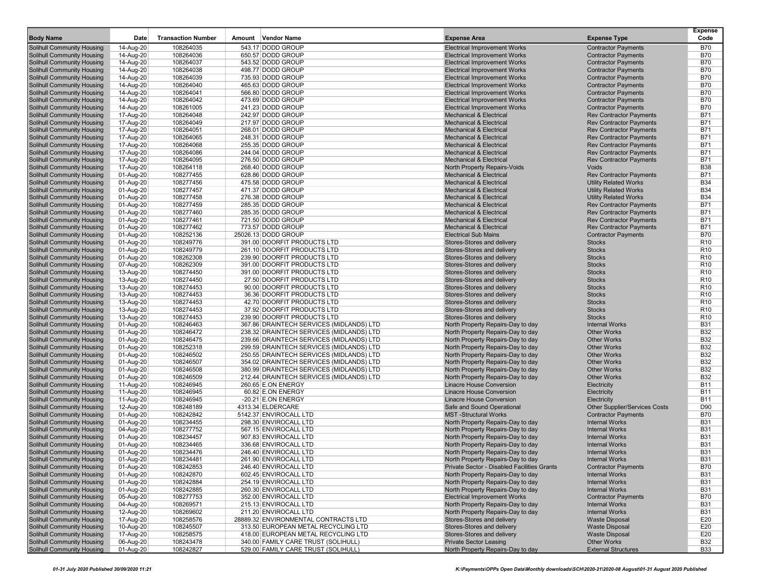| Body Name | Date | Transaction Number | Amount | Vendor Name | Expense Area | Expense Type | Expense Code |
|---|---|---|---|---|---|---|---|
| Solihull Community Housing | 14-Aug-20 | 108264035 | 543.17 | DODD GROUP | Electrical Improvement Works | Contractor Payments | B70 |
| Solihull Community Housing | 14-Aug-20 | 108264036 | 650.57 | DODD GROUP | Electrical Improvement Works | Contractor Payments | B70 |
| Solihull Community Housing | 14-Aug-20 | 108264037 | 543.52 | DODD GROUP | Electrical Improvement Works | Contractor Payments | B70 |
| Solihull Community Housing | 14-Aug-20 | 108264038 | 498.77 | DODD GROUP | Electrical Improvement Works | Contractor Payments | B70 |
| Solihull Community Housing | 14-Aug-20 | 108264039 | 735.93 | DODD GROUP | Electrical Improvement Works | Contractor Payments | B70 |
| Solihull Community Housing | 14-Aug-20 | 108264040 | 465.63 | DODD GROUP | Electrical Improvement Works | Contractor Payments | B70 |
| Solihull Community Housing | 14-Aug-20 | 108264041 | 566.80 | DODD GROUP | Electrical Improvement Works | Contractor Payments | B70 |
| Solihull Community Housing | 14-Aug-20 | 108264042 | 473.69 | DODD GROUP | Electrical Improvement Works | Contractor Payments | B70 |
| Solihull Community Housing | 14-Aug-20 | 108261005 | 241.23 | DODD GROUP | Electrical Improvement Works | Contractor Payments | B70 |
| Solihull Community Housing | 17-Aug-20 | 108264048 | 242.97 | DODD GROUP | Mechanical & Electrical | Rev Contractor Payments | B71 |
| Solihull Community Housing | 17-Aug-20 | 108264049 | 217.97 | DODD GROUP | Mechanical & Electrical | Rev Contractor Payments | B71 |
| Solihull Community Housing | 17-Aug-20 | 108264051 | 268.01 | DODD GROUP | Mechanical & Electrical | Rev Contractor Payments | B71 |
| Solihull Community Housing | 17-Aug-20 | 108264065 | 248.31 | DODD GROUP | Mechanical & Electrical | Rev Contractor Payments | B71 |
| Solihull Community Housing | 17-Aug-20 | 108264068 | 255.35 | DODD GROUP | Mechanical & Electrical | Rev Contractor Payments | B71 |
| Solihull Community Housing | 17-Aug-20 | 108264086 | 244.04 | DODD GROUP | Mechanical & Electrical | Rev Contractor Payments | B71 |
| Solihull Community Housing | 17-Aug-20 | 108264095 | 276.50 | DODD GROUP | Mechanical & Electrical | Rev Contractor Payments | B71 |
| Solihull Community Housing | 17-Aug-20 | 108264118 | 268.40 | DODD GROUP | North Property Repairs-Voids | Voids | B38 |
| Solihull Community Housing | 01-Aug-20 | 108277455 | 628.86 | DODD GROUP | Mechanical & Electrical | Rev Contractor Payments | B71 |
| Solihull Community Housing | 01-Aug-20 | 108277456 | 475.58 | DODD GROUP | Mechanical & Electrical | Utility Related Works | B34 |
| Solihull Community Housing | 01-Aug-20 | 108277457 | 471.37 | DODD GROUP | Mechanical & Electrical | Utility Related Works | B34 |
| Solihull Community Housing | 01-Aug-20 | 108277458 | 276.38 | DODD GROUP | Mechanical & Electrical | Utility Related Works | B34 |
| Solihull Community Housing | 01-Aug-20 | 108277459 | 285.35 | DODD GROUP | Mechanical & Electrical | Rev Contractor Payments | B71 |
| Solihull Community Housing | 01-Aug-20 | 108277460 | 285.35 | DODD GROUP | Mechanical & Electrical | Rev Contractor Payments | B71 |
| Solihull Community Housing | 01-Aug-20 | 108277461 | 721.50 | DODD GROUP | Mechanical & Electrical | Rev Contractor Payments | B71 |
| Solihull Community Housing | 01-Aug-20 | 108277462 | 773.57 | DODD GROUP | Mechanical & Electrical | Rev Contractor Payments | B71 |
| Solihull Community Housing | 01-Aug-20 | 108252136 | 25026.13 | DODD GROUP | Electrical Sub Mains | Contractor Payments | B70 |
| Solihull Community Housing | 01-Aug-20 | 108249776 | 391.00 | DOORFIT PRODUCTS LTD | Stores-Stores and delivery | Stocks | R10 |
| Solihull Community Housing | 01-Aug-20 | 108249779 | 261.10 | DOORFIT PRODUCTS LTD | Stores-Stores and delivery | Stocks | R10 |
| Solihull Community Housing | 01-Aug-20 | 108262308 | 239.90 | DOORFIT PRODUCTS LTD | Stores-Stores and delivery | Stocks | R10 |
| Solihull Community Housing | 07-Aug-20 | 108262309 | 391.00 | DOORFIT PRODUCTS LTD | Stores-Stores and delivery | Stocks | R10 |
| Solihull Community Housing | 13-Aug-20 | 108274450 | 391.00 | DOORFIT PRODUCTS LTD | Stores-Stores and delivery | Stocks | R10 |
| Solihull Community Housing | 13-Aug-20 | 108274450 | 27.50 | DOORFIT PRODUCTS LTD | Stores-Stores and delivery | Stocks | R10 |
| Solihull Community Housing | 13-Aug-20 | 108274453 | 90.00 | DOORFIT PRODUCTS LTD | Stores-Stores and delivery | Stocks | R10 |
| Solihull Community Housing | 13-Aug-20 | 108274453 | 36.36 | DOORFIT PRODUCTS LTD | Stores-Stores and delivery | Stocks | R10 |
| Solihull Community Housing | 13-Aug-20 | 108274453 | 42.70 | DOORFIT PRODUCTS LTD | Stores-Stores and delivery | Stocks | R10 |
| Solihull Community Housing | 13-Aug-20 | 108274453 | 37.92 | DOORFIT PRODUCTS LTD | Stores-Stores and delivery | Stocks | R10 |
| Solihull Community Housing | 13-Aug-20 | 108274453 | 239.90 | DOORFIT PRODUCTS LTD | Stores-Stores and delivery | Stocks | R10 |
| Solihull Community Housing | 01-Aug-20 | 108246463 | 367.86 | DRAINTECH SERVICES (MIDLANDS) LTD | North Property Repairs-Day to day | Internal Works | B31 |
| Solihull Community Housing | 01-Aug-20 | 108246472 | 238.32 | DRAINTECH SERVICES (MIDLANDS) LTD | North Property Repairs-Day to day | Other Works | B32 |
| Solihull Community Housing | 01-Aug-20 | 108246475 | 239.66 | DRAINTECH SERVICES (MIDLANDS) LTD | North Property Repairs-Day to day | Other Works | B32 |
| Solihull Community Housing | 01-Aug-20 | 108252318 | 299.59 | DRAINTECH SERVICES (MIDLANDS) LTD | North Property Repairs-Day to day | Other Works | B32 |
| Solihull Community Housing | 01-Aug-20 | 108246502 | 250.55 | DRAINTECH SERVICES (MIDLANDS) LTD | North Property Repairs-Day to day | Other Works | B32 |
| Solihull Community Housing | 01-Aug-20 | 108246507 | 354.02 | DRAINTECH SERVICES (MIDLANDS) LTD | North Property Repairs-Day to day | Other Works | B32 |
| Solihull Community Housing | 01-Aug-20 | 108246508 | 380.99 | DRAINTECH SERVICES (MIDLANDS) LTD | North Property Repairs-Day to day | Other Works | B32 |
| Solihull Community Housing | 01-Aug-20 | 108246509 | 212.44 | DRAINTECH SERVICES (MIDLANDS) LTD | North Property Repairs-Day to day | Other Works | B32 |
| Solihull Community Housing | 11-Aug-20 | 108246945 | 260.65 | E.ON ENERGY | Linacre House Conversion | Electricity | B11 |
| Solihull Community Housing | 11-Aug-20 | 108246945 | 60.82 | E.ON ENERGY | Linacre House Conversion | Electricity | B11 |
| Solihull Community Housing | 11-Aug-20 | 108246945 | -20.21 | E.ON ENERGY | Linacre House Conversion | Electricity | B11 |
| Solihull Community Housing | 12-Aug-20 | 108248189 | 4313.34 | ELDERCARE | Safe and Sound Operational | Other Supplier/Services Costs | D90 |
| Solihull Community Housing | 01-Aug-20 | 108242842 | 5142.37 | ENVIROCALL LTD | MST -Structural Works | Contractor Payments | B70 |
| Solihull Community Housing | 01-Aug-20 | 108234455 | 298.30 | ENVIROCALL LTD | North Property Repairs-Day to day | Internal Works | B31 |
| Solihull Community Housing | 04-Aug-20 | 108277752 | 567.15 | ENVIROCALL LTD | North Property Repairs-Day to day | Internal Works | B31 |
| Solihull Community Housing | 01-Aug-20 | 108234457 | 907.83 | ENVIROCALL LTD | North Property Repairs-Day to day | Internal Works | B31 |
| Solihull Community Housing | 01-Aug-20 | 108234465 | 336.68 | ENVIROCALL LTD | North Property Repairs-Day to day | Internal Works | B31 |
| Solihull Community Housing | 01-Aug-20 | 108234476 | 246.40 | ENVIROCALL LTD | North Property Repairs-Day to day | Internal Works | B31 |
| Solihull Community Housing | 01-Aug-20 | 108234481 | 261.90 | ENVIROCALL LTD | North Property Repairs-Day to day | Internal Works | B31 |
| Solihull Community Housing | 01-Aug-20 | 108242853 | 246.40 | ENVIROCALL LTD | Private Sector - Disabled Facilities Grants | Contractor Payments | B70 |
| Solihull Community Housing | 01-Aug-20 | 108242870 | 602.45 | ENVIROCALL LTD | North Property Repairs-Day to day | Internal Works | B31 |
| Solihull Community Housing | 01-Aug-20 | 108242884 | 254.19 | ENVIROCALL LTD | North Property Repairs-Day to day | Internal Works | B31 |
| Solihull Community Housing | 01-Aug-20 | 108242885 | 260.30 | ENVIROCALL LTD | North Property Repairs-Day to day | Internal Works | B31 |
| Solihull Community Housing | 05-Aug-20 | 108277753 | 352.00 | ENVIROCALL LTD | Electrical Improvement Works | Contractor Payments | B70 |
| Solihull Community Housing | 04-Aug-20 | 108269571 | 215.13 | ENVIROCALL LTD | North Property Repairs-Day to day | Internal Works | B31 |
| Solihull Community Housing | 12-Aug-20 | 108269602 | 211.20 | ENVIROCALL LTD | North Property Repairs-Day to day | Internal Works | B31 |
| Solihull Community Housing | 17-Aug-20 | 108258576 | 28889.32 | ENVIRONMENTAL CONTRACTS LTD | Stores-Stores and delivery | Waste Disposal | E20 |
| Solihull Community Housing | 10-Aug-20 | 108245507 | 313.50 | EUROPEAN METAL RECYCLING LTD | Stores-Stores and delivery | Waste Disposal | E20 |
| Solihull Community Housing | 17-Aug-20 | 108258575 | 418.00 | EUROPEAN METAL RECYCLING LTD | Stores-Stores and delivery | Waste Disposal | E20 |
| Solihull Community Housing | 06-Aug-20 | 108243478 | 340.00 | FAMILY CARE TRUST (SOLIHULL) | Private Sector Leasing | Other Works | B32 |
| Solihull Community Housing | 01-Aug-20 | 108242827 | 529.00 | FAMILY CARE TRUST (SOLIHULL) | North Property Repairs-Day to day | External Structures | B33 |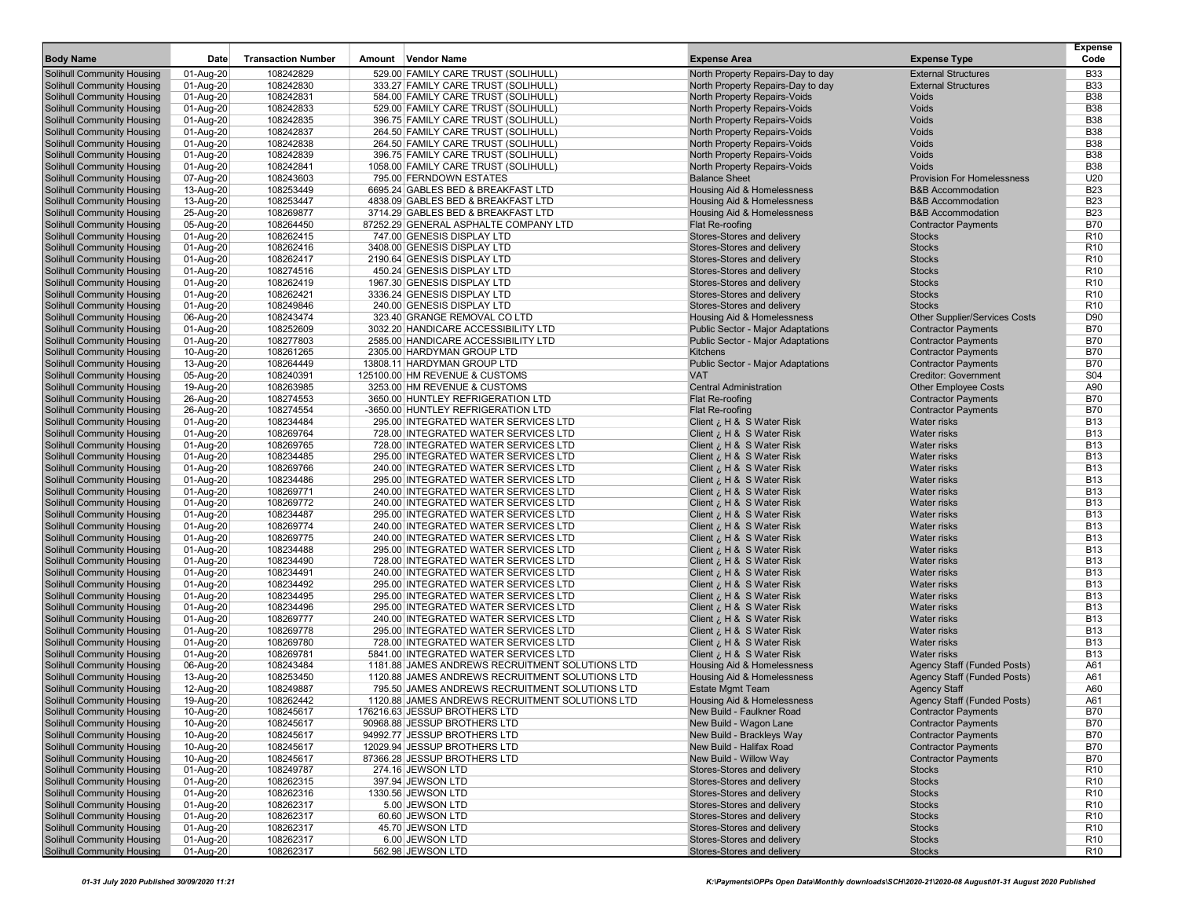| Body Name | Date | Transaction Number | Amount | Vendor Name | Expense Area | Expense Type | Expense Code |
|---|---|---|---|---|---|---|---|
| Solihull Community Housing | 01-Aug-20 | 108242829 | 529.00 | FAMILY CARE TRUST (SOLIHULL) | North Property Repairs-Day to day | External Structures | B33 |
| Solihull Community Housing | 01-Aug-20 | 108242830 | 333.27 | FAMILY CARE TRUST (SOLIHULL) | North Property Repairs-Day to day | External Structures | B33 |
| Solihull Community Housing | 01-Aug-20 | 108242831 | 584.00 | FAMILY CARE TRUST (SOLIHULL) | North Property Repairs-Voids | Voids | B38 |
| Solihull Community Housing | 01-Aug-20 | 108242833 | 529.00 | FAMILY CARE TRUST (SOLIHULL) | North Property Repairs-Voids | Voids | B38 |
| Solihull Community Housing | 01-Aug-20 | 108242835 | 396.75 | FAMILY CARE TRUST (SOLIHULL) | North Property Repairs-Voids | Voids | B38 |
| Solihull Community Housing | 01-Aug-20 | 108242837 | 264.50 | FAMILY CARE TRUST (SOLIHULL) | North Property Repairs-Voids | Voids | B38 |
| Solihull Community Housing | 01-Aug-20 | 108242838 | 264.50 | FAMILY CARE TRUST (SOLIHULL) | North Property Repairs-Voids | Voids | B38 |
| Solihull Community Housing | 01-Aug-20 | 108242839 | 396.75 | FAMILY CARE TRUST (SOLIHULL) | North Property Repairs-Voids | Voids | B38 |
| Solihull Community Housing | 01-Aug-20 | 108242841 | 1058.00 | FAMILY CARE TRUST (SOLIHULL) | North Property Repairs-Voids | Voids | B38 |
| Solihull Community Housing | 07-Aug-20 | 108243603 | 795.00 | FERNDOWN ESTATES | Balance Sheet | Provision For Homelessness | U20 |
| Solihull Community Housing | 13-Aug-20 | 108253449 | 6695.24 | GABLES BED & BREAKFAST LTD | Housing Aid & Homelessness | B&B Accommodation | B23 |
| Solihull Community Housing | 13-Aug-20 | 108253447 | 4838.09 | GABLES BED & BREAKFAST LTD | Housing Aid & Homelessness | B&B Accommodation | B23 |
| Solihull Community Housing | 25-Aug-20 | 108269877 | 3714.29 | GABLES BED & BREAKFAST LTD | Housing Aid & Homelessness | B&B Accommodation | B23 |
| Solihull Community Housing | 05-Aug-20 | 108264450 | 87252.29 | GENERAL ASPHALTE COMPANY LTD | Flat Re-roofing | Contractor Payments | B70 |
| Solihull Community Housing | 01-Aug-20 | 108262415 | 747.00 | GENESIS DISPLAY LTD | Stores-Stores and delivery | Stocks | R10 |
| Solihull Community Housing | 01-Aug-20 | 108262416 | 3408.00 | GENESIS DISPLAY LTD | Stores-Stores and delivery | Stocks | R10 |
| Solihull Community Housing | 01-Aug-20 | 108262417 | 2190.64 | GENESIS DISPLAY LTD | Stores-Stores and delivery | Stocks | R10 |
| Solihull Community Housing | 01-Aug-20 | 108274516 | 450.24 | GENESIS DISPLAY LTD | Stores-Stores and delivery | Stocks | R10 |
| Solihull Community Housing | 01-Aug-20 | 108262419 | 1967.30 | GENESIS DISPLAY LTD | Stores-Stores and delivery | Stocks | R10 |
| Solihull Community Housing | 01-Aug-20 | 108262421 | 3336.24 | GENESIS DISPLAY LTD | Stores-Stores and delivery | Stocks | R10 |
| Solihull Community Housing | 01-Aug-20 | 108249846 | 240.00 | GENESIS DISPLAY LTD | Stores-Stores and delivery | Stocks | R10 |
| Solihull Community Housing | 06-Aug-20 | 108243474 | 323.40 | GRANGE REMOVAL CO LTD | Housing Aid & Homelessness | Other Supplier/Services Costs | D90 |
| Solihull Community Housing | 01-Aug-20 | 108252609 | 3032.20 | HANDICARE ACCESSIBILITY LTD | Public Sector - Major Adaptations | Contractor Payments | B70 |
| Solihull Community Housing | 01-Aug-20 | 108277803 | 2585.00 | HANDICARE ACCESSIBILITY LTD | Public Sector - Major Adaptations | Contractor Payments | B70 |
| Solihull Community Housing | 10-Aug-20 | 108261265 | 2305.00 | HARDYMAN GROUP LTD | Kitchens | Contractor Payments | B70 |
| Solihull Community Housing | 13-Aug-20 | 108264449 | 13808.11 | HARDYMAN GROUP LTD | Public Sector - Major Adaptations | Contractor Payments | B70 |
| Solihull Community Housing | 05-Aug-20 | 108240391 | 125100.00 | HM REVENUE & CUSTOMS | VAT | Creditor: Government | S04 |
| Solihull Community Housing | 19-Aug-20 | 108263985 | 3253.00 | HM REVENUE & CUSTOMS | Central Administration | Other Employee Costs | A90 |
| Solihull Community Housing | 26-Aug-20 | 108274553 | 3650.00 | HUNTLEY REFRIGERATION LTD | Flat Re-roofing | Contractor Payments | B70 |
| Solihull Community Housing | 26-Aug-20 | 108274554 | -3650.00 | HUNTLEY REFRIGERATION LTD | Flat Re-roofing | Contractor Payments | B70 |
| Solihull Community Housing | 01-Aug-20 | 108234484 | 295.00 | INTEGRATED WATER SERVICES LTD | Client ¿ H & S Water Risk | Water risks | B13 |
| Solihull Community Housing | 01-Aug-20 | 108269764 | 728.00 | INTEGRATED WATER SERVICES LTD | Client ¿ H & S Water Risk | Water risks | B13 |
| Solihull Community Housing | 01-Aug-20 | 108269765 | 728.00 | INTEGRATED WATER SERVICES LTD | Client ¿ H & S Water Risk | Water risks | B13 |
| Solihull Community Housing | 01-Aug-20 | 108234485 | 295.00 | INTEGRATED WATER SERVICES LTD | Client ¿ H & S Water Risk | Water risks | B13 |
| Solihull Community Housing | 01-Aug-20 | 108269766 | 240.00 | INTEGRATED WATER SERVICES LTD | Client ¿ H & S Water Risk | Water risks | B13 |
| Solihull Community Housing | 01-Aug-20 | 108234486 | 295.00 | INTEGRATED WATER SERVICES LTD | Client ¿ H & S Water Risk | Water risks | B13 |
| Solihull Community Housing | 01-Aug-20 | 108269771 | 240.00 | INTEGRATED WATER SERVICES LTD | Client ¿ H & S Water Risk | Water risks | B13 |
| Solihull Community Housing | 01-Aug-20 | 108269772 | 240.00 | INTEGRATED WATER SERVICES LTD | Client ¿ H & S Water Risk | Water risks | B13 |
| Solihull Community Housing | 01-Aug-20 | 108234487 | 295.00 | INTEGRATED WATER SERVICES LTD | Client ¿ H & S Water Risk | Water risks | B13 |
| Solihull Community Housing | 01-Aug-20 | 108269774 | 240.00 | INTEGRATED WATER SERVICES LTD | Client ¿ H & S Water Risk | Water risks | B13 |
| Solihull Community Housing | 01-Aug-20 | 108269775 | 240.00 | INTEGRATED WATER SERVICES LTD | Client ¿ H & S Water Risk | Water risks | B13 |
| Solihull Community Housing | 01-Aug-20 | 108234488 | 295.00 | INTEGRATED WATER SERVICES LTD | Client ¿ H & S Water Risk | Water risks | B13 |
| Solihull Community Housing | 01-Aug-20 | 108234490 | 728.00 | INTEGRATED WATER SERVICES LTD | Client ¿ H & S Water Risk | Water risks | B13 |
| Solihull Community Housing | 01-Aug-20 | 108234491 | 240.00 | INTEGRATED WATER SERVICES LTD | Client ¿ H & S Water Risk | Water risks | B13 |
| Solihull Community Housing | 01-Aug-20 | 108234492 | 295.00 | INTEGRATED WATER SERVICES LTD | Client ¿ H & S Water Risk | Water risks | B13 |
| Solihull Community Housing | 01-Aug-20 | 108234495 | 295.00 | INTEGRATED WATER SERVICES LTD | Client ¿ H & S Water Risk | Water risks | B13 |
| Solihull Community Housing | 01-Aug-20 | 108234496 | 295.00 | INTEGRATED WATER SERVICES LTD | Client ¿ H & S Water Risk | Water risks | B13 |
| Solihull Community Housing | 01-Aug-20 | 108269777 | 240.00 | INTEGRATED WATER SERVICES LTD | Client ¿ H & S Water Risk | Water risks | B13 |
| Solihull Community Housing | 01-Aug-20 | 108269778 | 295.00 | INTEGRATED WATER SERVICES LTD | Client ¿ H & S Water Risk | Water risks | B13 |
| Solihull Community Housing | 01-Aug-20 | 108269780 | 728.00 | INTEGRATED WATER SERVICES LTD | Client ¿ H & S Water Risk | Water risks | B13 |
| Solihull Community Housing | 01-Aug-20 | 108269781 | 5841.00 | INTEGRATED WATER SERVICES LTD | Client ¿ H & S Water Risk | Water risks | B13 |
| Solihull Community Housing | 06-Aug-20 | 108243484 | 1181.88 | JAMES ANDREWS RECRUITMENT SOLUTIONS LTD | Housing Aid & Homelessness | Agency Staff (Funded Posts) | A61 |
| Solihull Community Housing | 13-Aug-20 | 108253450 | 1120.88 | JAMES ANDREWS RECRUITMENT SOLUTIONS LTD | Housing Aid & Homelessness | Agency Staff (Funded Posts) | A61 |
| Solihull Community Housing | 12-Aug-20 | 108249887 | 795.50 | JAMES ANDREWS RECRUITMENT SOLUTIONS LTD | Estate Mgmt Team | Agency Staff | A60 |
| Solihull Community Housing | 19-Aug-20 | 108262442 | 1120.88 | JAMES ANDREWS RECRUITMENT SOLUTIONS LTD | Housing Aid & Homelessness | Agency Staff (Funded Posts) | A61 |
| Solihull Community Housing | 10-Aug-20 | 108245617 | 176216.63 | JESSUP BROTHERS LTD | New Build - Faulkner Road | Contractor Payments | B70 |
| Solihull Community Housing | 10-Aug-20 | 108245617 | 90968.88 | JESSUP BROTHERS LTD | New Build - Wagon Lane | Contractor Payments | B70 |
| Solihull Community Housing | 10-Aug-20 | 108245617 | 94992.77 | JESSUP BROTHERS LTD | New Build - Brackleys Way | Contractor Payments | B70 |
| Solihull Community Housing | 10-Aug-20 | 108245617 | 12029.94 | JESSUP BROTHERS LTD | New Build - Halifax Road | Contractor Payments | B70 |
| Solihull Community Housing | 10-Aug-20 | 108245617 | 87366.28 | JESSUP BROTHERS LTD | New Build - Willow Way | Contractor Payments | B70 |
| Solihull Community Housing | 01-Aug-20 | 108249787 | 274.16 | JEWSON LTD | Stores-Stores and delivery | Stocks | R10 |
| Solihull Community Housing | 01-Aug-20 | 108262315 | 397.94 | JEWSON LTD | Stores-Stores and delivery | Stocks | R10 |
| Solihull Community Housing | 01-Aug-20 | 108262316 | 1330.56 | JEWSON LTD | Stores-Stores and delivery | Stocks | R10 |
| Solihull Community Housing | 01-Aug-20 | 108262317 | 5.00 | JEWSON LTD | Stores-Stores and delivery | Stocks | R10 |
| Solihull Community Housing | 01-Aug-20 | 108262317 | 60.60 | JEWSON LTD | Stores-Stores and delivery | Stocks | R10 |
| Solihull Community Housing | 01-Aug-20 | 108262317 | 45.70 | JEWSON LTD | Stores-Stores and delivery | Stocks | R10 |
| Solihull Community Housing | 01-Aug-20 | 108262317 | 6.00 | JEWSON LTD | Stores-Stores and delivery | Stocks | R10 |
| Solihull Community Housing | 01-Aug-20 | 108262317 | 562.98 | JEWSON LTD | Stores-Stores and delivery | Stocks | R10 |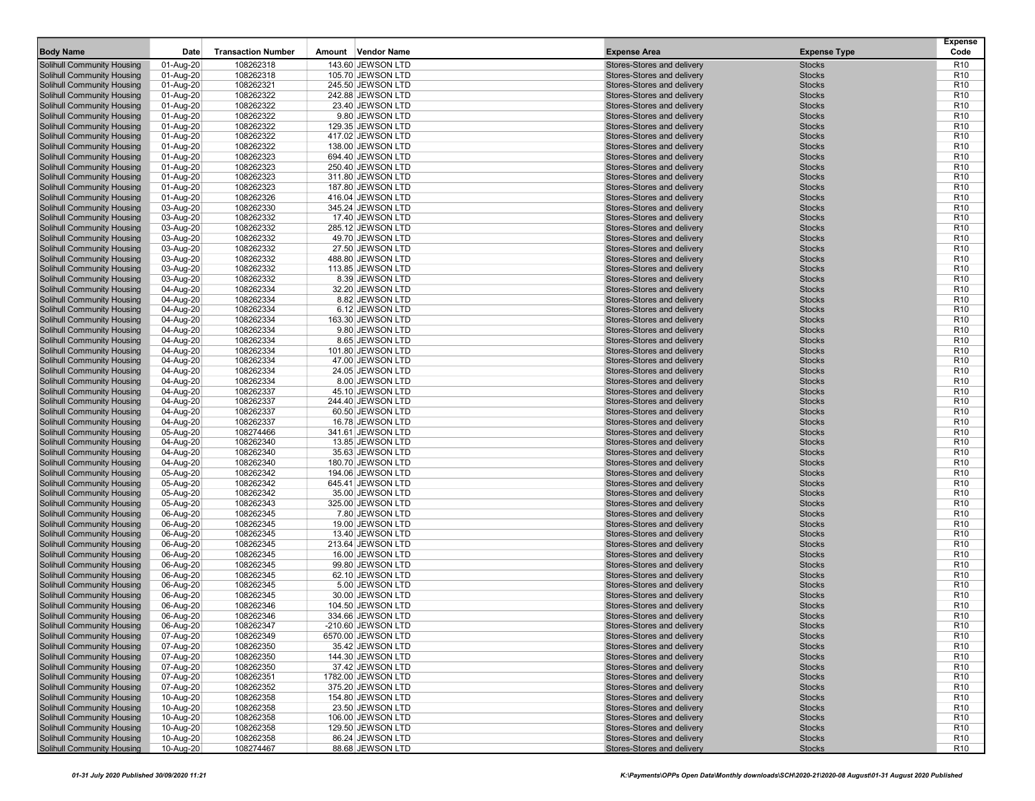| Body Name | Date | Transaction Number | Amount | Vendor Name | Expense Area | Expense Type | Expense Code |
|---|---|---|---|---|---|---|---|
| Solihull Community Housing | 01-Aug-20 | 108262318 | 143.60 | JEWSON LTD | Stores-Stores and delivery | Stocks | R10 |
| Solihull Community Housing | 01-Aug-20 | 108262318 | 105.70 | JEWSON LTD | Stores-Stores and delivery | Stocks | R10 |
| Solihull Community Housing | 01-Aug-20 | 108262321 | 245.50 | JEWSON LTD | Stores-Stores and delivery | Stocks | R10 |
| Solihull Community Housing | 01-Aug-20 | 108262322 | 242.88 | JEWSON LTD | Stores-Stores and delivery | Stocks | R10 |
| Solihull Community Housing | 01-Aug-20 | 108262322 | 23.40 | JEWSON LTD | Stores-Stores and delivery | Stocks | R10 |
| Solihull Community Housing | 01-Aug-20 | 108262322 | 9.80 | JEWSON LTD | Stores-Stores and delivery | Stocks | R10 |
| Solihull Community Housing | 01-Aug-20 | 108262322 | 129.35 | JEWSON LTD | Stores-Stores and delivery | Stocks | R10 |
| Solihull Community Housing | 01-Aug-20 | 108262322 | 417.02 | JEWSON LTD | Stores-Stores and delivery | Stocks | R10 |
| Solihull Community Housing | 01-Aug-20 | 108262322 | 138.00 | JEWSON LTD | Stores-Stores and delivery | Stocks | R10 |
| Solihull Community Housing | 01-Aug-20 | 108262323 | 694.40 | JEWSON LTD | Stores-Stores and delivery | Stocks | R10 |
| Solihull Community Housing | 01-Aug-20 | 108262323 | 250.40 | JEWSON LTD | Stores-Stores and delivery | Stocks | R10 |
| Solihull Community Housing | 01-Aug-20 | 108262323 | 311.80 | JEWSON LTD | Stores-Stores and delivery | Stocks | R10 |
| Solihull Community Housing | 01-Aug-20 | 108262323 | 187.80 | JEWSON LTD | Stores-Stores and delivery | Stocks | R10 |
| Solihull Community Housing | 01-Aug-20 | 108262326 | 416.04 | JEWSON LTD | Stores-Stores and delivery | Stocks | R10 |
| Solihull Community Housing | 03-Aug-20 | 108262330 | 345.24 | JEWSON LTD | Stores-Stores and delivery | Stocks | R10 |
| Solihull Community Housing | 03-Aug-20 | 108262332 | 17.40 | JEWSON LTD | Stores-Stores and delivery | Stocks | R10 |
| Solihull Community Housing | 03-Aug-20 | 108262332 | 285.12 | JEWSON LTD | Stores-Stores and delivery | Stocks | R10 |
| Solihull Community Housing | 03-Aug-20 | 108262332 | 49.70 | JEWSON LTD | Stores-Stores and delivery | Stocks | R10 |
| Solihull Community Housing | 03-Aug-20 | 108262332 | 27.50 | JEWSON LTD | Stores-Stores and delivery | Stocks | R10 |
| Solihull Community Housing | 03-Aug-20 | 108262332 | 488.80 | JEWSON LTD | Stores-Stores and delivery | Stocks | R10 |
| Solihull Community Housing | 03-Aug-20 | 108262332 | 113.85 | JEWSON LTD | Stores-Stores and delivery | Stocks | R10 |
| Solihull Community Housing | 03-Aug-20 | 108262332 | 8.39 | JEWSON LTD | Stores-Stores and delivery | Stocks | R10 |
| Solihull Community Housing | 04-Aug-20 | 108262334 | 32.20 | JEWSON LTD | Stores-Stores and delivery | Stocks | R10 |
| Solihull Community Housing | 04-Aug-20 | 108262334 | 8.82 | JEWSON LTD | Stores-Stores and delivery | Stocks | R10 |
| Solihull Community Housing | 04-Aug-20 | 108262334 | 6.12 | JEWSON LTD | Stores-Stores and delivery | Stocks | R10 |
| Solihull Community Housing | 04-Aug-20 | 108262334 | 163.30 | JEWSON LTD | Stores-Stores and delivery | Stocks | R10 |
| Solihull Community Housing | 04-Aug-20 | 108262334 | 9.80 | JEWSON LTD | Stores-Stores and delivery | Stocks | R10 |
| Solihull Community Housing | 04-Aug-20 | 108262334 | 8.65 | JEWSON LTD | Stores-Stores and delivery | Stocks | R10 |
| Solihull Community Housing | 04-Aug-20 | 108262334 | 101.80 | JEWSON LTD | Stores-Stores and delivery | Stocks | R10 |
| Solihull Community Housing | 04-Aug-20 | 108262334 | 47.00 | JEWSON LTD | Stores-Stores and delivery | Stocks | R10 |
| Solihull Community Housing | 04-Aug-20 | 108262334 | 24.05 | JEWSON LTD | Stores-Stores and delivery | Stocks | R10 |
| Solihull Community Housing | 04-Aug-20 | 108262334 | 8.00 | JEWSON LTD | Stores-Stores and delivery | Stocks | R10 |
| Solihull Community Housing | 04-Aug-20 | 108262337 | 45.10 | JEWSON LTD | Stores-Stores and delivery | Stocks | R10 |
| Solihull Community Housing | 04-Aug-20 | 108262337 | 244.40 | JEWSON LTD | Stores-Stores and delivery | Stocks | R10 |
| Solihull Community Housing | 04-Aug-20 | 108262337 | 60.50 | JEWSON LTD | Stores-Stores and delivery | Stocks | R10 |
| Solihull Community Housing | 04-Aug-20 | 108262337 | 16.78 | JEWSON LTD | Stores-Stores and delivery | Stocks | R10 |
| Solihull Community Housing | 05-Aug-20 | 108274466 | 341.61 | JEWSON LTD | Stores-Stores and delivery | Stocks | R10 |
| Solihull Community Housing | 04-Aug-20 | 108262340 | 13.85 | JEWSON LTD | Stores-Stores and delivery | Stocks | R10 |
| Solihull Community Housing | 04-Aug-20 | 108262340 | 35.63 | JEWSON LTD | Stores-Stores and delivery | Stocks | R10 |
| Solihull Community Housing | 04-Aug-20 | 108262340 | 180.70 | JEWSON LTD | Stores-Stores and delivery | Stocks | R10 |
| Solihull Community Housing | 05-Aug-20 | 108262342 | 194.06 | JEWSON LTD | Stores-Stores and delivery | Stocks | R10 |
| Solihull Community Housing | 05-Aug-20 | 108262342 | 645.41 | JEWSON LTD | Stores-Stores and delivery | Stocks | R10 |
| Solihull Community Housing | 05-Aug-20 | 108262342 | 35.00 | JEWSON LTD | Stores-Stores and delivery | Stocks | R10 |
| Solihull Community Housing | 05-Aug-20 | 108262343 | 325.00 | JEWSON LTD | Stores-Stores and delivery | Stocks | R10 |
| Solihull Community Housing | 06-Aug-20 | 108262345 | 7.80 | JEWSON LTD | Stores-Stores and delivery | Stocks | R10 |
| Solihull Community Housing | 06-Aug-20 | 108262345 | 19.00 | JEWSON LTD | Stores-Stores and delivery | Stocks | R10 |
| Solihull Community Housing | 06-Aug-20 | 108262345 | 13.40 | JEWSON LTD | Stores-Stores and delivery | Stocks | R10 |
| Solihull Community Housing | 06-Aug-20 | 108262345 | 213.64 | JEWSON LTD | Stores-Stores and delivery | Stocks | R10 |
| Solihull Community Housing | 06-Aug-20 | 108262345 | 16.00 | JEWSON LTD | Stores-Stores and delivery | Stocks | R10 |
| Solihull Community Housing | 06-Aug-20 | 108262345 | 99.80 | JEWSON LTD | Stores-Stores and delivery | Stocks | R10 |
| Solihull Community Housing | 06-Aug-20 | 108262345 | 62.10 | JEWSON LTD | Stores-Stores and delivery | Stocks | R10 |
| Solihull Community Housing | 06-Aug-20 | 108262345 | 5.00 | JEWSON LTD | Stores-Stores and delivery | Stocks | R10 |
| Solihull Community Housing | 06-Aug-20 | 108262345 | 30.00 | JEWSON LTD | Stores-Stores and delivery | Stocks | R10 |
| Solihull Community Housing | 06-Aug-20 | 108262346 | 104.50 | JEWSON LTD | Stores-Stores and delivery | Stocks | R10 |
| Solihull Community Housing | 06-Aug-20 | 108262346 | 334.66 | JEWSON LTD | Stores-Stores and delivery | Stocks | R10 |
| Solihull Community Housing | 06-Aug-20 | 108262347 | -210.60 | JEWSON LTD | Stores-Stores and delivery | Stocks | R10 |
| Solihull Community Housing | 07-Aug-20 | 108262349 | 6570.00 | JEWSON LTD | Stores-Stores and delivery | Stocks | R10 |
| Solihull Community Housing | 07-Aug-20 | 108262350 | 35.42 | JEWSON LTD | Stores-Stores and delivery | Stocks | R10 |
| Solihull Community Housing | 07-Aug-20 | 108262350 | 144.30 | JEWSON LTD | Stores-Stores and delivery | Stocks | R10 |
| Solihull Community Housing | 07-Aug-20 | 108262350 | 37.42 | JEWSON LTD | Stores-Stores and delivery | Stocks | R10 |
| Solihull Community Housing | 07-Aug-20 | 108262351 | 1782.00 | JEWSON LTD | Stores-Stores and delivery | Stocks | R10 |
| Solihull Community Housing | 07-Aug-20 | 108262352 | 375.20 | JEWSON LTD | Stores-Stores and delivery | Stocks | R10 |
| Solihull Community Housing | 10-Aug-20 | 108262358 | 154.80 | JEWSON LTD | Stores-Stores and delivery | Stocks | R10 |
| Solihull Community Housing | 10-Aug-20 | 108262358 | 23.50 | JEWSON LTD | Stores-Stores and delivery | Stocks | R10 |
| Solihull Community Housing | 10-Aug-20 | 108262358 | 106.00 | JEWSON LTD | Stores-Stores and delivery | Stocks | R10 |
| Solihull Community Housing | 10-Aug-20 | 108262358 | 129.50 | JEWSON LTD | Stores-Stores and delivery | Stocks | R10 |
| Solihull Community Housing | 10-Aug-20 | 108262358 | 86.24 | JEWSON LTD | Stores-Stores and delivery | Stocks | R10 |
| Solihull Community Housing | 10-Aug-20 | 108274467 | 88.68 | JEWSON LTD | Stores-Stores and delivery | Stocks | R10 |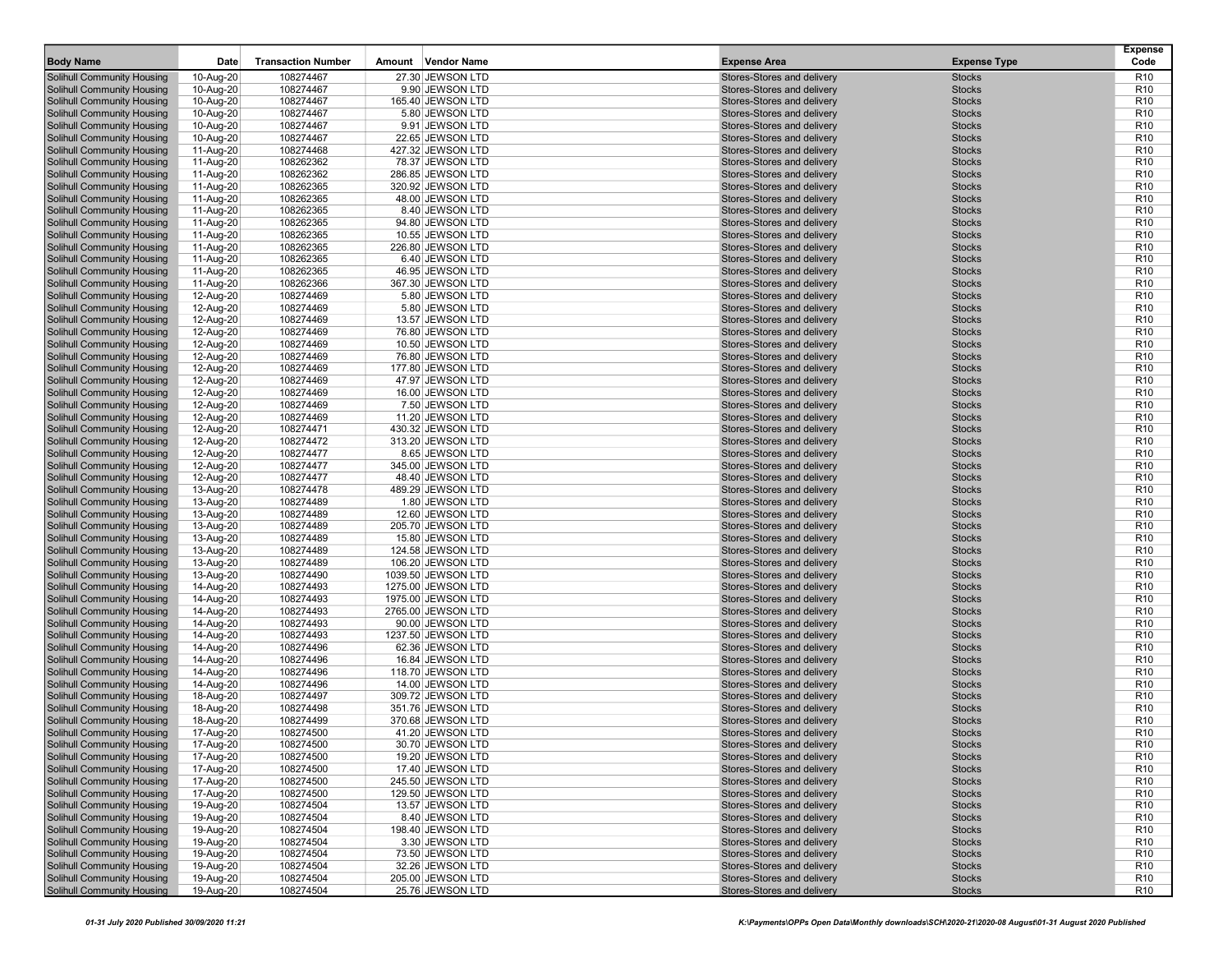| Body Name | Date | Transaction Number | Amount | Vendor Name | Expense Area | Expense Type | Expense Code |
|---|---|---|---|---|---|---|---|
| Solihull Community Housing | 10-Aug-20 | 108274467 | 27.30 | JEWSON LTD | Stores-Stores and delivery | Stocks | R10 |
| Solihull Community Housing | 10-Aug-20 | 108274467 | 9.90 | JEWSON LTD | Stores-Stores and delivery | Stocks | R10 |
| Solihull Community Housing | 10-Aug-20 | 108274467 | 165.40 | JEWSON LTD | Stores-Stores and delivery | Stocks | R10 |
| Solihull Community Housing | 10-Aug-20 | 108274467 | 5.80 | JEWSON LTD | Stores-Stores and delivery | Stocks | R10 |
| Solihull Community Housing | 10-Aug-20 | 108274467 | 9.91 | JEWSON LTD | Stores-Stores and delivery | Stocks | R10 |
| Solihull Community Housing | 10-Aug-20 | 108274467 | 22.65 | JEWSON LTD | Stores-Stores and delivery | Stocks | R10 |
| Solihull Community Housing | 11-Aug-20 | 108274468 | 427.32 | JEWSON LTD | Stores-Stores and delivery | Stocks | R10 |
| Solihull Community Housing | 11-Aug-20 | 108262362 | 78.37 | JEWSON LTD | Stores-Stores and delivery | Stocks | R10 |
| Solihull Community Housing | 11-Aug-20 | 108262362 | 286.85 | JEWSON LTD | Stores-Stores and delivery | Stocks | R10 |
| Solihull Community Housing | 11-Aug-20 | 108262365 | 320.92 | JEWSON LTD | Stores-Stores and delivery | Stocks | R10 |
| Solihull Community Housing | 11-Aug-20 | 108262365 | 48.00 | JEWSON LTD | Stores-Stores and delivery | Stocks | R10 |
| Solihull Community Housing | 11-Aug-20 | 108262365 | 8.40 | JEWSON LTD | Stores-Stores and delivery | Stocks | R10 |
| Solihull Community Housing | 11-Aug-20 | 108262365 | 94.80 | JEWSON LTD | Stores-Stores and delivery | Stocks | R10 |
| Solihull Community Housing | 11-Aug-20 | 108262365 | 10.55 | JEWSON LTD | Stores-Stores and delivery | Stocks | R10 |
| Solihull Community Housing | 11-Aug-20 | 108262365 | 226.80 | JEWSON LTD | Stores-Stores and delivery | Stocks | R10 |
| Solihull Community Housing | 11-Aug-20 | 108262365 | 6.40 | JEWSON LTD | Stores-Stores and delivery | Stocks | R10 |
| Solihull Community Housing | 11-Aug-20 | 108262365 | 46.95 | JEWSON LTD | Stores-Stores and delivery | Stocks | R10 |
| Solihull Community Housing | 11-Aug-20 | 108262366 | 367.30 | JEWSON LTD | Stores-Stores and delivery | Stocks | R10 |
| Solihull Community Housing | 12-Aug-20 | 108274469 | 5.80 | JEWSON LTD | Stores-Stores and delivery | Stocks | R10 |
| Solihull Community Housing | 12-Aug-20 | 108274469 | 5.80 | JEWSON LTD | Stores-Stores and delivery | Stocks | R10 |
| Solihull Community Housing | 12-Aug-20 | 108274469 | 13.57 | JEWSON LTD | Stores-Stores and delivery | Stocks | R10 |
| Solihull Community Housing | 12-Aug-20 | 108274469 | 76.80 | JEWSON LTD | Stores-Stores and delivery | Stocks | R10 |
| Solihull Community Housing | 12-Aug-20 | 108274469 | 10.50 | JEWSON LTD | Stores-Stores and delivery | Stocks | R10 |
| Solihull Community Housing | 12-Aug-20 | 108274469 | 76.80 | JEWSON LTD | Stores-Stores and delivery | Stocks | R10 |
| Solihull Community Housing | 12-Aug-20 | 108274469 | 177.80 | JEWSON LTD | Stores-Stores and delivery | Stocks | R10 |
| Solihull Community Housing | 12-Aug-20 | 108274469 | 47.97 | JEWSON LTD | Stores-Stores and delivery | Stocks | R10 |
| Solihull Community Housing | 12-Aug-20 | 108274469 | 16.00 | JEWSON LTD | Stores-Stores and delivery | Stocks | R10 |
| Solihull Community Housing | 12-Aug-20 | 108274469 | 7.50 | JEWSON LTD | Stores-Stores and delivery | Stocks | R10 |
| Solihull Community Housing | 12-Aug-20 | 108274469 | 11.20 | JEWSON LTD | Stores-Stores and delivery | Stocks | R10 |
| Solihull Community Housing | 12-Aug-20 | 108274471 | 430.32 | JEWSON LTD | Stores-Stores and delivery | Stocks | R10 |
| Solihull Community Housing | 12-Aug-20 | 108274472 | 313.20 | JEWSON LTD | Stores-Stores and delivery | Stocks | R10 |
| Solihull Community Housing | 12-Aug-20 | 108274477 | 8.65 | JEWSON LTD | Stores-Stores and delivery | Stocks | R10 |
| Solihull Community Housing | 12-Aug-20 | 108274477 | 345.00 | JEWSON LTD | Stores-Stores and delivery | Stocks | R10 |
| Solihull Community Housing | 12-Aug-20 | 108274477 | 48.40 | JEWSON LTD | Stores-Stores and delivery | Stocks | R10 |
| Solihull Community Housing | 13-Aug-20 | 108274478 | 489.29 | JEWSON LTD | Stores-Stores and delivery | Stocks | R10 |
| Solihull Community Housing | 13-Aug-20 | 108274489 | 1.80 | JEWSON LTD | Stores-Stores and delivery | Stocks | R10 |
| Solihull Community Housing | 13-Aug-20 | 108274489 | 12.60 | JEWSON LTD | Stores-Stores and delivery | Stocks | R10 |
| Solihull Community Housing | 13-Aug-20 | 108274489 | 205.70 | JEWSON LTD | Stores-Stores and delivery | Stocks | R10 |
| Solihull Community Housing | 13-Aug-20 | 108274489 | 15.80 | JEWSON LTD | Stores-Stores and delivery | Stocks | R10 |
| Solihull Community Housing | 13-Aug-20 | 108274489 | 124.58 | JEWSON LTD | Stores-Stores and delivery | Stocks | R10 |
| Solihull Community Housing | 13-Aug-20 | 108274489 | 106.20 | JEWSON LTD | Stores-Stores and delivery | Stocks | R10 |
| Solihull Community Housing | 13-Aug-20 | 108274490 | 1039.50 | JEWSON LTD | Stores-Stores and delivery | Stocks | R10 |
| Solihull Community Housing | 14-Aug-20 | 108274493 | 1275.00 | JEWSON LTD | Stores-Stores and delivery | Stocks | R10 |
| Solihull Community Housing | 14-Aug-20 | 108274493 | 1975.00 | JEWSON LTD | Stores-Stores and delivery | Stocks | R10 |
| Solihull Community Housing | 14-Aug-20 | 108274493 | 2765.00 | JEWSON LTD | Stores-Stores and delivery | Stocks | R10 |
| Solihull Community Housing | 14-Aug-20 | 108274493 | 90.00 | JEWSON LTD | Stores-Stores and delivery | Stocks | R10 |
| Solihull Community Housing | 14-Aug-20 | 108274493 | 1237.50 | JEWSON LTD | Stores-Stores and delivery | Stocks | R10 |
| Solihull Community Housing | 14-Aug-20 | 108274496 | 62.36 | JEWSON LTD | Stores-Stores and delivery | Stocks | R10 |
| Solihull Community Housing | 14-Aug-20 | 108274496 | 16.84 | JEWSON LTD | Stores-Stores and delivery | Stocks | R10 |
| Solihull Community Housing | 14-Aug-20 | 108274496 | 118.70 | JEWSON LTD | Stores-Stores and delivery | Stocks | R10 |
| Solihull Community Housing | 14-Aug-20 | 108274496 | 14.00 | JEWSON LTD | Stores-Stores and delivery | Stocks | R10 |
| Solihull Community Housing | 18-Aug-20 | 108274497 | 309.72 | JEWSON LTD | Stores-Stores and delivery | Stocks | R10 |
| Solihull Community Housing | 18-Aug-20 | 108274498 | 351.76 | JEWSON LTD | Stores-Stores and delivery | Stocks | R10 |
| Solihull Community Housing | 18-Aug-20 | 108274499 | 370.68 | JEWSON LTD | Stores-Stores and delivery | Stocks | R10 |
| Solihull Community Housing | 17-Aug-20 | 108274500 | 41.20 | JEWSON LTD | Stores-Stores and delivery | Stocks | R10 |
| Solihull Community Housing | 17-Aug-20 | 108274500 | 30.70 | JEWSON LTD | Stores-Stores and delivery | Stocks | R10 |
| Solihull Community Housing | 17-Aug-20 | 108274500 | 19.20 | JEWSON LTD | Stores-Stores and delivery | Stocks | R10 |
| Solihull Community Housing | 17-Aug-20 | 108274500 | 17.40 | JEWSON LTD | Stores-Stores and delivery | Stocks | R10 |
| Solihull Community Housing | 17-Aug-20 | 108274500 | 245.50 | JEWSON LTD | Stores-Stores and delivery | Stocks | R10 |
| Solihull Community Housing | 17-Aug-20 | 108274500 | 129.50 | JEWSON LTD | Stores-Stores and delivery | Stocks | R10 |
| Solihull Community Housing | 19-Aug-20 | 108274504 | 13.57 | JEWSON LTD | Stores-Stores and delivery | Stocks | R10 |
| Solihull Community Housing | 19-Aug-20 | 108274504 | 8.40 | JEWSON LTD | Stores-Stores and delivery | Stocks | R10 |
| Solihull Community Housing | 19-Aug-20 | 108274504 | 198.40 | JEWSON LTD | Stores-Stores and delivery | Stocks | R10 |
| Solihull Community Housing | 19-Aug-20 | 108274504 | 3.30 | JEWSON LTD | Stores-Stores and delivery | Stocks | R10 |
| Solihull Community Housing | 19-Aug-20 | 108274504 | 73.50 | JEWSON LTD | Stores-Stores and delivery | Stocks | R10 |
| Solihull Community Housing | 19-Aug-20 | 108274504 | 32.26 | JEWSON LTD | Stores-Stores and delivery | Stocks | R10 |
| Solihull Community Housing | 19-Aug-20 | 108274504 | 205.00 | JEWSON LTD | Stores-Stores and delivery | Stocks | R10 |
| Solihull Community Housing | 19-Aug-20 | 108274504 | 25.76 | JEWSON LTD | Stores-Stores and delivery | Stocks | R10 |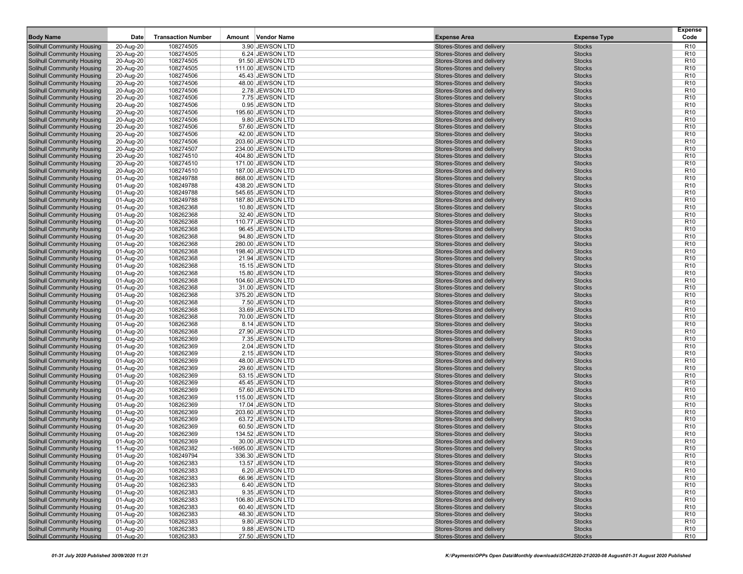| Body Name | Date | Transaction Number | Amount | Vendor Name | Expense Area | Expense Type | Expense Code |
|---|---|---|---|---|---|---|---|
| Solihull Community Housing | 20-Aug-20 | 108274505 | 3.90 | JEWSON LTD | Stores-Stores and delivery | Stocks | R10 |
| Solihull Community Housing | 20-Aug-20 | 108274505 | 6.24 | JEWSON LTD | Stores-Stores and delivery | Stocks | R10 |
| Solihull Community Housing | 20-Aug-20 | 108274505 | 91.50 | JEWSON LTD | Stores-Stores and delivery | Stocks | R10 |
| Solihull Community Housing | 20-Aug-20 | 108274505 | 111.00 | JEWSON LTD | Stores-Stores and delivery | Stocks | R10 |
| Solihull Community Housing | 20-Aug-20 | 108274506 | 45.43 | JEWSON LTD | Stores-Stores and delivery | Stocks | R10 |
| Solihull Community Housing | 20-Aug-20 | 108274506 | 48.00 | JEWSON LTD | Stores-Stores and delivery | Stocks | R10 |
| Solihull Community Housing | 20-Aug-20 | 108274506 | 2.78 | JEWSON LTD | Stores-Stores and delivery | Stocks | R10 |
| Solihull Community Housing | 20-Aug-20 | 108274506 | 7.75 | JEWSON LTD | Stores-Stores and delivery | Stocks | R10 |
| Solihull Community Housing | 20-Aug-20 | 108274506 | 0.95 | JEWSON LTD | Stores-Stores and delivery | Stocks | R10 |
| Solihull Community Housing | 20-Aug-20 | 108274506 | 195.60 | JEWSON LTD | Stores-Stores and delivery | Stocks | R10 |
| Solihull Community Housing | 20-Aug-20 | 108274506 | 9.80 | JEWSON LTD | Stores-Stores and delivery | Stocks | R10 |
| Solihull Community Housing | 20-Aug-20 | 108274506 | 57.60 | JEWSON LTD | Stores-Stores and delivery | Stocks | R10 |
| Solihull Community Housing | 20-Aug-20 | 108274506 | 42.00 | JEWSON LTD | Stores-Stores and delivery | Stocks | R10 |
| Solihull Community Housing | 20-Aug-20 | 108274506 | 203.60 | JEWSON LTD | Stores-Stores and delivery | Stocks | R10 |
| Solihull Community Housing | 20-Aug-20 | 108274507 | 234.00 | JEWSON LTD | Stores-Stores and delivery | Stocks | R10 |
| Solihull Community Housing | 20-Aug-20 | 108274510 | 404.80 | JEWSON LTD | Stores-Stores and delivery | Stocks | R10 |
| Solihull Community Housing | 20-Aug-20 | 108274510 | 171.00 | JEWSON LTD | Stores-Stores and delivery | Stocks | R10 |
| Solihull Community Housing | 20-Aug-20 | 108274510 | 187.00 | JEWSON LTD | Stores-Stores and delivery | Stocks | R10 |
| Solihull Community Housing | 01-Aug-20 | 108249788 | 868.00 | JEWSON LTD | Stores-Stores and delivery | Stocks | R10 |
| Solihull Community Housing | 01-Aug-20 | 108249788 | 438.20 | JEWSON LTD | Stores-Stores and delivery | Stocks | R10 |
| Solihull Community Housing | 01-Aug-20 | 108249788 | 545.65 | JEWSON LTD | Stores-Stores and delivery | Stocks | R10 |
| Solihull Community Housing | 01-Aug-20 | 108249788 | 187.80 | JEWSON LTD | Stores-Stores and delivery | Stocks | R10 |
| Solihull Community Housing | 01-Aug-20 | 108262368 | 10.80 | JEWSON LTD | Stores-Stores and delivery | Stocks | R10 |
| Solihull Community Housing | 01-Aug-20 | 108262368 | 32.40 | JEWSON LTD | Stores-Stores and delivery | Stocks | R10 |
| Solihull Community Housing | 01-Aug-20 | 108262368 | 110.77 | JEWSON LTD | Stores-Stores and delivery | Stocks | R10 |
| Solihull Community Housing | 01-Aug-20 | 108262368 | 96.45 | JEWSON LTD | Stores-Stores and delivery | Stocks | R10 |
| Solihull Community Housing | 01-Aug-20 | 108262368 | 94.80 | JEWSON LTD | Stores-Stores and delivery | Stocks | R10 |
| Solihull Community Housing | 01-Aug-20 | 108262368 | 280.00 | JEWSON LTD | Stores-Stores and delivery | Stocks | R10 |
| Solihull Community Housing | 01-Aug-20 | 108262368 | 198.40 | JEWSON LTD | Stores-Stores and delivery | Stocks | R10 |
| Solihull Community Housing | 01-Aug-20 | 108262368 | 21.94 | JEWSON LTD | Stores-Stores and delivery | Stocks | R10 |
| Solihull Community Housing | 01-Aug-20 | 108262368 | 15.15 | JEWSON LTD | Stores-Stores and delivery | Stocks | R10 |
| Solihull Community Housing | 01-Aug-20 | 108262368 | 15.80 | JEWSON LTD | Stores-Stores and delivery | Stocks | R10 |
| Solihull Community Housing | 01-Aug-20 | 108262368 | 104.60 | JEWSON LTD | Stores-Stores and delivery | Stocks | R10 |
| Solihull Community Housing | 01-Aug-20 | 108262368 | 31.00 | JEWSON LTD | Stores-Stores and delivery | Stocks | R10 |
| Solihull Community Housing | 01-Aug-20 | 108262368 | 375.20 | JEWSON LTD | Stores-Stores and delivery | Stocks | R10 |
| Solihull Community Housing | 01-Aug-20 | 108262368 | 7.50 | JEWSON LTD | Stores-Stores and delivery | Stocks | R10 |
| Solihull Community Housing | 01-Aug-20 | 108262368 | 33.69 | JEWSON LTD | Stores-Stores and delivery | Stocks | R10 |
| Solihull Community Housing | 01-Aug-20 | 108262368 | 70.00 | JEWSON LTD | Stores-Stores and delivery | Stocks | R10 |
| Solihull Community Housing | 01-Aug-20 | 108262368 | 8.14 | JEWSON LTD | Stores-Stores and delivery | Stocks | R10 |
| Solihull Community Housing | 01-Aug-20 | 108262368 | 27.90 | JEWSON LTD | Stores-Stores and delivery | Stocks | R10 |
| Solihull Community Housing | 01-Aug-20 | 108262369 | 7.35 | JEWSON LTD | Stores-Stores and delivery | Stocks | R10 |
| Solihull Community Housing | 01-Aug-20 | 108262369 | 2.04 | JEWSON LTD | Stores-Stores and delivery | Stocks | R10 |
| Solihull Community Housing | 01-Aug-20 | 108262369 | 2.15 | JEWSON LTD | Stores-Stores and delivery | Stocks | R10 |
| Solihull Community Housing | 01-Aug-20 | 108262369 | 48.00 | JEWSON LTD | Stores-Stores and delivery | Stocks | R10 |
| Solihull Community Housing | 01-Aug-20 | 108262369 | 29.60 | JEWSON LTD | Stores-Stores and delivery | Stocks | R10 |
| Solihull Community Housing | 01-Aug-20 | 108262369 | 53.15 | JEWSON LTD | Stores-Stores and delivery | Stocks | R10 |
| Solihull Community Housing | 01-Aug-20 | 108262369 | 45.45 | JEWSON LTD | Stores-Stores and delivery | Stocks | R10 |
| Solihull Community Housing | 01-Aug-20 | 108262369 | 57.60 | JEWSON LTD | Stores-Stores and delivery | Stocks | R10 |
| Solihull Community Housing | 01-Aug-20 | 108262369 | 115.00 | JEWSON LTD | Stores-Stores and delivery | Stocks | R10 |
| Solihull Community Housing | 01-Aug-20 | 108262369 | 17.04 | JEWSON LTD | Stores-Stores and delivery | Stocks | R10 |
| Solihull Community Housing | 01-Aug-20 | 108262369 | 203.60 | JEWSON LTD | Stores-Stores and delivery | Stocks | R10 |
| Solihull Community Housing | 01-Aug-20 | 108262369 | 63.72 | JEWSON LTD | Stores-Stores and delivery | Stocks | R10 |
| Solihull Community Housing | 01-Aug-20 | 108262369 | 60.50 | JEWSON LTD | Stores-Stores and delivery | Stocks | R10 |
| Solihull Community Housing | 01-Aug-20 | 108262369 | 134.52 | JEWSON LTD | Stores-Stores and delivery | Stocks | R10 |
| Solihull Community Housing | 01-Aug-20 | 108262369 | 30.00 | JEWSON LTD | Stores-Stores and delivery | Stocks | R10 |
| Solihull Community Housing | 11-Aug-20 | 108262382 | -1695.00 | JEWSON LTD | Stores-Stores and delivery | Stocks | R10 |
| Solihull Community Housing | 01-Aug-20 | 108249794 | 336.30 | JEWSON LTD | Stores-Stores and delivery | Stocks | R10 |
| Solihull Community Housing | 01-Aug-20 | 108262383 | 13.57 | JEWSON LTD | Stores-Stores and delivery | Stocks | R10 |
| Solihull Community Housing | 01-Aug-20 | 108262383 | 6.20 | JEWSON LTD | Stores-Stores and delivery | Stocks | R10 |
| Solihull Community Housing | 01-Aug-20 | 108262383 | 66.96 | JEWSON LTD | Stores-Stores and delivery | Stocks | R10 |
| Solihull Community Housing | 01-Aug-20 | 108262383 | 6.40 | JEWSON LTD | Stores-Stores and delivery | Stocks | R10 |
| Solihull Community Housing | 01-Aug-20 | 108262383 | 9.35 | JEWSON LTD | Stores-Stores and delivery | Stocks | R10 |
| Solihull Community Housing | 01-Aug-20 | 108262383 | 106.80 | JEWSON LTD | Stores-Stores and delivery | Stocks | R10 |
| Solihull Community Housing | 01-Aug-20 | 108262383 | 60.40 | JEWSON LTD | Stores-Stores and delivery | Stocks | R10 |
| Solihull Community Housing | 01-Aug-20 | 108262383 | 48.30 | JEWSON LTD | Stores-Stores and delivery | Stocks | R10 |
| Solihull Community Housing | 01-Aug-20 | 108262383 | 9.80 | JEWSON LTD | Stores-Stores and delivery | Stocks | R10 |
| Solihull Community Housing | 01-Aug-20 | 108262383 | 9.88 | JEWSON LTD | Stores-Stores and delivery | Stocks | R10 |
| Solihull Community Housing | 01-Aug-20 | 108262383 | 27.50 | JEWSON LTD | Stores-Stores and delivery | Stocks | R10 |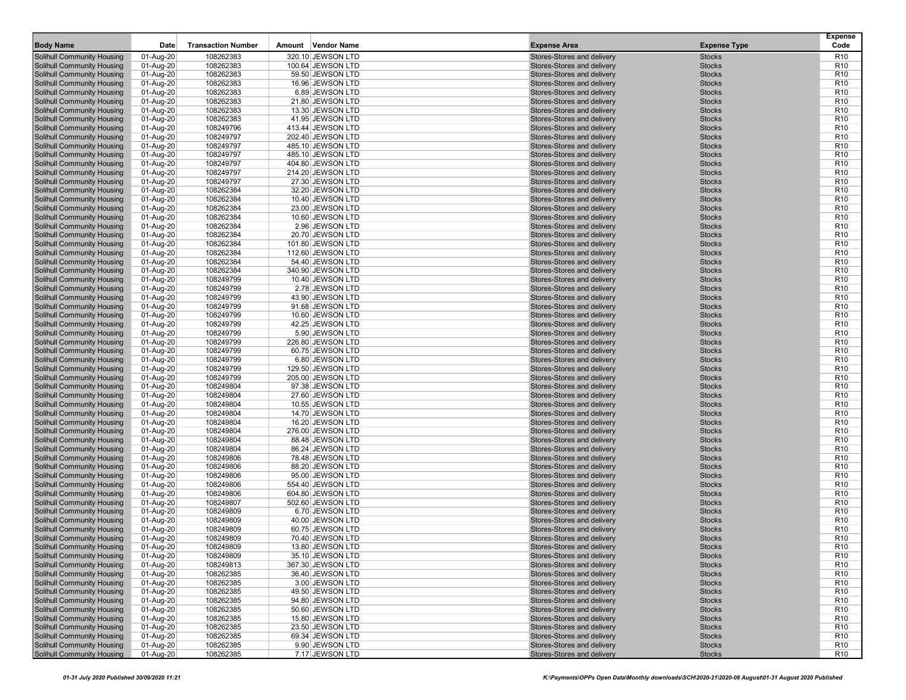| Body Name | Date | Transaction Number | Amount | Vendor Name | Expense Area | Expense Type | Expense Code |
|---|---|---|---|---|---|---|---|
| Solihull Community Housing | 01-Aug-20 | 108262383 | 320.10 | JEWSON LTD | Stores-Stores and delivery | Stocks | R10 |
| Solihull Community Housing | 01-Aug-20 | 108262383 | 100.64 | JEWSON LTD | Stores-Stores and delivery | Stocks | R10 |
| Solihull Community Housing | 01-Aug-20 | 108262383 | 59.50 | JEWSON LTD | Stores-Stores and delivery | Stocks | R10 |
| Solihull Community Housing | 01-Aug-20 | 108262383 | 16.96 | JEWSON LTD | Stores-Stores and delivery | Stocks | R10 |
| Solihull Community Housing | 01-Aug-20 | 108262383 | 6.89 | JEWSON LTD | Stores-Stores and delivery | Stocks | R10 |
| Solihull Community Housing | 01-Aug-20 | 108262383 | 21.80 | JEWSON LTD | Stores-Stores and delivery | Stocks | R10 |
| Solihull Community Housing | 01-Aug-20 | 108262383 | 13.30 | JEWSON LTD | Stores-Stores and delivery | Stocks | R10 |
| Solihull Community Housing | 01-Aug-20 | 108262383 | 41.95 | JEWSON LTD | Stores-Stores and delivery | Stocks | R10 |
| Solihull Community Housing | 01-Aug-20 | 108249796 | 413.44 | JEWSON LTD | Stores-Stores and delivery | Stocks | R10 |
| Solihull Community Housing | 01-Aug-20 | 108249797 | 202.40 | JEWSON LTD | Stores-Stores and delivery | Stocks | R10 |
| Solihull Community Housing | 01-Aug-20 | 108249797 | 485.10 | JEWSON LTD | Stores-Stores and delivery | Stocks | R10 |
| Solihull Community Housing | 01-Aug-20 | 108249797 | 485.10 | JEWSON LTD | Stores-Stores and delivery | Stocks | R10 |
| Solihull Community Housing | 01-Aug-20 | 108249797 | 404.80 | JEWSON LTD | Stores-Stores and delivery | Stocks | R10 |
| Solihull Community Housing | 01-Aug-20 | 108249797 | 214.20 | JEWSON LTD | Stores-Stores and delivery | Stocks | R10 |
| Solihull Community Housing | 01-Aug-20 | 108249797 | 27.30 | JEWSON LTD | Stores-Stores and delivery | Stocks | R10 |
| Solihull Community Housing | 01-Aug-20 | 108262384 | 32.20 | JEWSON LTD | Stores-Stores and delivery | Stocks | R10 |
| Solihull Community Housing | 01-Aug-20 | 108262384 | 10.40 | JEWSON LTD | Stores-Stores and delivery | Stocks | R10 |
| Solihull Community Housing | 01-Aug-20 | 108262384 | 23.00 | JEWSON LTD | Stores-Stores and delivery | Stocks | R10 |
| Solihull Community Housing | 01-Aug-20 | 108262384 | 10.60 | JEWSON LTD | Stores-Stores and delivery | Stocks | R10 |
| Solihull Community Housing | 01-Aug-20 | 108262384 | 2.96 | JEWSON LTD | Stores-Stores and delivery | Stocks | R10 |
| Solihull Community Housing | 01-Aug-20 | 108262384 | 20.70 | JEWSON LTD | Stores-Stores and delivery | Stocks | R10 |
| Solihull Community Housing | 01-Aug-20 | 108262384 | 101.80 | JEWSON LTD | Stores-Stores and delivery | Stocks | R10 |
| Solihull Community Housing | 01-Aug-20 | 108262384 | 112.60 | JEWSON LTD | Stores-Stores and delivery | Stocks | R10 |
| Solihull Community Housing | 01-Aug-20 | 108262384 | 54.40 | JEWSON LTD | Stores-Stores and delivery | Stocks | R10 |
| Solihull Community Housing | 01-Aug-20 | 108262384 | 340.90 | JEWSON LTD | Stores-Stores and delivery | Stocks | R10 |
| Solihull Community Housing | 01-Aug-20 | 108249799 | 10.40 | JEWSON LTD | Stores-Stores and delivery | Stocks | R10 |
| Solihull Community Housing | 01-Aug-20 | 108249799 | 2.78 | JEWSON LTD | Stores-Stores and delivery | Stocks | R10 |
| Solihull Community Housing | 01-Aug-20 | 108249799 | 43.90 | JEWSON LTD | Stores-Stores and delivery | Stocks | R10 |
| Solihull Community Housing | 01-Aug-20 | 108249799 | 91.68 | JEWSON LTD | Stores-Stores and delivery | Stocks | R10 |
| Solihull Community Housing | 01-Aug-20 | 108249799 | 10.60 | JEWSON LTD | Stores-Stores and delivery | Stocks | R10 |
| Solihull Community Housing | 01-Aug-20 | 108249799 | 42.25 | JEWSON LTD | Stores-Stores and delivery | Stocks | R10 |
| Solihull Community Housing | 01-Aug-20 | 108249799 | 5.90 | JEWSON LTD | Stores-Stores and delivery | Stocks | R10 |
| Solihull Community Housing | 01-Aug-20 | 108249799 | 226.80 | JEWSON LTD | Stores-Stores and delivery | Stocks | R10 |
| Solihull Community Housing | 01-Aug-20 | 108249799 | 60.75 | JEWSON LTD | Stores-Stores and delivery | Stocks | R10 |
| Solihull Community Housing | 01-Aug-20 | 108249799 | 6.80 | JEWSON LTD | Stores-Stores and delivery | Stocks | R10 |
| Solihull Community Housing | 01-Aug-20 | 108249799 | 129.50 | JEWSON LTD | Stores-Stores and delivery | Stocks | R10 |
| Solihull Community Housing | 01-Aug-20 | 108249799 | 205.00 | JEWSON LTD | Stores-Stores and delivery | Stocks | R10 |
| Solihull Community Housing | 01-Aug-20 | 108249804 | 97.38 | JEWSON LTD | Stores-Stores and delivery | Stocks | R10 |
| Solihull Community Housing | 01-Aug-20 | 108249804 | 27.60 | JEWSON LTD | Stores-Stores and delivery | Stocks | R10 |
| Solihull Community Housing | 01-Aug-20 | 108249804 | 10.55 | JEWSON LTD | Stores-Stores and delivery | Stocks | R10 |
| Solihull Community Housing | 01-Aug-20 | 108249804 | 14.70 | JEWSON LTD | Stores-Stores and delivery | Stocks | R10 |
| Solihull Community Housing | 01-Aug-20 | 108249804 | 16.20 | JEWSON LTD | Stores-Stores and delivery | Stocks | R10 |
| Solihull Community Housing | 01-Aug-20 | 108249804 | 276.00 | JEWSON LTD | Stores-Stores and delivery | Stocks | R10 |
| Solihull Community Housing | 01-Aug-20 | 108249804 | 88.48 | JEWSON LTD | Stores-Stores and delivery | Stocks | R10 |
| Solihull Community Housing | 01-Aug-20 | 108249804 | 86.24 | JEWSON LTD | Stores-Stores and delivery | Stocks | R10 |
| Solihull Community Housing | 01-Aug-20 | 108249806 | 78.48 | JEWSON LTD | Stores-Stores and delivery | Stocks | R10 |
| Solihull Community Housing | 01-Aug-20 | 108249806 | 88.20 | JEWSON LTD | Stores-Stores and delivery | Stocks | R10 |
| Solihull Community Housing | 01-Aug-20 | 108249806 | 95.00 | JEWSON LTD | Stores-Stores and delivery | Stocks | R10 |
| Solihull Community Housing | 01-Aug-20 | 108249806 | 554.40 | JEWSON LTD | Stores-Stores and delivery | Stocks | R10 |
| Solihull Community Housing | 01-Aug-20 | 108249806 | 604.80 | JEWSON LTD | Stores-Stores and delivery | Stocks | R10 |
| Solihull Community Housing | 01-Aug-20 | 108249807 | 502.60 | JEWSON LTD | Stores-Stores and delivery | Stocks | R10 |
| Solihull Community Housing | 01-Aug-20 | 108249809 | 6.70 | JEWSON LTD | Stores-Stores and delivery | Stocks | R10 |
| Solihull Community Housing | 01-Aug-20 | 108249809 | 40.00 | JEWSON LTD | Stores-Stores and delivery | Stocks | R10 |
| Solihull Community Housing | 01-Aug-20 | 108249809 | 60.75 | JEWSON LTD | Stores-Stores and delivery | Stocks | R10 |
| Solihull Community Housing | 01-Aug-20 | 108249809 | 70.40 | JEWSON LTD | Stores-Stores and delivery | Stocks | R10 |
| Solihull Community Housing | 01-Aug-20 | 108249809 | 13.80 | JEWSON LTD | Stores-Stores and delivery | Stocks | R10 |
| Solihull Community Housing | 01-Aug-20 | 108249809 | 35.10 | JEWSON LTD | Stores-Stores and delivery | Stocks | R10 |
| Solihull Community Housing | 01-Aug-20 | 108249813 | 367.30 | JEWSON LTD | Stores-Stores and delivery | Stocks | R10 |
| Solihull Community Housing | 01-Aug-20 | 108262385 | 36.40 | JEWSON LTD | Stores-Stores and delivery | Stocks | R10 |
| Solihull Community Housing | 01-Aug-20 | 108262385 | 3.00 | JEWSON LTD | Stores-Stores and delivery | Stocks | R10 |
| Solihull Community Housing | 01-Aug-20 | 108262385 | 49.50 | JEWSON LTD | Stores-Stores and delivery | Stocks | R10 |
| Solihull Community Housing | 01-Aug-20 | 108262385 | 94.80 | JEWSON LTD | Stores-Stores and delivery | Stocks | R10 |
| Solihull Community Housing | 01-Aug-20 | 108262385 | 50.60 | JEWSON LTD | Stores-Stores and delivery | Stocks | R10 |
| Solihull Community Housing | 01-Aug-20 | 108262385 | 15.80 | JEWSON LTD | Stores-Stores and delivery | Stocks | R10 |
| Solihull Community Housing | 01-Aug-20 | 108262385 | 23.50 | JEWSON LTD | Stores-Stores and delivery | Stocks | R10 |
| Solihull Community Housing | 01-Aug-20 | 108262385 | 69.34 | JEWSON LTD | Stores-Stores and delivery | Stocks | R10 |
| Solihull Community Housing | 01-Aug-20 | 108262385 | 9.90 | JEWSON LTD | Stores-Stores and delivery | Stocks | R10 |
| Solihull Community Housing | 01-Aug-20 | 108262385 | 7.17 | JEWSON LTD | Stores-Stores and delivery | Stocks | R10 |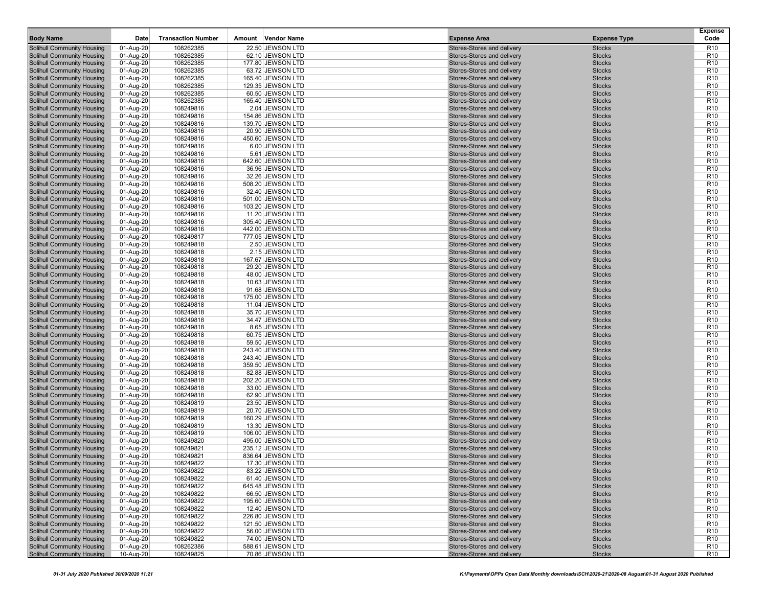| Body Name | Date | Transaction Number | Amount | Vendor Name | Expense Area | Expense Type | Expense Code |
|---|---|---|---|---|---|---|---|
| Solihull Community Housing | 01-Aug-20 | 108262385 | 22.50 | JEWSON LTD | Stores-Stores and delivery | Stocks | R10 |
| Solihull Community Housing | 01-Aug-20 | 108262385 | 62.10 | JEWSON LTD | Stores-Stores and delivery | Stocks | R10 |
| Solihull Community Housing | 01-Aug-20 | 108262385 | 177.80 | JEWSON LTD | Stores-Stores and delivery | Stocks | R10 |
| Solihull Community Housing | 01-Aug-20 | 108262385 | 63.72 | JEWSON LTD | Stores-Stores and delivery | Stocks | R10 |
| Solihull Community Housing | 01-Aug-20 | 108262385 | 165.40 | JEWSON LTD | Stores-Stores and delivery | Stocks | R10 |
| Solihull Community Housing | 01-Aug-20 | 108262385 | 129.35 | JEWSON LTD | Stores-Stores and delivery | Stocks | R10 |
| Solihull Community Housing | 01-Aug-20 | 108262385 | 60.50 | JEWSON LTD | Stores-Stores and delivery | Stocks | R10 |
| Solihull Community Housing | 01-Aug-20 | 108262385 | 165.40 | JEWSON LTD | Stores-Stores and delivery | Stocks | R10 |
| Solihull Community Housing | 01-Aug-20 | 108249816 | 2.04 | JEWSON LTD | Stores-Stores and delivery | Stocks | R10 |
| Solihull Community Housing | 01-Aug-20 | 108249816 | 154.86 | JEWSON LTD | Stores-Stores and delivery | Stocks | R10 |
| Solihull Community Housing | 01-Aug-20 | 108249816 | 139.70 | JEWSON LTD | Stores-Stores and delivery | Stocks | R10 |
| Solihull Community Housing | 01-Aug-20 | 108249816 | 20.90 | JEWSON LTD | Stores-Stores and delivery | Stocks | R10 |
| Solihull Community Housing | 01-Aug-20 | 108249816 | 450.60 | JEWSON LTD | Stores-Stores and delivery | Stocks | R10 |
| Solihull Community Housing | 01-Aug-20 | 108249816 | 6.00 | JEWSON LTD | Stores-Stores and delivery | Stocks | R10 |
| Solihull Community Housing | 01-Aug-20 | 108249816 | 5.61 | JEWSON LTD | Stores-Stores and delivery | Stocks | R10 |
| Solihull Community Housing | 01-Aug-20 | 108249816 | 642.60 | JEWSON LTD | Stores-Stores and delivery | Stocks | R10 |
| Solihull Community Housing | 01-Aug-20 | 108249816 | 36.96 | JEWSON LTD | Stores-Stores and delivery | Stocks | R10 |
| Solihull Community Housing | 01-Aug-20 | 108249816 | 32.26 | JEWSON LTD | Stores-Stores and delivery | Stocks | R10 |
| Solihull Community Housing | 01-Aug-20 | 108249816 | 508.20 | JEWSON LTD | Stores-Stores and delivery | Stocks | R10 |
| Solihull Community Housing | 01-Aug-20 | 108249816 | 32.40 | JEWSON LTD | Stores-Stores and delivery | Stocks | R10 |
| Solihull Community Housing | 01-Aug-20 | 108249816 | 501.00 | JEWSON LTD | Stores-Stores and delivery | Stocks | R10 |
| Solihull Community Housing | 01-Aug-20 | 108249816 | 103.20 | JEWSON LTD | Stores-Stores and delivery | Stocks | R10 |
| Solihull Community Housing | 01-Aug-20 | 108249816 | 11.20 | JEWSON LTD | Stores-Stores and delivery | Stocks | R10 |
| Solihull Community Housing | 01-Aug-20 | 108249816 | 305.40 | JEWSON LTD | Stores-Stores and delivery | Stocks | R10 |
| Solihull Community Housing | 01-Aug-20 | 108249816 | 442.00 | JEWSON LTD | Stores-Stores and delivery | Stocks | R10 |
| Solihull Community Housing | 01-Aug-20 | 108249817 | 777.05 | JEWSON LTD | Stores-Stores and delivery | Stocks | R10 |
| Solihull Community Housing | 01-Aug-20 | 108249818 | 2.50 | JEWSON LTD | Stores-Stores and delivery | Stocks | R10 |
| Solihull Community Housing | 01-Aug-20 | 108249818 | 2.15 | JEWSON LTD | Stores-Stores and delivery | Stocks | R10 |
| Solihull Community Housing | 01-Aug-20 | 108249818 | 167.67 | JEWSON LTD | Stores-Stores and delivery | Stocks | R10 |
| Solihull Community Housing | 01-Aug-20 | 108249818 | 29.20 | JEWSON LTD | Stores-Stores and delivery | Stocks | R10 |
| Solihull Community Housing | 01-Aug-20 | 108249818 | 48.00 | JEWSON LTD | Stores-Stores and delivery | Stocks | R10 |
| Solihull Community Housing | 01-Aug-20 | 108249818 | 10.63 | JEWSON LTD | Stores-Stores and delivery | Stocks | R10 |
| Solihull Community Housing | 01-Aug-20 | 108249818 | 91.68 | JEWSON LTD | Stores-Stores and delivery | Stocks | R10 |
| Solihull Community Housing | 01-Aug-20 | 108249818 | 175.00 | JEWSON LTD | Stores-Stores and delivery | Stocks | R10 |
| Solihull Community Housing | 01-Aug-20 | 108249818 | 11.04 | JEWSON LTD | Stores-Stores and delivery | Stocks | R10 |
| Solihull Community Housing | 01-Aug-20 | 108249818 | 35.70 | JEWSON LTD | Stores-Stores and delivery | Stocks | R10 |
| Solihull Community Housing | 01-Aug-20 | 108249818 | 34.47 | JEWSON LTD | Stores-Stores and delivery | Stocks | R10 |
| Solihull Community Housing | 01-Aug-20 | 108249818 | 8.65 | JEWSON LTD | Stores-Stores and delivery | Stocks | R10 |
| Solihull Community Housing | 01-Aug-20 | 108249818 | 60.75 | JEWSON LTD | Stores-Stores and delivery | Stocks | R10 |
| Solihull Community Housing | 01-Aug-20 | 108249818 | 59.50 | JEWSON LTD | Stores-Stores and delivery | Stocks | R10 |
| Solihull Community Housing | 01-Aug-20 | 108249818 | 243.40 | JEWSON LTD | Stores-Stores and delivery | Stocks | R10 |
| Solihull Community Housing | 01-Aug-20 | 108249818 | 243.40 | JEWSON LTD | Stores-Stores and delivery | Stocks | R10 |
| Solihull Community Housing | 01-Aug-20 | 108249818 | 359.50 | JEWSON LTD | Stores-Stores and delivery | Stocks | R10 |
| Solihull Community Housing | 01-Aug-20 | 108249818 | 82.88 | JEWSON LTD | Stores-Stores and delivery | Stocks | R10 |
| Solihull Community Housing | 01-Aug-20 | 108249818 | 202.20 | JEWSON LTD | Stores-Stores and delivery | Stocks | R10 |
| Solihull Community Housing | 01-Aug-20 | 108249818 | 33.00 | JEWSON LTD | Stores-Stores and delivery | Stocks | R10 |
| Solihull Community Housing | 01-Aug-20 | 108249818 | 62.90 | JEWSON LTD | Stores-Stores and delivery | Stocks | R10 |
| Solihull Community Housing | 01-Aug-20 | 108249819 | 23.50 | JEWSON LTD | Stores-Stores and delivery | Stocks | R10 |
| Solihull Community Housing | 01-Aug-20 | 108249819 | 20.70 | JEWSON LTD | Stores-Stores and delivery | Stocks | R10 |
| Solihull Community Housing | 01-Aug-20 | 108249819 | 160.29 | JEWSON LTD | Stores-Stores and delivery | Stocks | R10 |
| Solihull Community Housing | 01-Aug-20 | 108249819 | 13.30 | JEWSON LTD | Stores-Stores and delivery | Stocks | R10 |
| Solihull Community Housing | 01-Aug-20 | 108249819 | 106.00 | JEWSON LTD | Stores-Stores and delivery | Stocks | R10 |
| Solihull Community Housing | 01-Aug-20 | 108249820 | 495.00 | JEWSON LTD | Stores-Stores and delivery | Stocks | R10 |
| Solihull Community Housing | 01-Aug-20 | 108249821 | 235.12 | JEWSON LTD | Stores-Stores and delivery | Stocks | R10 |
| Solihull Community Housing | 01-Aug-20 | 108249821 | 836.64 | JEWSON LTD | Stores-Stores and delivery | Stocks | R10 |
| Solihull Community Housing | 01-Aug-20 | 108249822 | 17.30 | JEWSON LTD | Stores-Stores and delivery | Stocks | R10 |
| Solihull Community Housing | 01-Aug-20 | 108249822 | 83.22 | JEWSON LTD | Stores-Stores and delivery | Stocks | R10 |
| Solihull Community Housing | 01-Aug-20 | 108249822 | 61.40 | JEWSON LTD | Stores-Stores and delivery | Stocks | R10 |
| Solihull Community Housing | 01-Aug-20 | 108249822 | 645.48 | JEWSON LTD | Stores-Stores and delivery | Stocks | R10 |
| Solihull Community Housing | 01-Aug-20 | 108249822 | 66.50 | JEWSON LTD | Stores-Stores and delivery | Stocks | R10 |
| Solihull Community Housing | 01-Aug-20 | 108249822 | 195.60 | JEWSON LTD | Stores-Stores and delivery | Stocks | R10 |
| Solihull Community Housing | 01-Aug-20 | 108249822 | 12.40 | JEWSON LTD | Stores-Stores and delivery | Stocks | R10 |
| Solihull Community Housing | 01-Aug-20 | 108249822 | 226.80 | JEWSON LTD | Stores-Stores and delivery | Stocks | R10 |
| Solihull Community Housing | 01-Aug-20 | 108249822 | 121.50 | JEWSON LTD | Stores-Stores and delivery | Stocks | R10 |
| Solihull Community Housing | 01-Aug-20 | 108249822 | 56.00 | JEWSON LTD | Stores-Stores and delivery | Stocks | R10 |
| Solihull Community Housing | 01-Aug-20 | 108249822 | 74.00 | JEWSON LTD | Stores-Stores and delivery | Stocks | R10 |
| Solihull Community Housing | 01-Aug-20 | 108262386 | 588.61 | JEWSON LTD | Stores-Stores and delivery | Stocks | R10 |
| Solihull Community Housing | 10-Aug-20 | 108249825 | 70.86 | JEWSON LTD | Stores-Stores and delivery | Stocks | R10 |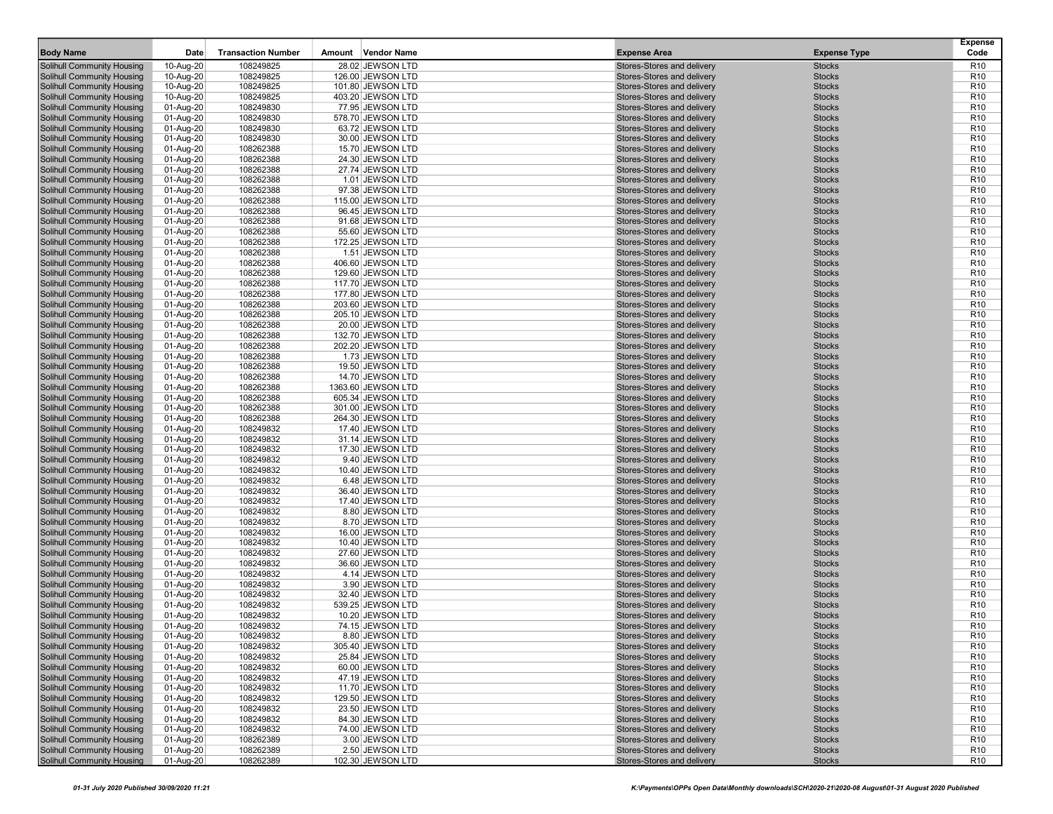| Body Name | Date | Transaction Number | Amount | Vendor Name | Expense Area | Expense Type | Expense Code |
|---|---|---|---|---|---|---|---|
| Solihull Community Housing | 10-Aug-20 | 108249825 | 28.02 | JEWSON LTD | Stores-Stores and delivery | Stocks | R10 |
| Solihull Community Housing | 10-Aug-20 | 108249825 | 126.00 | JEWSON LTD | Stores-Stores and delivery | Stocks | R10 |
| Solihull Community Housing | 10-Aug-20 | 108249825 | 101.80 | JEWSON LTD | Stores-Stores and delivery | Stocks | R10 |
| Solihull Community Housing | 10-Aug-20 | 108249825 | 403.20 | JEWSON LTD | Stores-Stores and delivery | Stocks | R10 |
| Solihull Community Housing | 01-Aug-20 | 108249830 | 77.95 | JEWSON LTD | Stores-Stores and delivery | Stocks | R10 |
| Solihull Community Housing | 01-Aug-20 | 108249830 | 578.70 | JEWSON LTD | Stores-Stores and delivery | Stocks | R10 |
| Solihull Community Housing | 01-Aug-20 | 108249830 | 63.72 | JEWSON LTD | Stores-Stores and delivery | Stocks | R10 |
| Solihull Community Housing | 01-Aug-20 | 108249830 | 30.00 | JEWSON LTD | Stores-Stores and delivery | Stocks | R10 |
| Solihull Community Housing | 01-Aug-20 | 108262388 | 15.70 | JEWSON LTD | Stores-Stores and delivery | Stocks | R10 |
| Solihull Community Housing | 01-Aug-20 | 108262388 | 24.30 | JEWSON LTD | Stores-Stores and delivery | Stocks | R10 |
| Solihull Community Housing | 01-Aug-20 | 108262388 | 27.74 | JEWSON LTD | Stores-Stores and delivery | Stocks | R10 |
| Solihull Community Housing | 01-Aug-20 | 108262388 | 1.01 | JEWSON LTD | Stores-Stores and delivery | Stocks | R10 |
| Solihull Community Housing | 01-Aug-20 | 108262388 | 97.38 | JEWSON LTD | Stores-Stores and delivery | Stocks | R10 |
| Solihull Community Housing | 01-Aug-20 | 108262388 | 115.00 | JEWSON LTD | Stores-Stores and delivery | Stocks | R10 |
| Solihull Community Housing | 01-Aug-20 | 108262388 | 96.45 | JEWSON LTD | Stores-Stores and delivery | Stocks | R10 |
| Solihull Community Housing | 01-Aug-20 | 108262388 | 91.68 | JEWSON LTD | Stores-Stores and delivery | Stocks | R10 |
| Solihull Community Housing | 01-Aug-20 | 108262388 | 55.60 | JEWSON LTD | Stores-Stores and delivery | Stocks | R10 |
| Solihull Community Housing | 01-Aug-20 | 108262388 | 172.25 | JEWSON LTD | Stores-Stores and delivery | Stocks | R10 |
| Solihull Community Housing | 01-Aug-20 | 108262388 | 1.51 | JEWSON LTD | Stores-Stores and delivery | Stocks | R10 |
| Solihull Community Housing | 01-Aug-20 | 108262388 | 406.60 | JEWSON LTD | Stores-Stores and delivery | Stocks | R10 |
| Solihull Community Housing | 01-Aug-20 | 108262388 | 129.60 | JEWSON LTD | Stores-Stores and delivery | Stocks | R10 |
| Solihull Community Housing | 01-Aug-20 | 108262388 | 117.70 | JEWSON LTD | Stores-Stores and delivery | Stocks | R10 |
| Solihull Community Housing | 01-Aug-20 | 108262388 | 177.80 | JEWSON LTD | Stores-Stores and delivery | Stocks | R10 |
| Solihull Community Housing | 01-Aug-20 | 108262388 | 203.60 | JEWSON LTD | Stores-Stores and delivery | Stocks | R10 |
| Solihull Community Housing | 01-Aug-20 | 108262388 | 205.10 | JEWSON LTD | Stores-Stores and delivery | Stocks | R10 |
| Solihull Community Housing | 01-Aug-20 | 108262388 | 20.00 | JEWSON LTD | Stores-Stores and delivery | Stocks | R10 |
| Solihull Community Housing | 01-Aug-20 | 108262388 | 132.70 | JEWSON LTD | Stores-Stores and delivery | Stocks | R10 |
| Solihull Community Housing | 01-Aug-20 | 108262388 | 202.20 | JEWSON LTD | Stores-Stores and delivery | Stocks | R10 |
| Solihull Community Housing | 01-Aug-20 | 108262388 | 1.73 | JEWSON LTD | Stores-Stores and delivery | Stocks | R10 |
| Solihull Community Housing | 01-Aug-20 | 108262388 | 19.50 | JEWSON LTD | Stores-Stores and delivery | Stocks | R10 |
| Solihull Community Housing | 01-Aug-20 | 108262388 | 14.70 | JEWSON LTD | Stores-Stores and delivery | Stocks | R10 |
| Solihull Community Housing | 01-Aug-20 | 108262388 | 1363.60 | JEWSON LTD | Stores-Stores and delivery | Stocks | R10 |
| Solihull Community Housing | 01-Aug-20 | 108262388 | 605.34 | JEWSON LTD | Stores-Stores and delivery | Stocks | R10 |
| Solihull Community Housing | 01-Aug-20 | 108262388 | 301.00 | JEWSON LTD | Stores-Stores and delivery | Stocks | R10 |
| Solihull Community Housing | 01-Aug-20 | 108262388 | 264.30 | JEWSON LTD | Stores-Stores and delivery | Stocks | R10 |
| Solihull Community Housing | 01-Aug-20 | 108249832 | 17.40 | JEWSON LTD | Stores-Stores and delivery | Stocks | R10 |
| Solihull Community Housing | 01-Aug-20 | 108249832 | 31.14 | JEWSON LTD | Stores-Stores and delivery | Stocks | R10 |
| Solihull Community Housing | 01-Aug-20 | 108249832 | 17.30 | JEWSON LTD | Stores-Stores and delivery | Stocks | R10 |
| Solihull Community Housing | 01-Aug-20 | 108249832 | 9.40 | JEWSON LTD | Stores-Stores and delivery | Stocks | R10 |
| Solihull Community Housing | 01-Aug-20 | 108249832 | 10.40 | JEWSON LTD | Stores-Stores and delivery | Stocks | R10 |
| Solihull Community Housing | 01-Aug-20 | 108249832 | 6.48 | JEWSON LTD | Stores-Stores and delivery | Stocks | R10 |
| Solihull Community Housing | 01-Aug-20 | 108249832 | 36.40 | JEWSON LTD | Stores-Stores and delivery | Stocks | R10 |
| Solihull Community Housing | 01-Aug-20 | 108249832 | 17.40 | JEWSON LTD | Stores-Stores and delivery | Stocks | R10 |
| Solihull Community Housing | 01-Aug-20 | 108249832 | 8.80 | JEWSON LTD | Stores-Stores and delivery | Stocks | R10 |
| Solihull Community Housing | 01-Aug-20 | 108249832 | 8.70 | JEWSON LTD | Stores-Stores and delivery | Stocks | R10 |
| Solihull Community Housing | 01-Aug-20 | 108249832 | 16.00 | JEWSON LTD | Stores-Stores and delivery | Stocks | R10 |
| Solihull Community Housing | 01-Aug-20 | 108249832 | 10.40 | JEWSON LTD | Stores-Stores and delivery | Stocks | R10 |
| Solihull Community Housing | 01-Aug-20 | 108249832 | 27.60 | JEWSON LTD | Stores-Stores and delivery | Stocks | R10 |
| Solihull Community Housing | 01-Aug-20 | 108249832 | 36.60 | JEWSON LTD | Stores-Stores and delivery | Stocks | R10 |
| Solihull Community Housing | 01-Aug-20 | 108249832 | 4.14 | JEWSON LTD | Stores-Stores and delivery | Stocks | R10 |
| Solihull Community Housing | 01-Aug-20 | 108249832 | 3.90 | JEWSON LTD | Stores-Stores and delivery | Stocks | R10 |
| Solihull Community Housing | 01-Aug-20 | 108249832 | 32.40 | JEWSON LTD | Stores-Stores and delivery | Stocks | R10 |
| Solihull Community Housing | 01-Aug-20 | 108249832 | 539.25 | JEWSON LTD | Stores-Stores and delivery | Stocks | R10 |
| Solihull Community Housing | 01-Aug-20 | 108249832 | 10.20 | JEWSON LTD | Stores-Stores and delivery | Stocks | R10 |
| Solihull Community Housing | 01-Aug-20 | 108249832 | 74.15 | JEWSON LTD | Stores-Stores and delivery | Stocks | R10 |
| Solihull Community Housing | 01-Aug-20 | 108249832 | 8.80 | JEWSON LTD | Stores-Stores and delivery | Stocks | R10 |
| Solihull Community Housing | 01-Aug-20 | 108249832 | 305.40 | JEWSON LTD | Stores-Stores and delivery | Stocks | R10 |
| Solihull Community Housing | 01-Aug-20 | 108249832 | 25.84 | JEWSON LTD | Stores-Stores and delivery | Stocks | R10 |
| Solihull Community Housing | 01-Aug-20 | 108249832 | 60.00 | JEWSON LTD | Stores-Stores and delivery | Stocks | R10 |
| Solihull Community Housing | 01-Aug-20 | 108249832 | 47.19 | JEWSON LTD | Stores-Stores and delivery | Stocks | R10 |
| Solihull Community Housing | 01-Aug-20 | 108249832 | 11.70 | JEWSON LTD | Stores-Stores and delivery | Stocks | R10 |
| Solihull Community Housing | 01-Aug-20 | 108249832 | 129.50 | JEWSON LTD | Stores-Stores and delivery | Stocks | R10 |
| Solihull Community Housing | 01-Aug-20 | 108249832 | 23.50 | JEWSON LTD | Stores-Stores and delivery | Stocks | R10 |
| Solihull Community Housing | 01-Aug-20 | 108249832 | 84.30 | JEWSON LTD | Stores-Stores and delivery | Stocks | R10 |
| Solihull Community Housing | 01-Aug-20 | 108249832 | 74.00 | JEWSON LTD | Stores-Stores and delivery | Stocks | R10 |
| Solihull Community Housing | 01-Aug-20 | 108262389 | 3.00 | JEWSON LTD | Stores-Stores and delivery | Stocks | R10 |
| Solihull Community Housing | 01-Aug-20 | 108262389 | 2.50 | JEWSON LTD | Stores-Stores and delivery | Stocks | R10 |
| Solihull Community Housing | 01-Aug-20 | 108262389 | 102.30 | JEWSON LTD | Stores-Stores and delivery | Stocks | R10 |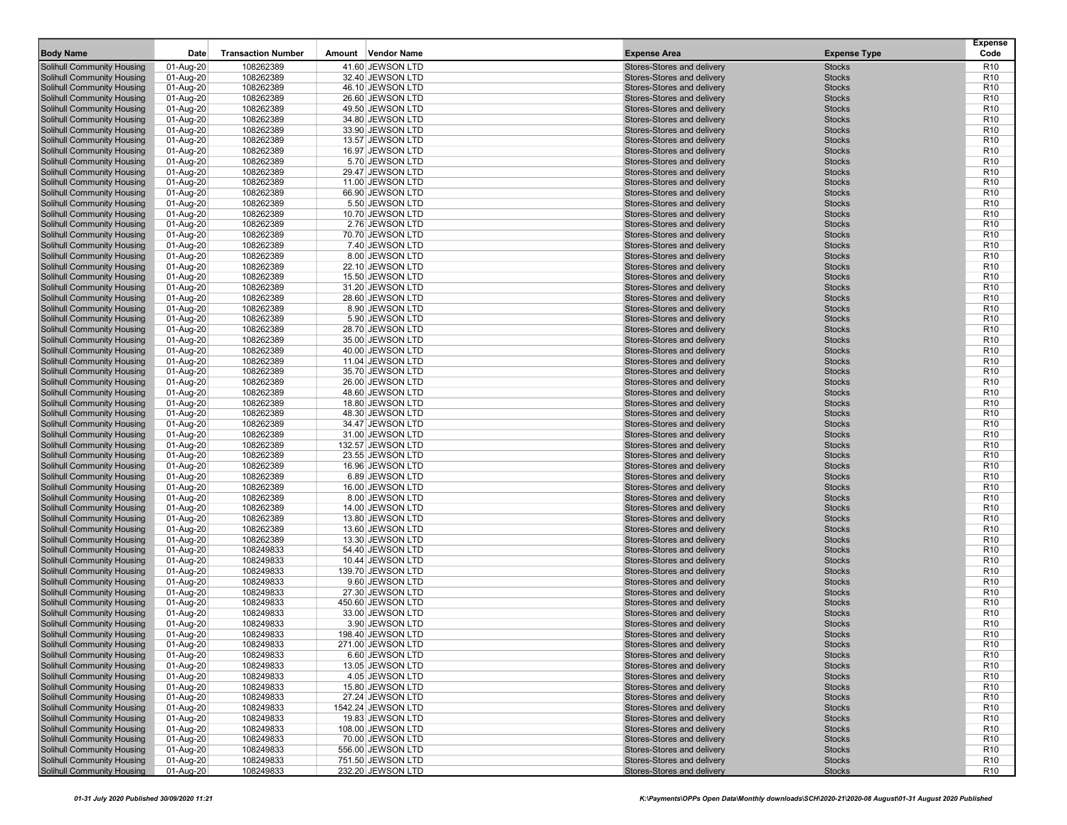| Body Name | Date | Transaction Number | Amount | Vendor Name | Expense Area | Expense Type | Expense Code |
|---|---|---|---|---|---|---|---|
| Solihull Community Housing | 01-Aug-20 | 108262389 | 41.60 | JEWSON LTD | Stores-Stores and delivery | Stocks | R10 |
| Solihull Community Housing | 01-Aug-20 | 108262389 | 32.40 | JEWSON LTD | Stores-Stores and delivery | Stocks | R10 |
| Solihull Community Housing | 01-Aug-20 | 108262389 | 46.10 | JEWSON LTD | Stores-Stores and delivery | Stocks | R10 |
| Solihull Community Housing | 01-Aug-20 | 108262389 | 26.60 | JEWSON LTD | Stores-Stores and delivery | Stocks | R10 |
| Solihull Community Housing | 01-Aug-20 | 108262389 | 49.50 | JEWSON LTD | Stores-Stores and delivery | Stocks | R10 |
| Solihull Community Housing | 01-Aug-20 | 108262389 | 34.80 | JEWSON LTD | Stores-Stores and delivery | Stocks | R10 |
| Solihull Community Housing | 01-Aug-20 | 108262389 | 33.90 | JEWSON LTD | Stores-Stores and delivery | Stocks | R10 |
| Solihull Community Housing | 01-Aug-20 | 108262389 | 13.57 | JEWSON LTD | Stores-Stores and delivery | Stocks | R10 |
| Solihull Community Housing | 01-Aug-20 | 108262389 | 16.97 | JEWSON LTD | Stores-Stores and delivery | Stocks | R10 |
| Solihull Community Housing | 01-Aug-20 | 108262389 | 5.70 | JEWSON LTD | Stores-Stores and delivery | Stocks | R10 |
| Solihull Community Housing | 01-Aug-20 | 108262389 | 29.47 | JEWSON LTD | Stores-Stores and delivery | Stocks | R10 |
| Solihull Community Housing | 01-Aug-20 | 108262389 | 11.00 | JEWSON LTD | Stores-Stores and delivery | Stocks | R10 |
| Solihull Community Housing | 01-Aug-20 | 108262389 | 66.90 | JEWSON LTD | Stores-Stores and delivery | Stocks | R10 |
| Solihull Community Housing | 01-Aug-20 | 108262389 | 5.50 | JEWSON LTD | Stores-Stores and delivery | Stocks | R10 |
| Solihull Community Housing | 01-Aug-20 | 108262389 | 10.70 | JEWSON LTD | Stores-Stores and delivery | Stocks | R10 |
| Solihull Community Housing | 01-Aug-20 | 108262389 | 2.76 | JEWSON LTD | Stores-Stores and delivery | Stocks | R10 |
| Solihull Community Housing | 01-Aug-20 | 108262389 | 70.70 | JEWSON LTD | Stores-Stores and delivery | Stocks | R10 |
| Solihull Community Housing | 01-Aug-20 | 108262389 | 7.40 | JEWSON LTD | Stores-Stores and delivery | Stocks | R10 |
| Solihull Community Housing | 01-Aug-20 | 108262389 | 8.00 | JEWSON LTD | Stores-Stores and delivery | Stocks | R10 |
| Solihull Community Housing | 01-Aug-20 | 108262389 | 22.10 | JEWSON LTD | Stores-Stores and delivery | Stocks | R10 |
| Solihull Community Housing | 01-Aug-20 | 108262389 | 15.50 | JEWSON LTD | Stores-Stores and delivery | Stocks | R10 |
| Solihull Community Housing | 01-Aug-20 | 108262389 | 31.20 | JEWSON LTD | Stores-Stores and delivery | Stocks | R10 |
| Solihull Community Housing | 01-Aug-20 | 108262389 | 28.60 | JEWSON LTD | Stores-Stores and delivery | Stocks | R10 |
| Solihull Community Housing | 01-Aug-20 | 108262389 | 8.90 | JEWSON LTD | Stores-Stores and delivery | Stocks | R10 |
| Solihull Community Housing | 01-Aug-20 | 108262389 | 5.90 | JEWSON LTD | Stores-Stores and delivery | Stocks | R10 |
| Solihull Community Housing | 01-Aug-20 | 108262389 | 28.70 | JEWSON LTD | Stores-Stores and delivery | Stocks | R10 |
| Solihull Community Housing | 01-Aug-20 | 108262389 | 35.00 | JEWSON LTD | Stores-Stores and delivery | Stocks | R10 |
| Solihull Community Housing | 01-Aug-20 | 108262389 | 40.00 | JEWSON LTD | Stores-Stores and delivery | Stocks | R10 |
| Solihull Community Housing | 01-Aug-20 | 108262389 | 11.04 | JEWSON LTD | Stores-Stores and delivery | Stocks | R10 |
| Solihull Community Housing | 01-Aug-20 | 108262389 | 35.70 | JEWSON LTD | Stores-Stores and delivery | Stocks | R10 |
| Solihull Community Housing | 01-Aug-20 | 108262389 | 26.00 | JEWSON LTD | Stores-Stores and delivery | Stocks | R10 |
| Solihull Community Housing | 01-Aug-20 | 108262389 | 48.60 | JEWSON LTD | Stores-Stores and delivery | Stocks | R10 |
| Solihull Community Housing | 01-Aug-20 | 108262389 | 18.80 | JEWSON LTD | Stores-Stores and delivery | Stocks | R10 |
| Solihull Community Housing | 01-Aug-20 | 108262389 | 48.30 | JEWSON LTD | Stores-Stores and delivery | Stocks | R10 |
| Solihull Community Housing | 01-Aug-20 | 108262389 | 34.47 | JEWSON LTD | Stores-Stores and delivery | Stocks | R10 |
| Solihull Community Housing | 01-Aug-20 | 108262389 | 31.00 | JEWSON LTD | Stores-Stores and delivery | Stocks | R10 |
| Solihull Community Housing | 01-Aug-20 | 108262389 | 132.57 | JEWSON LTD | Stores-Stores and delivery | Stocks | R10 |
| Solihull Community Housing | 01-Aug-20 | 108262389 | 23.55 | JEWSON LTD | Stores-Stores and delivery | Stocks | R10 |
| Solihull Community Housing | 01-Aug-20 | 108262389 | 16.96 | JEWSON LTD | Stores-Stores and delivery | Stocks | R10 |
| Solihull Community Housing | 01-Aug-20 | 108262389 | 6.89 | JEWSON LTD | Stores-Stores and delivery | Stocks | R10 |
| Solihull Community Housing | 01-Aug-20 | 108262389 | 16.00 | JEWSON LTD | Stores-Stores and delivery | Stocks | R10 |
| Solihull Community Housing | 01-Aug-20 | 108262389 | 8.00 | JEWSON LTD | Stores-Stores and delivery | Stocks | R10 |
| Solihull Community Housing | 01-Aug-20 | 108262389 | 14.00 | JEWSON LTD | Stores-Stores and delivery | Stocks | R10 |
| Solihull Community Housing | 01-Aug-20 | 108262389 | 13.80 | JEWSON LTD | Stores-Stores and delivery | Stocks | R10 |
| Solihull Community Housing | 01-Aug-20 | 108262389 | 13.60 | JEWSON LTD | Stores-Stores and delivery | Stocks | R10 |
| Solihull Community Housing | 01-Aug-20 | 108262389 | 13.30 | JEWSON LTD | Stores-Stores and delivery | Stocks | R10 |
| Solihull Community Housing | 01-Aug-20 | 108249833 | 54.40 | JEWSON LTD | Stores-Stores and delivery | Stocks | R10 |
| Solihull Community Housing | 01-Aug-20 | 108249833 | 10.44 | JEWSON LTD | Stores-Stores and delivery | Stocks | R10 |
| Solihull Community Housing | 01-Aug-20 | 108249833 | 139.70 | JEWSON LTD | Stores-Stores and delivery | Stocks | R10 |
| Solihull Community Housing | 01-Aug-20 | 108249833 | 9.60 | JEWSON LTD | Stores-Stores and delivery | Stocks | R10 |
| Solihull Community Housing | 01-Aug-20 | 108249833 | 27.30 | JEWSON LTD | Stores-Stores and delivery | Stocks | R10 |
| Solihull Community Housing | 01-Aug-20 | 108249833 | 450.60 | JEWSON LTD | Stores-Stores and delivery | Stocks | R10 |
| Solihull Community Housing | 01-Aug-20 | 108249833 | 33.00 | JEWSON LTD | Stores-Stores and delivery | Stocks | R10 |
| Solihull Community Housing | 01-Aug-20 | 108249833 | 3.90 | JEWSON LTD | Stores-Stores and delivery | Stocks | R10 |
| Solihull Community Housing | 01-Aug-20 | 108249833 | 198.40 | JEWSON LTD | Stores-Stores and delivery | Stocks | R10 |
| Solihull Community Housing | 01-Aug-20 | 108249833 | 271.00 | JEWSON LTD | Stores-Stores and delivery | Stocks | R10 |
| Solihull Community Housing | 01-Aug-20 | 108249833 | 6.60 | JEWSON LTD | Stores-Stores and delivery | Stocks | R10 |
| Solihull Community Housing | 01-Aug-20 | 108249833 | 13.05 | JEWSON LTD | Stores-Stores and delivery | Stocks | R10 |
| Solihull Community Housing | 01-Aug-20 | 108249833 | 4.05 | JEWSON LTD | Stores-Stores and delivery | Stocks | R10 |
| Solihull Community Housing | 01-Aug-20 | 108249833 | 15.80 | JEWSON LTD | Stores-Stores and delivery | Stocks | R10 |
| Solihull Community Housing | 01-Aug-20 | 108249833 | 27.24 | JEWSON LTD | Stores-Stores and delivery | Stocks | R10 |
| Solihull Community Housing | 01-Aug-20 | 108249833 | 1542.24 | JEWSON LTD | Stores-Stores and delivery | Stocks | R10 |
| Solihull Community Housing | 01-Aug-20 | 108249833 | 19.83 | JEWSON LTD | Stores-Stores and delivery | Stocks | R10 |
| Solihull Community Housing | 01-Aug-20 | 108249833 | 108.00 | JEWSON LTD | Stores-Stores and delivery | Stocks | R10 |
| Solihull Community Housing | 01-Aug-20 | 108249833 | 70.00 | JEWSON LTD | Stores-Stores and delivery | Stocks | R10 |
| Solihull Community Housing | 01-Aug-20 | 108249833 | 556.00 | JEWSON LTD | Stores-Stores and delivery | Stocks | R10 |
| Solihull Community Housing | 01-Aug-20 | 108249833 | 751.50 | JEWSON LTD | Stores-Stores and delivery | Stocks | R10 |
| Solihull Community Housing | 01-Aug-20 | 108249833 | 232.20 | JEWSON LTD | Stores-Stores and delivery | Stocks | R10 |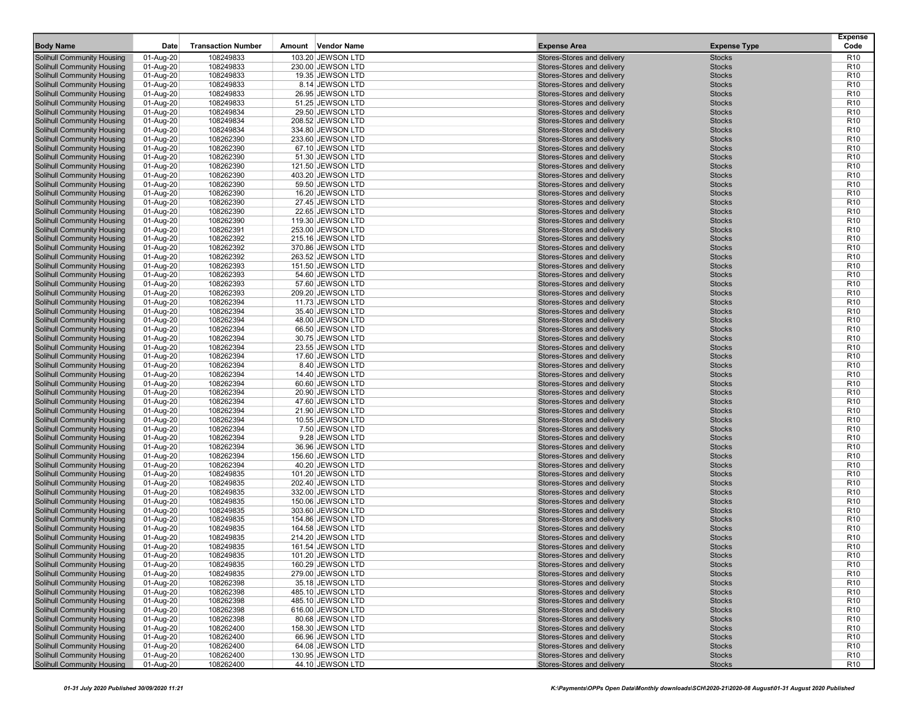| Body Name | Date | Transaction Number | Amount | Vendor Name | Expense Area | Expense Type | Expense Code |
|---|---|---|---|---|---|---|---|
| Solihull Community Housing | 01-Aug-20 | 108249833 | 103.20 | JEWSON LTD | Stores-Stores and delivery | Stocks | R10 |
| Solihull Community Housing | 01-Aug-20 | 108249833 | 230.00 | JEWSON LTD | Stores-Stores and delivery | Stocks | R10 |
| Solihull Community Housing | 01-Aug-20 | 108249833 | 19.35 | JEWSON LTD | Stores-Stores and delivery | Stocks | R10 |
| Solihull Community Housing | 01-Aug-20 | 108249833 | 8.14 | JEWSON LTD | Stores-Stores and delivery | Stocks | R10 |
| Solihull Community Housing | 01-Aug-20 | 108249833 | 26.95 | JEWSON LTD | Stores-Stores and delivery | Stocks | R10 |
| Solihull Community Housing | 01-Aug-20 | 108249833 | 51.25 | JEWSON LTD | Stores-Stores and delivery | Stocks | R10 |
| Solihull Community Housing | 01-Aug-20 | 108249834 | 29.50 | JEWSON LTD | Stores-Stores and delivery | Stocks | R10 |
| Solihull Community Housing | 01-Aug-20 | 108249834 | 208.52 | JEWSON LTD | Stores-Stores and delivery | Stocks | R10 |
| Solihull Community Housing | 01-Aug-20 | 108249834 | 334.80 | JEWSON LTD | Stores-Stores and delivery | Stocks | R10 |
| Solihull Community Housing | 01-Aug-20 | 108262390 | 233.60 | JEWSON LTD | Stores-Stores and delivery | Stocks | R10 |
| Solihull Community Housing | 01-Aug-20 | 108262390 | 67.10 | JEWSON LTD | Stores-Stores and delivery | Stocks | R10 |
| Solihull Community Housing | 01-Aug-20 | 108262390 | 51.30 | JEWSON LTD | Stores-Stores and delivery | Stocks | R10 |
| Solihull Community Housing | 01-Aug-20 | 108262390 | 121.50 | JEWSON LTD | Stores-Stores and delivery | Stocks | R10 |
| Solihull Community Housing | 01-Aug-20 | 108262390 | 403.20 | JEWSON LTD | Stores-Stores and delivery | Stocks | R10 |
| Solihull Community Housing | 01-Aug-20 | 108262390 | 59.50 | JEWSON LTD | Stores-Stores and delivery | Stocks | R10 |
| Solihull Community Housing | 01-Aug-20 | 108262390 | 16.20 | JEWSON LTD | Stores-Stores and delivery | Stocks | R10 |
| Solihull Community Housing | 01-Aug-20 | 108262390 | 27.45 | JEWSON LTD | Stores-Stores and delivery | Stocks | R10 |
| Solihull Community Housing | 01-Aug-20 | 108262390 | 22.65 | JEWSON LTD | Stores-Stores and delivery | Stocks | R10 |
| Solihull Community Housing | 01-Aug-20 | 108262390 | 119.30 | JEWSON LTD | Stores-Stores and delivery | Stocks | R10 |
| Solihull Community Housing | 01-Aug-20 | 108262391 | 253.00 | JEWSON LTD | Stores-Stores and delivery | Stocks | R10 |
| Solihull Community Housing | 01-Aug-20 | 108262392 | 215.16 | JEWSON LTD | Stores-Stores and delivery | Stocks | R10 |
| Solihull Community Housing | 01-Aug-20 | 108262392 | 370.86 | JEWSON LTD | Stores-Stores and delivery | Stocks | R10 |
| Solihull Community Housing | 01-Aug-20 | 108262392 | 263.52 | JEWSON LTD | Stores-Stores and delivery | Stocks | R10 |
| Solihull Community Housing | 01-Aug-20 | 108262393 | 151.50 | JEWSON LTD | Stores-Stores and delivery | Stocks | R10 |
| Solihull Community Housing | 01-Aug-20 | 108262393 | 54.60 | JEWSON LTD | Stores-Stores and delivery | Stocks | R10 |
| Solihull Community Housing | 01-Aug-20 | 108262393 | 57.60 | JEWSON LTD | Stores-Stores and delivery | Stocks | R10 |
| Solihull Community Housing | 01-Aug-20 | 108262393 | 209.20 | JEWSON LTD | Stores-Stores and delivery | Stocks | R10 |
| Solihull Community Housing | 01-Aug-20 | 108262394 | 11.73 | JEWSON LTD | Stores-Stores and delivery | Stocks | R10 |
| Solihull Community Housing | 01-Aug-20 | 108262394 | 35.40 | JEWSON LTD | Stores-Stores and delivery | Stocks | R10 |
| Solihull Community Housing | 01-Aug-20 | 108262394 | 48.00 | JEWSON LTD | Stores-Stores and delivery | Stocks | R10 |
| Solihull Community Housing | 01-Aug-20 | 108262394 | 66.50 | JEWSON LTD | Stores-Stores and delivery | Stocks | R10 |
| Solihull Community Housing | 01-Aug-20 | 108262394 | 30.75 | JEWSON LTD | Stores-Stores and delivery | Stocks | R10 |
| Solihull Community Housing | 01-Aug-20 | 108262394 | 23.55 | JEWSON LTD | Stores-Stores and delivery | Stocks | R10 |
| Solihull Community Housing | 01-Aug-20 | 108262394 | 17.60 | JEWSON LTD | Stores-Stores and delivery | Stocks | R10 |
| Solihull Community Housing | 01-Aug-20 | 108262394 | 8.40 | JEWSON LTD | Stores-Stores and delivery | Stocks | R10 |
| Solihull Community Housing | 01-Aug-20 | 108262394 | 14.40 | JEWSON LTD | Stores-Stores and delivery | Stocks | R10 |
| Solihull Community Housing | 01-Aug-20 | 108262394 | 60.60 | JEWSON LTD | Stores-Stores and delivery | Stocks | R10 |
| Solihull Community Housing | 01-Aug-20 | 108262394 | 20.90 | JEWSON LTD | Stores-Stores and delivery | Stocks | R10 |
| Solihull Community Housing | 01-Aug-20 | 108262394 | 47.60 | JEWSON LTD | Stores-Stores and delivery | Stocks | R10 |
| Solihull Community Housing | 01-Aug-20 | 108262394 | 21.90 | JEWSON LTD | Stores-Stores and delivery | Stocks | R10 |
| Solihull Community Housing | 01-Aug-20 | 108262394 | 10.55 | JEWSON LTD | Stores-Stores and delivery | Stocks | R10 |
| Solihull Community Housing | 01-Aug-20 | 108262394 | 7.50 | JEWSON LTD | Stores-Stores and delivery | Stocks | R10 |
| Solihull Community Housing | 01-Aug-20 | 108262394 | 9.28 | JEWSON LTD | Stores-Stores and delivery | Stocks | R10 |
| Solihull Community Housing | 01-Aug-20 | 108262394 | 36.96 | JEWSON LTD | Stores-Stores and delivery | Stocks | R10 |
| Solihull Community Housing | 01-Aug-20 | 108262394 | 156.60 | JEWSON LTD | Stores-Stores and delivery | Stocks | R10 |
| Solihull Community Housing | 01-Aug-20 | 108262394 | 40.20 | JEWSON LTD | Stores-Stores and delivery | Stocks | R10 |
| Solihull Community Housing | 01-Aug-20 | 108249835 | 101.20 | JEWSON LTD | Stores-Stores and delivery | Stocks | R10 |
| Solihull Community Housing | 01-Aug-20 | 108249835 | 202.40 | JEWSON LTD | Stores-Stores and delivery | Stocks | R10 |
| Solihull Community Housing | 01-Aug-20 | 108249835 | 332.00 | JEWSON LTD | Stores-Stores and delivery | Stocks | R10 |
| Solihull Community Housing | 01-Aug-20 | 108249835 | 150.06 | JEWSON LTD | Stores-Stores and delivery | Stocks | R10 |
| Solihull Community Housing | 01-Aug-20 | 108249835 | 303.60 | JEWSON LTD | Stores-Stores and delivery | Stocks | R10 |
| Solihull Community Housing | 01-Aug-20 | 108249835 | 154.86 | JEWSON LTD | Stores-Stores and delivery | Stocks | R10 |
| Solihull Community Housing | 01-Aug-20 | 108249835 | 164.58 | JEWSON LTD | Stores-Stores and delivery | Stocks | R10 |
| Solihull Community Housing | 01-Aug-20 | 108249835 | 214.20 | JEWSON LTD | Stores-Stores and delivery | Stocks | R10 |
| Solihull Community Housing | 01-Aug-20 | 108249835 | 161.54 | JEWSON LTD | Stores-Stores and delivery | Stocks | R10 |
| Solihull Community Housing | 01-Aug-20 | 108249835 | 101.20 | JEWSON LTD | Stores-Stores and delivery | Stocks | R10 |
| Solihull Community Housing | 01-Aug-20 | 108249835 | 160.29 | JEWSON LTD | Stores-Stores and delivery | Stocks | R10 |
| Solihull Community Housing | 01-Aug-20 | 108249835 | 279.00 | JEWSON LTD | Stores-Stores and delivery | Stocks | R10 |
| Solihull Community Housing | 01-Aug-20 | 108262398 | 35.18 | JEWSON LTD | Stores-Stores and delivery | Stocks | R10 |
| Solihull Community Housing | 01-Aug-20 | 108262398 | 485.10 | JEWSON LTD | Stores-Stores and delivery | Stocks | R10 |
| Solihull Community Housing | 01-Aug-20 | 108262398 | 485.10 | JEWSON LTD | Stores-Stores and delivery | Stocks | R10 |
| Solihull Community Housing | 01-Aug-20 | 108262398 | 616.00 | JEWSON LTD | Stores-Stores and delivery | Stocks | R10 |
| Solihull Community Housing | 01-Aug-20 | 108262398 | 80.68 | JEWSON LTD | Stores-Stores and delivery | Stocks | R10 |
| Solihull Community Housing | 01-Aug-20 | 108262400 | 158.30 | JEWSON LTD | Stores-Stores and delivery | Stocks | R10 |
| Solihull Community Housing | 01-Aug-20 | 108262400 | 66.96 | JEWSON LTD | Stores-Stores and delivery | Stocks | R10 |
| Solihull Community Housing | 01-Aug-20 | 108262400 | 64.08 | JEWSON LTD | Stores-Stores and delivery | Stocks | R10 |
| Solihull Community Housing | 01-Aug-20 | 108262400 | 130.95 | JEWSON LTD | Stores-Stores and delivery | Stocks | R10 |
| Solihull Community Housing | 01-Aug-20 | 108262400 | 44.10 | JEWSON LTD | Stores-Stores and delivery | Stocks | R10 |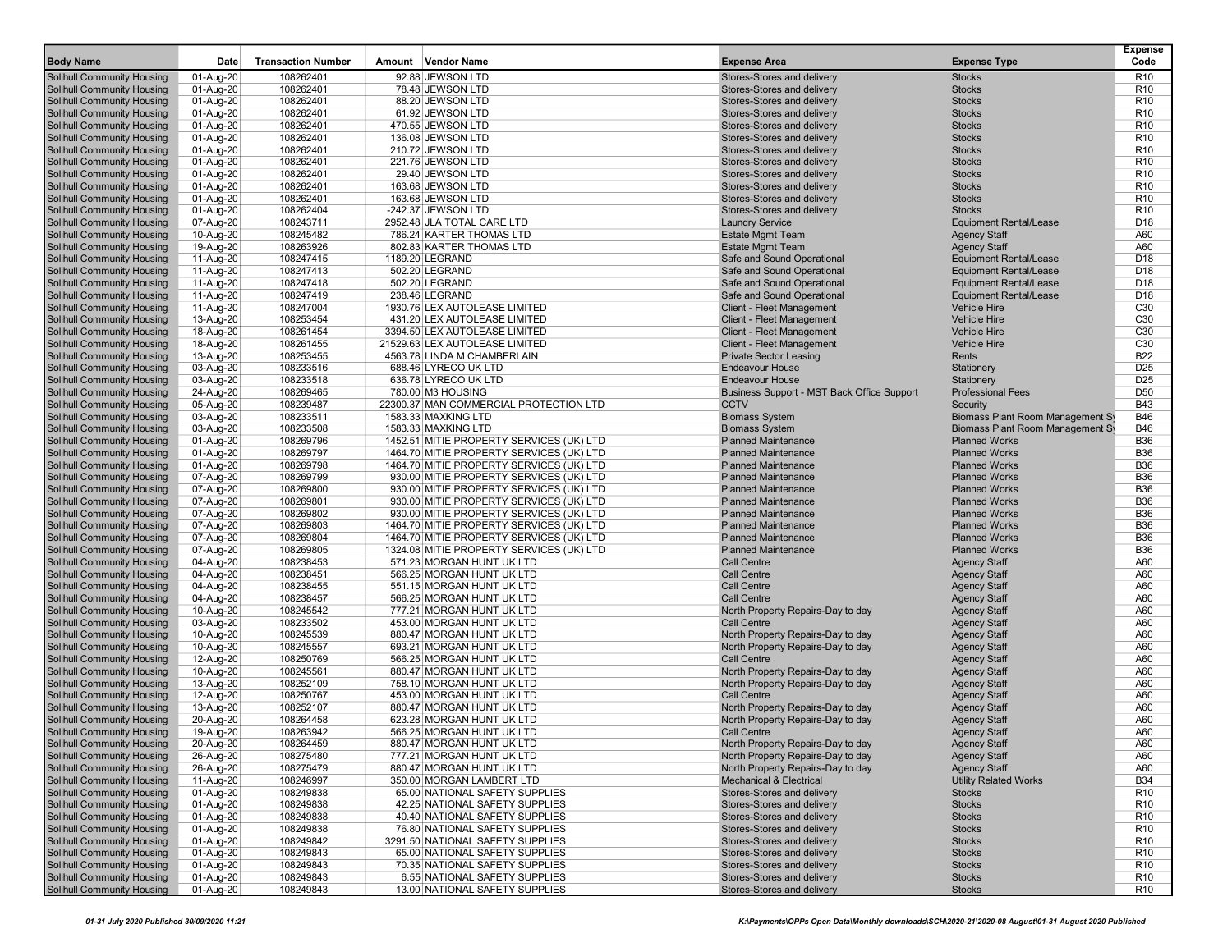| Body Name | Date | Transaction Number | Amount | Vendor Name | Expense Area | Expense Type | Expense Code |
|---|---|---|---|---|---|---|---|
| Solihull Community Housing | 01-Aug-20 | 108262401 | 92.88 | JEWSON LTD | Stores-Stores and delivery | Stocks | R10 |
| Solihull Community Housing | 01-Aug-20 | 108262401 | 78.48 | JEWSON LTD | Stores-Stores and delivery | Stocks | R10 |
| Solihull Community Housing | 01-Aug-20 | 108262401 | 88.20 | JEWSON LTD | Stores-Stores and delivery | Stocks | R10 |
| Solihull Community Housing | 01-Aug-20 | 108262401 | 61.92 | JEWSON LTD | Stores-Stores and delivery | Stocks | R10 |
| Solihull Community Housing | 01-Aug-20 | 108262401 | 470.55 | JEWSON LTD | Stores-Stores and delivery | Stocks | R10 |
| Solihull Community Housing | 01-Aug-20 | 108262401 | 136.08 | JEWSON LTD | Stores-Stores and delivery | Stocks | R10 |
| Solihull Community Housing | 01-Aug-20 | 108262401 | 210.72 | JEWSON LTD | Stores-Stores and delivery | Stocks | R10 |
| Solihull Community Housing | 01-Aug-20 | 108262401 | 221.76 | JEWSON LTD | Stores-Stores and delivery | Stocks | R10 |
| Solihull Community Housing | 01-Aug-20 | 108262401 | 29.40 | JEWSON LTD | Stores-Stores and delivery | Stocks | R10 |
| Solihull Community Housing | 01-Aug-20 | 108262401 | 163.68 | JEWSON LTD | Stores-Stores and delivery | Stocks | R10 |
| Solihull Community Housing | 01-Aug-20 | 108262401 | 163.68 | JEWSON LTD | Stores-Stores and delivery | Stocks | R10 |
| Solihull Community Housing | 01-Aug-20 | 108262404 | -242.37 | JEWSON LTD | Stores-Stores and delivery | Stocks | R10 |
| Solihull Community Housing | 07-Aug-20 | 108243711 | 2952.48 | JLA TOTAL CARE LTD | Laundry Service | Equipment Rental/Lease | D18 |
| Solihull Community Housing | 10-Aug-20 | 108245482 | 786.24 | KARTER THOMAS LTD | Estate Mgmt Team | Agency Staff | A60 |
| Solihull Community Housing | 19-Aug-20 | 108263926 | 802.83 | KARTER THOMAS LTD | Estate Mgmt Team | Agency Staff | A60 |
| Solihull Community Housing | 11-Aug-20 | 108247415 | 1189.20 | LEGRAND | Safe and Sound Operational | Equipment Rental/Lease | D18 |
| Solihull Community Housing | 11-Aug-20 | 108247413 | 502.20 | LEGRAND | Safe and Sound Operational | Equipment Rental/Lease | D18 |
| Solihull Community Housing | 11-Aug-20 | 108247418 | 502.20 | LEGRAND | Safe and Sound Operational | Equipment Rental/Lease | D18 |
| Solihull Community Housing | 11-Aug-20 | 108247419 | 238.46 | LEGRAND | Safe and Sound Operational | Equipment Rental/Lease | D18 |
| Solihull Community Housing | 11-Aug-20 | 108247004 | 1930.76 | LEX AUTOLEASE LIMITED | Client - Fleet Management | Vehicle Hire | C30 |
| Solihull Community Housing | 13-Aug-20 | 108253454 | 431.20 | LEX AUTOLEASE LIMITED | Client - Fleet Management | Vehicle Hire | C30 |
| Solihull Community Housing | 18-Aug-20 | 108261454 | 3394.50 | LEX AUTOLEASE LIMITED | Client - Fleet Management | Vehicle Hire | C30 |
| Solihull Community Housing | 18-Aug-20 | 108261455 | 21529.63 | LEX AUTOLEASE LIMITED | Client - Fleet Management | Vehicle Hire | C30 |
| Solihull Community Housing | 13-Aug-20 | 108253455 | 4563.78 | LINDA M CHAMBERLAIN | Private Sector Leasing | Rents | B22 |
| Solihull Community Housing | 03-Aug-20 | 108233516 | 688.46 | LYRECO UK LTD | Endeavour House | Stationery | D25 |
| Solihull Community Housing | 03-Aug-20 | 108233518 | 636.78 | LYRECO UK LTD | Endeavour House | Stationery | D25 |
| Solihull Community Housing | 24-Aug-20 | 108269465 | 780.00 | M3 HOUSING | Business Support - MST Back Office Support | Professional Fees | D50 |
| Solihull Community Housing | 05-Aug-20 | 108239487 | 22300.37 | MAN COMMERCIAL PROTECTION LTD | CCTV | Security | B43 |
| Solihull Community Housing | 03-Aug-20 | 108233511 | 1583.33 | MAXKING LTD | Biomass System | Biomass Plant Room Management Sy | B46 |
| Solihull Community Housing | 03-Aug-20 | 108233508 | 1583.33 | MAXKING LTD | Biomass System | Biomass Plant Room Management Sy | B46 |
| Solihull Community Housing | 01-Aug-20 | 108269796 | 1452.51 | MITIE PROPERTY SERVICES (UK) LTD | Planned Maintenance | Planned Works | B36 |
| Solihull Community Housing | 01-Aug-20 | 108269797 | 1464.70 | MITIE PROPERTY SERVICES (UK) LTD | Planned Maintenance | Planned Works | B36 |
| Solihull Community Housing | 01-Aug-20 | 108269798 | 1464.70 | MITIE PROPERTY SERVICES (UK) LTD | Planned Maintenance | Planned Works | B36 |
| Solihull Community Housing | 07-Aug-20 | 108269799 | 930.00 | MITIE PROPERTY SERVICES (UK) LTD | Planned Maintenance | Planned Works | B36 |
| Solihull Community Housing | 07-Aug-20 | 108269800 | 930.00 | MITIE PROPERTY SERVICES (UK) LTD | Planned Maintenance | Planned Works | B36 |
| Solihull Community Housing | 07-Aug-20 | 108269801 | 930.00 | MITIE PROPERTY SERVICES (UK) LTD | Planned Maintenance | Planned Works | B36 |
| Solihull Community Housing | 07-Aug-20 | 108269802 | 930.00 | MITIE PROPERTY SERVICES (UK) LTD | Planned Maintenance | Planned Works | B36 |
| Solihull Community Housing | 07-Aug-20 | 108269803 | 1464.70 | MITIE PROPERTY SERVICES (UK) LTD | Planned Maintenance | Planned Works | B36 |
| Solihull Community Housing | 07-Aug-20 | 108269804 | 1464.70 | MITIE PROPERTY SERVICES (UK) LTD | Planned Maintenance | Planned Works | B36 |
| Solihull Community Housing | 07-Aug-20 | 108269805 | 1324.08 | MITIE PROPERTY SERVICES (UK) LTD | Planned Maintenance | Planned Works | B36 |
| Solihull Community Housing | 04-Aug-20 | 108238453 | 571.23 | MORGAN HUNT UK LTD | Call Centre | Agency Staff | A60 |
| Solihull Community Housing | 04-Aug-20 | 108238451 | 566.25 | MORGAN HUNT UK LTD | Call Centre | Agency Staff | A60 |
| Solihull Community Housing | 04-Aug-20 | 108238455 | 551.15 | MORGAN HUNT UK LTD | Call Centre | Agency Staff | A60 |
| Solihull Community Housing | 04-Aug-20 | 108238457 | 566.25 | MORGAN HUNT UK LTD | Call Centre | Agency Staff | A60 |
| Solihull Community Housing | 10-Aug-20 | 108245542 | 777.21 | MORGAN HUNT UK LTD | North Property Repairs-Day to day | Agency Staff | A60 |
| Solihull Community Housing | 03-Aug-20 | 108233502 | 453.00 | MORGAN HUNT UK LTD | Call Centre | Agency Staff | A60 |
| Solihull Community Housing | 10-Aug-20 | 108245539 | 880.47 | MORGAN HUNT UK LTD | North Property Repairs-Day to day | Agency Staff | A60 |
| Solihull Community Housing | 10-Aug-20 | 108245557 | 693.21 | MORGAN HUNT UK LTD | North Property Repairs-Day to day | Agency Staff | A60 |
| Solihull Community Housing | 12-Aug-20 | 108250769 | 566.25 | MORGAN HUNT UK LTD | Call Centre | Agency Staff | A60 |
| Solihull Community Housing | 10-Aug-20 | 108245561 | 880.47 | MORGAN HUNT UK LTD | North Property Repairs-Day to day | Agency Staff | A60 |
| Solihull Community Housing | 13-Aug-20 | 108252109 | 758.10 | MORGAN HUNT UK LTD | North Property Repairs-Day to day | Agency Staff | A60 |
| Solihull Community Housing | 12-Aug-20 | 108250767 | 453.00 | MORGAN HUNT UK LTD | Call Centre | Agency Staff | A60 |
| Solihull Community Housing | 13-Aug-20 | 108252107 | 880.47 | MORGAN HUNT UK LTD | North Property Repairs-Day to day | Agency Staff | A60 |
| Solihull Community Housing | 20-Aug-20 | 108264458 | 623.28 | MORGAN HUNT UK LTD | North Property Repairs-Day to day | Agency Staff | A60 |
| Solihull Community Housing | 19-Aug-20 | 108263942 | 566.25 | MORGAN HUNT UK LTD | Call Centre | Agency Staff | A60 |
| Solihull Community Housing | 20-Aug-20 | 108264459 | 880.47 | MORGAN HUNT UK LTD | North Property Repairs-Day to day | Agency Staff | A60 |
| Solihull Community Housing | 26-Aug-20 | 108275480 | 777.21 | MORGAN HUNT UK LTD | North Property Repairs-Day to day | Agency Staff | A60 |
| Solihull Community Housing | 26-Aug-20 | 108275479 | 880.47 | MORGAN HUNT UK LTD | North Property Repairs-Day to day | Agency Staff | A60 |
| Solihull Community Housing | 11-Aug-20 | 108246997 | 350.00 | MORGAN LAMBERT LTD | Mechanical & Electrical | Utility Related Works | B34 |
| Solihull Community Housing | 01-Aug-20 | 108249838 | 65.00 | NATIONAL SAFETY SUPPLIES | Stores-Stores and delivery | Stocks | R10 |
| Solihull Community Housing | 01-Aug-20 | 108249838 | 42.25 | NATIONAL SAFETY SUPPLIES | Stores-Stores and delivery | Stocks | R10 |
| Solihull Community Housing | 01-Aug-20 | 108249838 | 40.40 | NATIONAL SAFETY SUPPLIES | Stores-Stores and delivery | Stocks | R10 |
| Solihull Community Housing | 01-Aug-20 | 108249838 | 76.80 | NATIONAL SAFETY SUPPLIES | Stores-Stores and delivery | Stocks | R10 |
| Solihull Community Housing | 01-Aug-20 | 108249842 | 3291.50 | NATIONAL SAFETY SUPPLIES | Stores-Stores and delivery | Stocks | R10 |
| Solihull Community Housing | 01-Aug-20 | 108249843 | 65.00 | NATIONAL SAFETY SUPPLIES | Stores-Stores and delivery | Stocks | R10 |
| Solihull Community Housing | 01-Aug-20 | 108249843 | 70.35 | NATIONAL SAFETY SUPPLIES | Stores-Stores and delivery | Stocks | R10 |
| Solihull Community Housing | 01-Aug-20 | 108249843 | 6.55 | NATIONAL SAFETY SUPPLIES | Stores-Stores and delivery | Stocks | R10 |
| Solihull Community Housing | 01-Aug-20 | 108249843 | 13.00 | NATIONAL SAFETY SUPPLIES | Stores-Stores and delivery | Stocks | R10 |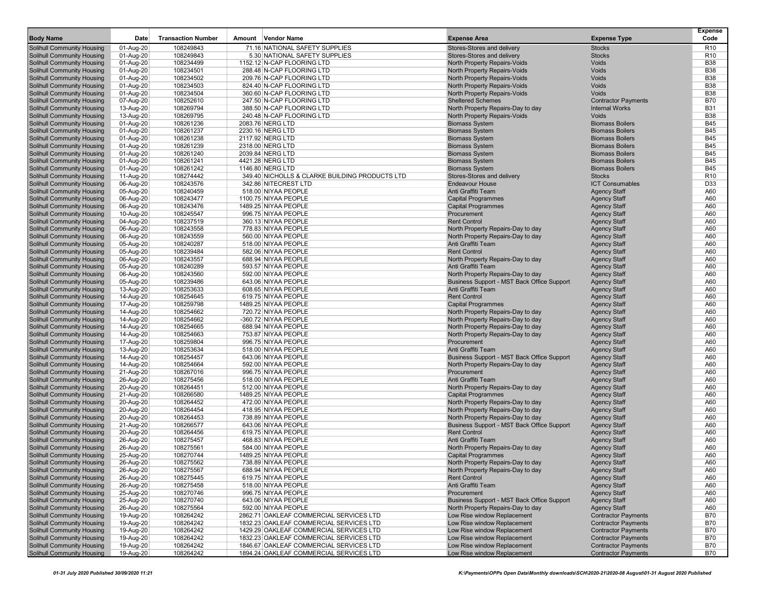| Body Name | Date | Transaction Number | Amount | Vendor Name | Expense Area | Expense Type | Expense Code |
|---|---|---|---|---|---|---|---|
| Solihull Community Housing | 01-Aug-20 | 108249843 | 71.16 | NATIONAL SAFETY SUPPLIES | Stores-Stores and delivery | Stocks | R10 |
| Solihull Community Housing | 01-Aug-20 | 108249843 | 5.30 | NATIONAL SAFETY SUPPLIES | Stores-Stores and delivery | Stocks | R10 |
| Solihull Community Housing | 01-Aug-20 | 108234499 | 1152.12 | N-CAP FLOORING LTD | North Property Repairs-Voids | Voids | B38 |
| Solihull Community Housing | 01-Aug-20 | 108234501 | 288.48 | N-CAP FLOORING LTD | North Property Repairs-Voids | Voids | B38 |
| Solihull Community Housing | 01-Aug-20 | 108234502 | 209.76 | N-CAP FLOORING LTD | North Property Repairs-Voids | Voids | B38 |
| Solihull Community Housing | 01-Aug-20 | 108234503 | 824.40 | N-CAP FLOORING LTD | North Property Repairs-Voids | Voids | B38 |
| Solihull Community Housing | 01-Aug-20 | 108234504 | 360.60 | N-CAP FLOORING LTD | North Property Repairs-Voids | Voids | B38 |
| Solihull Community Housing | 07-Aug-20 | 108252610 | 247.50 | N-CAP FLOORING LTD | Sheltered Schemes | Contractor Payments | B70 |
| Solihull Community Housing | 13-Aug-20 | 108269794 | 388.50 | N-CAP FLOORING LTD | North Property Repairs-Day to day | Internal Works | B31 |
| Solihull Community Housing | 13-Aug-20 | 108269795 | 240.48 | N-CAP FLOORING LTD | North Property Repairs-Voids | Voids | B38 |
| Solihull Community Housing | 01-Aug-20 | 108261236 | 2083.76 | NERG LTD | Biomass System | Biomass Boilers | B45 |
| Solihull Community Housing | 01-Aug-20 | 108261237 | 2230.16 | NERG LTD | Biomass System | Biomass Boilers | B45 |
| Solihull Community Housing | 01-Aug-20 | 108261238 | 2117.92 | NERG LTD | Biomass System | Biomass Boilers | B45 |
| Solihull Community Housing | 01-Aug-20 | 108261239 | 2318.00 | NERG LTD | Biomass System | Biomass Boilers | B45 |
| Solihull Community Housing | 01-Aug-20 | 108261240 | 2039.84 | NERG LTD | Biomass System | Biomass Boilers | B45 |
| Solihull Community Housing | 01-Aug-20 | 108261241 | 4421.28 | NERG LTD | Biomass System | Biomass Boilers | B45 |
| Solihull Community Housing | 01-Aug-20 | 108261242 | 1146.80 | NERG LTD | Biomass System | Biomass Boilers | B45 |
| Solihull Community Housing | 11-Aug-20 | 108274442 | 349.40 | NICHOLLS & CLARKE BUILDING PRODUCTS LTD | Stores-Stores and delivery | Stocks | R10 |
| Solihull Community Housing | 06-Aug-20 | 108243576 | 342.86 | NITECREST LTD | Endeavour House | ICT Consumables | D33 |
| Solihull Community Housing | 05-Aug-20 | 108240459 | 518.00 | NIYAA PEOPLE | Anti Graffiti Team | Agency Staff | A60 |
| Solihull Community Housing | 06-Aug-20 | 108243477 | 1100.75 | NIYAA PEOPLE | Capital Programmes | Agency Staff | A60 |
| Solihull Community Housing | 06-Aug-20 | 108243476 | 1489.25 | NIYAA PEOPLE | Capital Programmes | Agency Staff | A60 |
| Solihull Community Housing | 10-Aug-20 | 108245547 | 996.75 | NIYAA PEOPLE | Procurement | Agency Staff | A60 |
| Solihull Community Housing | 04-Aug-20 | 108237519 | 360.13 | NIYAA PEOPLE | Rent Control | Agency Staff | A60 |
| Solihull Community Housing | 06-Aug-20 | 108243558 | 778.83 | NIYAA PEOPLE | North Property Repairs-Day to day | Agency Staff | A60 |
| Solihull Community Housing | 06-Aug-20 | 108243559 | 560.00 | NIYAA PEOPLE | North Property Repairs-Day to day | Agency Staff | A60 |
| Solihull Community Housing | 05-Aug-20 | 108240287 | 518.00 | NIYAA PEOPLE | Anti Graffiti Team | Agency Staff | A60 |
| Solihull Community Housing | 05-Aug-20 | 108239484 | 582.06 | NIYAA PEOPLE | Rent Control | Agency Staff | A60 |
| Solihull Community Housing | 06-Aug-20 | 108243557 | 688.94 | NIYAA PEOPLE | North Property Repairs-Day to day | Agency Staff | A60 |
| Solihull Community Housing | 05-Aug-20 | 108240289 | 593.57 | NIYAA PEOPLE | Anti Graffiti Team | Agency Staff | A60 |
| Solihull Community Housing | 06-Aug-20 | 108243560 | 592.00 | NIYAA PEOPLE | North Property Repairs-Day to day | Agency Staff | A60 |
| Solihull Community Housing | 05-Aug-20 | 108239486 | 643.06 | NIYAA PEOPLE | Business Support - MST Back Office Support | Agency Staff | A60 |
| Solihull Community Housing | 13-Aug-20 | 108253633 | 608.65 | NIYAA PEOPLE | Anti Graffiti Team | Agency Staff | A60 |
| Solihull Community Housing | 14-Aug-20 | 108254645 | 619.75 | NIYAA PEOPLE | Rent Control | Agency Staff | A60 |
| Solihull Community Housing | 17-Aug-20 | 108259798 | 1489.25 | NIYAA PEOPLE | Capital Programmes | Agency Staff | A60 |
| Solihull Community Housing | 14-Aug-20 | 108254662 | 720.72 | NIYAA PEOPLE | North Property Repairs-Day to day | Agency Staff | A60 |
| Solihull Community Housing | 14-Aug-20 | 108254662 | -360.72 | NIYAA PEOPLE | North Property Repairs-Day to day | Agency Staff | A60 |
| Solihull Community Housing | 14-Aug-20 | 108254665 | 688.94 | NIYAA PEOPLE | North Property Repairs-Day to day | Agency Staff | A60 |
| Solihull Community Housing | 14-Aug-20 | 108254663 | 753.87 | NIYAA PEOPLE | North Property Repairs-Day to day | Agency Staff | A60 |
| Solihull Community Housing | 17-Aug-20 | 108259804 | 996.75 | NIYAA PEOPLE | Procurement | Agency Staff | A60 |
| Solihull Community Housing | 13-Aug-20 | 108253634 | 518.00 | NIYAA PEOPLE | Anti Graffiti Team | Agency Staff | A60 |
| Solihull Community Housing | 14-Aug-20 | 108254457 | 643.06 | NIYAA PEOPLE | Business Support - MST Back Office Support | Agency Staff | A60 |
| Solihull Community Housing | 14-Aug-20 | 108254664 | 592.00 | NIYAA PEOPLE | North Property Repairs-Day to day | Agency Staff | A60 |
| Solihull Community Housing | 21-Aug-20 | 108267016 | 996.75 | NIYAA PEOPLE | Procurement | Agency Staff | A60 |
| Solihull Community Housing | 26-Aug-20 | 108275456 | 518.00 | NIYAA PEOPLE | Anti Graffiti Team | Agency Staff | A60 |
| Solihull Community Housing | 20-Aug-20 | 108264451 | 512.00 | NIYAA PEOPLE | North Property Repairs-Day to day | Agency Staff | A60 |
| Solihull Community Housing | 21-Aug-20 | 108266580 | 1489.25 | NIYAA PEOPLE | Capital Programmes | Agency Staff | A60 |
| Solihull Community Housing | 20-Aug-20 | 108264452 | 472.00 | NIYAA PEOPLE | North Property Repairs-Day to day | Agency Staff | A60 |
| Solihull Community Housing | 20-Aug-20 | 108264454 | 418.95 | NIYAA PEOPLE | North Property Repairs-Day to day | Agency Staff | A60 |
| Solihull Community Housing | 20-Aug-20 | 108264453 | 738.89 | NIYAA PEOPLE | North Property Repairs-Day to day | Agency Staff | A60 |
| Solihull Community Housing | 21-Aug-20 | 108266577 | 643.06 | NIYAA PEOPLE | Business Support - MST Back Office Support | Agency Staff | A60 |
| Solihull Community Housing | 20-Aug-20 | 108264456 | 619.75 | NIYAA PEOPLE | Rent Control | Agency Staff | A60 |
| Solihull Community Housing | 26-Aug-20 | 108275457 | 468.83 | NIYAA PEOPLE | Anti Graffiti Team | Agency Staff | A60 |
| Solihull Community Housing | 26-Aug-20 | 108275561 | 584.00 | NIYAA PEOPLE | North Property Repairs-Day to day | Agency Staff | A60 |
| Solihull Community Housing | 25-Aug-20 | 108270744 | 1489.25 | NIYAA PEOPLE | Capital Programmes | Agency Staff | A60 |
| Solihull Community Housing | 26-Aug-20 | 108275562 | 738.89 | NIYAA PEOPLE | North Property Repairs-Day to day | Agency Staff | A60 |
| Solihull Community Housing | 26-Aug-20 | 108275567 | 688.94 | NIYAA PEOPLE | North Property Repairs-Day to day | Agency Staff | A60 |
| Solihull Community Housing | 26-Aug-20 | 108275445 | 619.75 | NIYAA PEOPLE | Rent Control | Agency Staff | A60 |
| Solihull Community Housing | 26-Aug-20 | 108275458 | 518.00 | NIYAA PEOPLE | Anti Graffiti Team | Agency Staff | A60 |
| Solihull Community Housing | 25-Aug-20 | 108270746 | 996.75 | NIYAA PEOPLE | Procurement | Agency Staff | A60 |
| Solihull Community Housing | 25-Aug-20 | 108270740 | 643.06 | NIYAA PEOPLE | Business Support - MST Back Office Support | Agency Staff | A60 |
| Solihull Community Housing | 26-Aug-20 | 108275564 | 592.00 | NIYAA PEOPLE | North Property Repairs-Day to day | Agency Staff | A60 |
| Solihull Community Housing | 19-Aug-20 | 108264242 | 2862.71 | OAKLEAF COMMERCIAL SERVICES LTD | Low Rise window Replacement | Contractor Payments | B70 |
| Solihull Community Housing | 19-Aug-20 | 108264242 | 1832.23 | OAKLEAF COMMERCIAL SERVICES LTD | Low Rise window Replacement | Contractor Payments | B70 |
| Solihull Community Housing | 19-Aug-20 | 108264242 | 1429.29 | OAKLEAF COMMERCIAL SERVICES LTD | Low Rise window Replacement | Contractor Payments | B70 |
| Solihull Community Housing | 19-Aug-20 | 108264242 | 1832.23 | OAKLEAF COMMERCIAL SERVICES LTD | Low Rise window Replacement | Contractor Payments | B70 |
| Solihull Community Housing | 19-Aug-20 | 108264242 | 1846.67 | OAKLEAF COMMERCIAL SERVICES LTD | Low Rise window Replacement | Contractor Payments | B70 |
| Solihull Community Housing | 19-Aug-20 | 108264242 | 1894.24 | OAKLEAF COMMERCIAL SERVICES LTD | Low Rise window Replacement | Contractor Payments | B70 |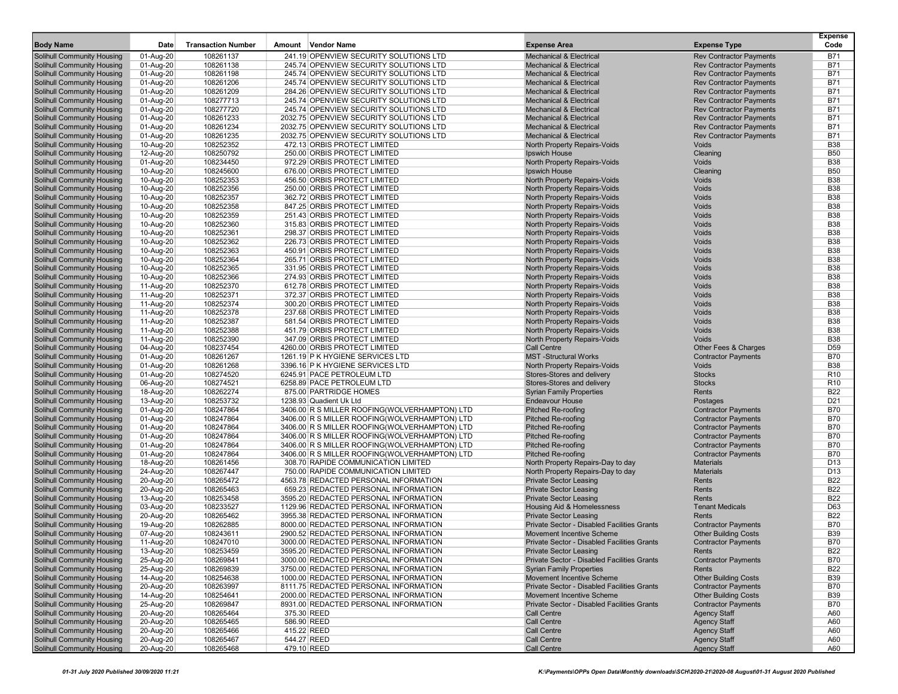| Body Name | Date | Transaction Number | Amount | Vendor Name | Expense Area | Expense Type | Expense Code |
|---|---|---|---|---|---|---|---|
| Solihull Community Housing | 01-Aug-20 | 108261137 | 241.19 | OPENVIEW SECURITY SOLUTIONS LTD | Mechanical & Electrical | Rev Contractor Payments | B71 |
| Solihull Community Housing | 01-Aug-20 | 108261138 | 245.74 | OPENVIEW SECURITY SOLUTIONS LTD | Mechanical & Electrical | Rev Contractor Payments | B71 |
| Solihull Community Housing | 01-Aug-20 | 108261198 | 245.74 | OPENVIEW SECURITY SOLUTIONS LTD | Mechanical & Electrical | Rev Contractor Payments | B71 |
| Solihull Community Housing | 01-Aug-20 | 108261206 | 245.74 | OPENVIEW SECURITY SOLUTIONS LTD | Mechanical & Electrical | Rev Contractor Payments | B71 |
| Solihull Community Housing | 01-Aug-20 | 108261209 | 284.26 | OPENVIEW SECURITY SOLUTIONS LTD | Mechanical & Electrical | Rev Contractor Payments | B71 |
| Solihull Community Housing | 01-Aug-20 | 108277713 | 245.74 | OPENVIEW SECURITY SOLUTIONS LTD | Mechanical & Electrical | Rev Contractor Payments | B71 |
| Solihull Community Housing | 01-Aug-20 | 108277720 | 245.74 | OPENVIEW SECURITY SOLUTIONS LTD | Mechanical & Electrical | Rev Contractor Payments | B71 |
| Solihull Community Housing | 01-Aug-20 | 108261233 | 2032.75 | OPENVIEW SECURITY SOLUTIONS LTD | Mechanical & Electrical | Rev Contractor Payments | B71 |
| Solihull Community Housing | 01-Aug-20 | 108261234 | 2032.75 | OPENVIEW SECURITY SOLUTIONS LTD | Mechanical & Electrical | Rev Contractor Payments | B71 |
| Solihull Community Housing | 01-Aug-20 | 108261235 | 2032.75 | OPENVIEW SECURITY SOLUTIONS LTD | Mechanical & Electrical | Rev Contractor Payments | B71 |
| Solihull Community Housing | 10-Aug-20 | 108252352 | 472.13 | ORBIS PROTECT LIMITED | North Property Repairs-Voids | Voids | B38 |
| Solihull Community Housing | 12-Aug-20 | 108250792 | 250.00 | ORBIS PROTECT LIMITED | Ipswich House | Cleaning | B50 |
| Solihull Community Housing | 01-Aug-20 | 108234450 | 972.29 | ORBIS PROTECT LIMITED | North Property Repairs-Voids | Voids | B38 |
| Solihull Community Housing | 10-Aug-20 | 108245600 | 676.00 | ORBIS PROTECT LIMITED | Ipswich House | Cleaning | B50 |
| Solihull Community Housing | 10-Aug-20 | 108252353 | 456.50 | ORBIS PROTECT LIMITED | North Property Repairs-Voids | Voids | B38 |
| Solihull Community Housing | 10-Aug-20 | 108252356 | 250.00 | ORBIS PROTECT LIMITED | North Property Repairs-Voids | Voids | B38 |
| Solihull Community Housing | 10-Aug-20 | 108252357 | 362.72 | ORBIS PROTECT LIMITED | North Property Repairs-Voids | Voids | B38 |
| Solihull Community Housing | 10-Aug-20 | 108252358 | 847.25 | ORBIS PROTECT LIMITED | North Property Repairs-Voids | Voids | B38 |
| Solihull Community Housing | 10-Aug-20 | 108252359 | 251.43 | ORBIS PROTECT LIMITED | North Property Repairs-Voids | Voids | B38 |
| Solihull Community Housing | 10-Aug-20 | 108252360 | 315.83 | ORBIS PROTECT LIMITED | North Property Repairs-Voids | Voids | B38 |
| Solihull Community Housing | 10-Aug-20 | 108252361 | 298.37 | ORBIS PROTECT LIMITED | North Property Repairs-Voids | Voids | B38 |
| Solihull Community Housing | 10-Aug-20 | 108252362 | 226.73 | ORBIS PROTECT LIMITED | North Property Repairs-Voids | Voids | B38 |
| Solihull Community Housing | 10-Aug-20 | 108252363 | 450.91 | ORBIS PROTECT LIMITED | North Property Repairs-Voids | Voids | B38 |
| Solihull Community Housing | 10-Aug-20 | 108252364 | 265.71 | ORBIS PROTECT LIMITED | North Property Repairs-Voids | Voids | B38 |
| Solihull Community Housing | 10-Aug-20 | 108252365 | 331.95 | ORBIS PROTECT LIMITED | North Property Repairs-Voids | Voids | B38 |
| Solihull Community Housing | 10-Aug-20 | 108252366 | 274.93 | ORBIS PROTECT LIMITED | North Property Repairs-Voids | Voids | B38 |
| Solihull Community Housing | 11-Aug-20 | 108252370 | 612.78 | ORBIS PROTECT LIMITED | North Property Repairs-Voids | Voids | B38 |
| Solihull Community Housing | 11-Aug-20 | 108252371 | 372.37 | ORBIS PROTECT LIMITED | North Property Repairs-Voids | Voids | B38 |
| Solihull Community Housing | 11-Aug-20 | 108252374 | 300.20 | ORBIS PROTECT LIMITED | North Property Repairs-Voids | Voids | B38 |
| Solihull Community Housing | 11-Aug-20 | 108252378 | 237.68 | ORBIS PROTECT LIMITED | North Property Repairs-Voids | Voids | B38 |
| Solihull Community Housing | 11-Aug-20 | 108252387 | 581.54 | ORBIS PROTECT LIMITED | North Property Repairs-Voids | Voids | B38 |
| Solihull Community Housing | 11-Aug-20 | 108252388 | 451.79 | ORBIS PROTECT LIMITED | North Property Repairs-Voids | Voids | B38 |
| Solihull Community Housing | 11-Aug-20 | 108252390 | 347.09 | ORBIS PROTECT LIMITED | North Property Repairs-Voids | Voids | B38 |
| Solihull Community Housing | 04-Aug-20 | 108237454 | 4260.00 | ORBIS PROTECT LIMITED | Call Centre | Other Fees & Charges | D59 |
| Solihull Community Housing | 01-Aug-20 | 108261267 | 1261.19 | P K HYGIENE SERVICES LTD | MST -Structural Works | Contractor Payments | B70 |
| Solihull Community Housing | 01-Aug-20 | 108261268 | 3396.16 | P K HYGIENE SERVICES LTD | North Property Repairs-Voids | Voids | B38 |
| Solihull Community Housing | 01-Aug-20 | 108274520 | 6245.91 | PACE PETROLEUM LTD | Stores-Stores and delivery | Stocks | R10 |
| Solihull Community Housing | 06-Aug-20 | 108274521 | 6258.89 | PACE PETROLEUM LTD | Stores-Stores and delivery | Stocks | R10 |
| Solihull Community Housing | 18-Aug-20 | 108262274 | 875.00 | PARTRIDGE HOMES | Syrian Family Properties | Rents | B22 |
| Solihull Community Housing | 13-Aug-20 | 108253732 | 1238.93 | Quadient Uk Ltd | Endeavour House | Postages | D21 |
| Solihull Community Housing | 01-Aug-20 | 108247864 | 3406.00 | R S MILLER ROOFING(WOLVERHAMPTON) LTD | Pitched Re-roofing | Contractor Payments | B70 |
| Solihull Community Housing | 01-Aug-20 | 108247864 | 3406.00 | R S MILLER ROOFING(WOLVERHAMPTON) LTD | Pitched Re-roofing | Contractor Payments | B70 |
| Solihull Community Housing | 01-Aug-20 | 108247864 | 3406.00 | R S MILLER ROOFING(WOLVERHAMPTON) LTD | Pitched Re-roofing | Contractor Payments | B70 |
| Solihull Community Housing | 01-Aug-20 | 108247864 | 3406.00 | R S MILLER ROOFING(WOLVERHAMPTON) LTD | Pitched Re-roofing | Contractor Payments | B70 |
| Solihull Community Housing | 01-Aug-20 | 108247864 | 3406.00 | R S MILLER ROOFING(WOLVERHAMPTON) LTD | Pitched Re-roofing | Contractor Payments | B70 |
| Solihull Community Housing | 01-Aug-20 | 108247864 | 3406.00 | R S MILLER ROOFING(WOLVERHAMPTON) LTD | Pitched Re-roofing | Contractor Payments | B70 |
| Solihull Community Housing | 18-Aug-20 | 108261456 | 308.70 | RAPIDE COMMUNICATION LIMITED | North Property Repairs-Day to day | Materials | D13 |
| Solihull Community Housing | 24-Aug-20 | 108267447 | 750.00 | RAPIDE COMMUNICATION LIMITED | North Property Repairs-Day to day | Materials | D13 |
| Solihull Community Housing | 20-Aug-20 | 108265472 | 4563.78 | REDACTED PERSONAL INFORMATION | Private Sector Leasing | Rents | B22 |
| Solihull Community Housing | 20-Aug-20 | 108265463 | 659.23 | REDACTED PERSONAL INFORMATION | Private Sector Leasing | Rents | B22 |
| Solihull Community Housing | 13-Aug-20 | 108253458 | 3595.20 | REDACTED PERSONAL INFORMATION | Private Sector Leasing | Rents | B22 |
| Solihull Community Housing | 03-Aug-20 | 108233527 | 1129.96 | REDACTED PERSONAL INFORMATION | Housing Aid & Homelessness | Tenant Medicals | D63 |
| Solihull Community Housing | 20-Aug-20 | 108265462 | 3955.38 | REDACTED PERSONAL INFORMATION | Private Sector Leasing | Rents | B22 |
| Solihull Community Housing | 19-Aug-20 | 108262885 | 8000.00 | REDACTED PERSONAL INFORMATION | Private Sector - Disabled Facilities Grants | Contractor Payments | B70 |
| Solihull Community Housing | 07-Aug-20 | 108243611 | 2900.52 | REDACTED PERSONAL INFORMATION | Movement Incentive Scheme | Other Building Costs | B39 |
| Solihull Community Housing | 11-Aug-20 | 108247010 | 3000.00 | REDACTED PERSONAL INFORMATION | Private Sector - Disabled Facilities Grants | Contractor Payments | B70 |
| Solihull Community Housing | 13-Aug-20 | 108253459 | 3595.20 | REDACTED PERSONAL INFORMATION | Private Sector Leasing | Rents | B22 |
| Solihull Community Housing | 25-Aug-20 | 108269841 | 3000.00 | REDACTED PERSONAL INFORMATION | Private Sector - Disabled Facilities Grants | Contractor Payments | B70 |
| Solihull Community Housing | 25-Aug-20 | 108269839 | 3750.00 | REDACTED PERSONAL INFORMATION | Syrian Family Properties | Rents | B22 |
| Solihull Community Housing | 14-Aug-20 | 108254638 | 1000.00 | REDACTED PERSONAL INFORMATION | Movement Incentive Scheme | Other Building Costs | B39 |
| Solihull Community Housing | 20-Aug-20 | 108263997 | 8111.75 | REDACTED PERSONAL INFORMATION | Private Sector - Disabled Facilities Grants | Contractor Payments | B70 |
| Solihull Community Housing | 14-Aug-20 | 108254641 | 2000.00 | REDACTED PERSONAL INFORMATION | Movement Incentive Scheme | Other Building Costs | B39 |
| Solihull Community Housing | 25-Aug-20 | 108269847 | 8931.00 | REDACTED PERSONAL INFORMATION | Private Sector - Disabled Facilities Grants | Contractor Payments | B70 |
| Solihull Community Housing | 20-Aug-20 | 108265464 | 375.30 | REED | Call Centre | Agency Staff | A60 |
| Solihull Community Housing | 20-Aug-20 | 108265465 | 586.90 | REED | Call Centre | Agency Staff | A60 |
| Solihull Community Housing | 20-Aug-20 | 108265466 | 415.22 | REED | Call Centre | Agency Staff | A60 |
| Solihull Community Housing | 20-Aug-20 | 108265467 | 544.27 | REED | Call Centre | Agency Staff | A60 |
| Solihull Community Housing | 20-Aug-20 | 108265468 | 479.10 | REED | Call Centre | Agency Staff | A60 |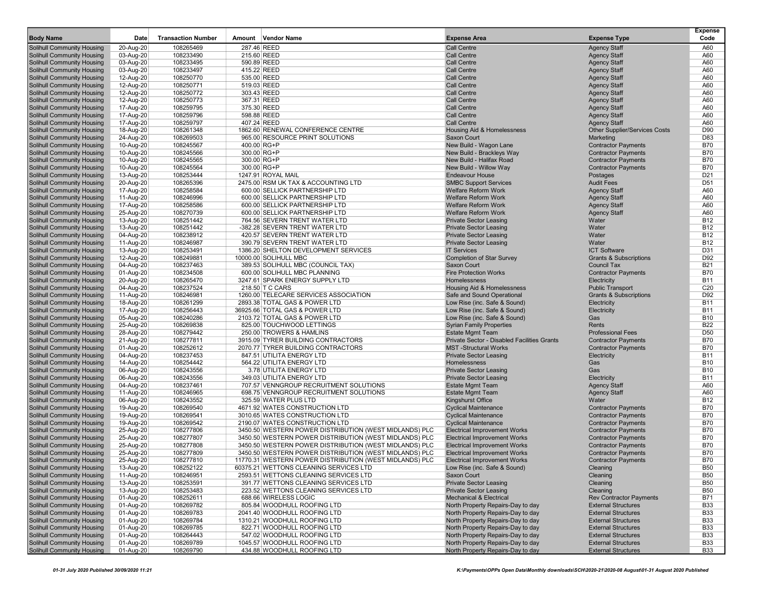| Body Name | Date | Transaction Number | Amount | Vendor Name | Expense Area | Expense Type | Expense Code |
|---|---|---|---|---|---|---|---|
| Solihull Community Housing | 20-Aug-20 | 108265469 | 287.46 | REED | Call Centre | Agency Staff | A60 |
| Solihull Community Housing | 03-Aug-20 | 108233490 | 215.60 | REED | Call Centre | Agency Staff | A60 |
| Solihull Community Housing | 03-Aug-20 | 108233495 | 590.89 | REED | Call Centre | Agency Staff | A60 |
| Solihull Community Housing | 03-Aug-20 | 108233497 | 415.22 | REED | Call Centre | Agency Staff | A60 |
| Solihull Community Housing | 12-Aug-20 | 108250770 | 535.00 | REED | Call Centre | Agency Staff | A60 |
| Solihull Community Housing | 12-Aug-20 | 108250771 | 519.03 | REED | Call Centre | Agency Staff | A60 |
| Solihull Community Housing | 12-Aug-20 | 108250772 | 303.43 | REED | Call Centre | Agency Staff | A60 |
| Solihull Community Housing | 12-Aug-20 | 108250773 | 367.31 | REED | Call Centre | Agency Staff | A60 |
| Solihull Community Housing | 17-Aug-20 | 108259795 | 375.30 | REED | Call Centre | Agency Staff | A60 |
| Solihull Community Housing | 17-Aug-20 | 108259796 | 598.88 | REED | Call Centre | Agency Staff | A60 |
| Solihull Community Housing | 17-Aug-20 | 108259797 | 407.24 | REED | Call Centre | Agency Staff | A60 |
| Solihull Community Housing | 18-Aug-20 | 108261348 | 1862.60 | RENEWAL CONFERENCE CENTRE | Housing Aid & Homelessness | Other Supplier/Services Costs | D90 |
| Solihull Community Housing | 24-Aug-20 | 108269503 | 965.00 | RESOURCE PRINT SOLUTIONS | Saxon Court | Marketing | D83 |
| Solihull Community Housing | 10-Aug-20 | 108245567 | 400.00 | RG+P | New Build - Wagon Lane | Contractor Payments | B70 |
| Solihull Community Housing | 10-Aug-20 | 108245566 | 300.00 | RG+P | New Build - Brackleys Way | Contractor Payments | B70 |
| Solihull Community Housing | 10-Aug-20 | 108245565 | 300.00 | RG+P | New Build - Halifax Road | Contractor Payments | B70 |
| Solihull Community Housing | 10-Aug-20 | 108245564 | 300.00 | RG+P | New Build - Willow Way | Contractor Payments | B70 |
| Solihull Community Housing | 13-Aug-20 | 108253444 | 1247.91 | ROYAL MAIL | Endeavour House | Postages | D21 |
| Solihull Community Housing | 20-Aug-20 | 108265396 | 2475.00 | RSM UK TAX & ACCOUNTING LTD | SMBC Support Services | Audit Fees | D51 |
| Solihull Community Housing | 17-Aug-20 | 108258584 | 600.00 | SELLICK PARTNERSHIP LTD | Welfare Reform Work | Agency Staff | A60 |
| Solihull Community Housing | 11-Aug-20 | 108246996 | 600.00 | SELLICK PARTNERSHIP LTD | Welfare Reform Work | Agency Staff | A60 |
| Solihull Community Housing | 17-Aug-20 | 108258586 | 600.00 | SELLICK PARTNERSHIP LTD | Welfare Reform Work | Agency Staff | A60 |
| Solihull Community Housing | 25-Aug-20 | 108270739 | 600.00 | SELLICK PARTNERSHIP LTD | Welfare Reform Work | Agency Staff | A60 |
| Solihull Community Housing | 13-Aug-20 | 108251442 | 764.56 | SEVERN TRENT WATER LTD | Private Sector Leasing | Water | B12 |
| Solihull Community Housing | 13-Aug-20 | 108251442 | -382.28 | SEVERN TRENT WATER LTD | Private Sector Leasing | Water | B12 |
| Solihull Community Housing | 04-Aug-20 | 108238912 | 420.57 | SEVERN TRENT WATER LTD | Private Sector Leasing | Water | B12 |
| Solihull Community Housing | 11-Aug-20 | 108246987 | 390.79 | SEVERN TRENT WATER LTD | Private Sector Leasing | Water | B12 |
| Solihull Community Housing | 13-Aug-20 | 108253491 | 1386.20 | SHELTON DEVELOPMENT SERVICES | IT Services | ICT Software | D31 |
| Solihull Community Housing | 12-Aug-20 | 108249881 | 10000.00 | SOLIHULL MBC | Completion of Star Survey | Grants & Subscriptions | D92 |
| Solihull Community Housing | 04-Aug-20 | 108237463 | 389.53 | SOLIHULL MBC (COUNCIL TAX) | Saxon Court | Council Tax | B21 |
| Solihull Community Housing | 01-Aug-20 | 108234508 | 600.00 | SOLIHULL MBC PLANNING | Fire Protection Works | Contractor Payments | B70 |
| Solihull Community Housing | 20-Aug-20 | 108265470 | 3247.61 | SPARK ENERGY SUPPLY LTD | Homelessness | Electricity | B11 |
| Solihull Community Housing | 04-Aug-20 | 108237524 | 218.50 | T C CARS | Housing Aid & Homelessness | Public Transport | C20 |
| Solihull Community Housing | 11-Aug-20 | 108246981 | 1260.00 | TELECARE SERVICES ASSOCIATION | Safe and Sound Operational | Grants & Subscriptions | D92 |
| Solihull Community Housing | 18-Aug-20 | 108261299 | 2893.38 | TOTAL GAS & POWER LTD | Low Rise (inc. Safe & Sound) | Electricity | B11 |
| Solihull Community Housing | 17-Aug-20 | 108256443 | 36925.66 | TOTAL GAS & POWER LTD | Low Rise (inc. Safe & Sound) | Electricity | B11 |
| Solihull Community Housing | 05-Aug-20 | 108240286 | 2103.72 | TOTAL GAS & POWER LTD | Low Rise (inc. Safe & Sound) | Gas | B10 |
| Solihull Community Housing | 25-Aug-20 | 108269838 | 825.00 | TOUCHWOOD LETTINGS | Syrian Family Properties | Rents | B22 |
| Solihull Community Housing | 28-Aug-20 | 108279442 | 250.00 | TROWERS & HAMLINS | Estate Mgmt Team | Professional Fees | D50 |
| Solihull Community Housing | 21-Aug-20 | 108277811 | 3915.09 | TYRER BUILDING CONTRACTORS | Private Sector - Disabled Facilities Grants | Contractor Payments | B70 |
| Solihull Community Housing | 01-Aug-20 | 108252612 | 2070.77 | TYRER BUILDING CONTRACTORS | MST -Structural Works | Contractor Payments | B70 |
| Solihull Community Housing | 04-Aug-20 | 108237453 | 847.51 | UTILITA ENERGY LTD | Private Sector Leasing | Electricity | B11 |
| Solihull Community Housing | 14-Aug-20 | 108254442 | 564.22 | UTILITA ENERGY LTD | Homelessness | Gas | B10 |
| Solihull Community Housing | 06-Aug-20 | 108243556 | 3.78 | UTILITA ENERGY LTD | Private Sector Leasing | Gas | B10 |
| Solihull Community Housing | 06-Aug-20 | 108243556 | 349.03 | UTILITA ENERGY LTD | Private Sector Leasing | Electricity | B11 |
| Solihull Community Housing | 04-Aug-20 | 108237461 | 707.57 | VENNGROUP RECRUITMENT SOLUTIONS | Estate Mgmt Team | Agency Staff | A60 |
| Solihull Community Housing | 11-Aug-20 | 108246965 | 698.75 | VENNGROUP RECRUITMENT SOLUTIONS | Estate Mgmt Team | Agency Staff | A60 |
| Solihull Community Housing | 06-Aug-20 | 108243552 | 325.59 | WATER PLUS LTD | Kingshurst Office | Water | B12 |
| Solihull Community Housing | 19-Aug-20 | 108269540 | 4671.92 | WATES CONSTRUCTION LTD | Cyclical Maintenance | Contractor Payments | B70 |
| Solihull Community Housing | 19-Aug-20 | 108269541 | 3010.65 | WATES CONSTRUCTION LTD | Cyclical Maintenance | Contractor Payments | B70 |
| Solihull Community Housing | 19-Aug-20 | 108269542 | 2190.07 | WATES CONSTRUCTION LTD | Cyclical Maintenance | Contractor Payments | B70 |
| Solihull Community Housing | 25-Aug-20 | 108277806 | 3450.50 | WESTERN POWER DISTRIBUTION (WEST MIDLANDS) PLC | Electrical Improvement Works | Contractor Payments | B70 |
| Solihull Community Housing | 25-Aug-20 | 108277807 | 3450.50 | WESTERN POWER DISTRIBUTION (WEST MIDLANDS) PLC | Electrical Improvement Works | Contractor Payments | B70 |
| Solihull Community Housing | 25-Aug-20 | 108277808 | 3450.50 | WESTERN POWER DISTRIBUTION (WEST MIDLANDS) PLC | Electrical Improvement Works | Contractor Payments | B70 |
| Solihull Community Housing | 25-Aug-20 | 108277809 | 3450.50 | WESTERN POWER DISTRIBUTION (WEST MIDLANDS) PLC | Electrical Improvement Works | Contractor Payments | B70 |
| Solihull Community Housing | 25-Aug-20 | 108277810 | 11770.31 | WESTERN POWER DISTRIBUTION (WEST MIDLANDS) PLC | Electrical Improvement Works | Contractor Payments | B70 |
| Solihull Community Housing | 13-Aug-20 | 108252122 | 60375.21 | WETTONS CLEANING SERVICES LTD | Low Rise (inc. Safe & Sound) | Cleaning | B50 |
| Solihull Community Housing | 11-Aug-20 | 108246951 | 2593.51 | WETTONS CLEANING SERVICES LTD | Saxon Court | Cleaning | B50 |
| Solihull Community Housing | 13-Aug-20 | 108253591 | 391.77 | WETTONS CLEANING SERVICES LTD | Private Sector Leasing | Cleaning | B50 |
| Solihull Community Housing | 13-Aug-20 | 108253483 | 223.52 | WETTONS CLEANING SERVICES LTD | Private Sector Leasing | Cleaning | B50 |
| Solihull Community Housing | 01-Aug-20 | 108252611 | 688.66 | WIRELESS LOGIC | Mechanical & Electrical | Rev Contractor Payments | B71 |
| Solihull Community Housing | 01-Aug-20 | 108269782 | 805.84 | WOODHULL ROOFING LTD | North Property Repairs-Day to day | External Structures | B33 |
| Solihull Community Housing | 01-Aug-20 | 108269783 | 2041.40 | WOODHULL ROOFING LTD | North Property Repairs-Day to day | External Structures | B33 |
| Solihull Community Housing | 01-Aug-20 | 108269784 | 1310.21 | WOODHULL ROOFING LTD | North Property Repairs-Day to day | External Structures | B33 |
| Solihull Community Housing | 01-Aug-20 | 108269785 | 822.71 | WOODHULL ROOFING LTD | North Property Repairs-Day to day | External Structures | B33 |
| Solihull Community Housing | 01-Aug-20 | 108264443 | 547.02 | WOODHULL ROOFING LTD | North Property Repairs-Day to day | External Structures | B33 |
| Solihull Community Housing | 01-Aug-20 | 108269789 | 1045.57 | WOODHULL ROOFING LTD | North Property Repairs-Day to day | External Structures | B33 |
| Solihull Community Housing | 01-Aug-20 | 108269790 | 434.88 | WOODHULL ROOFING LTD | North Property Repairs-Day to day | External Structures | B33 |